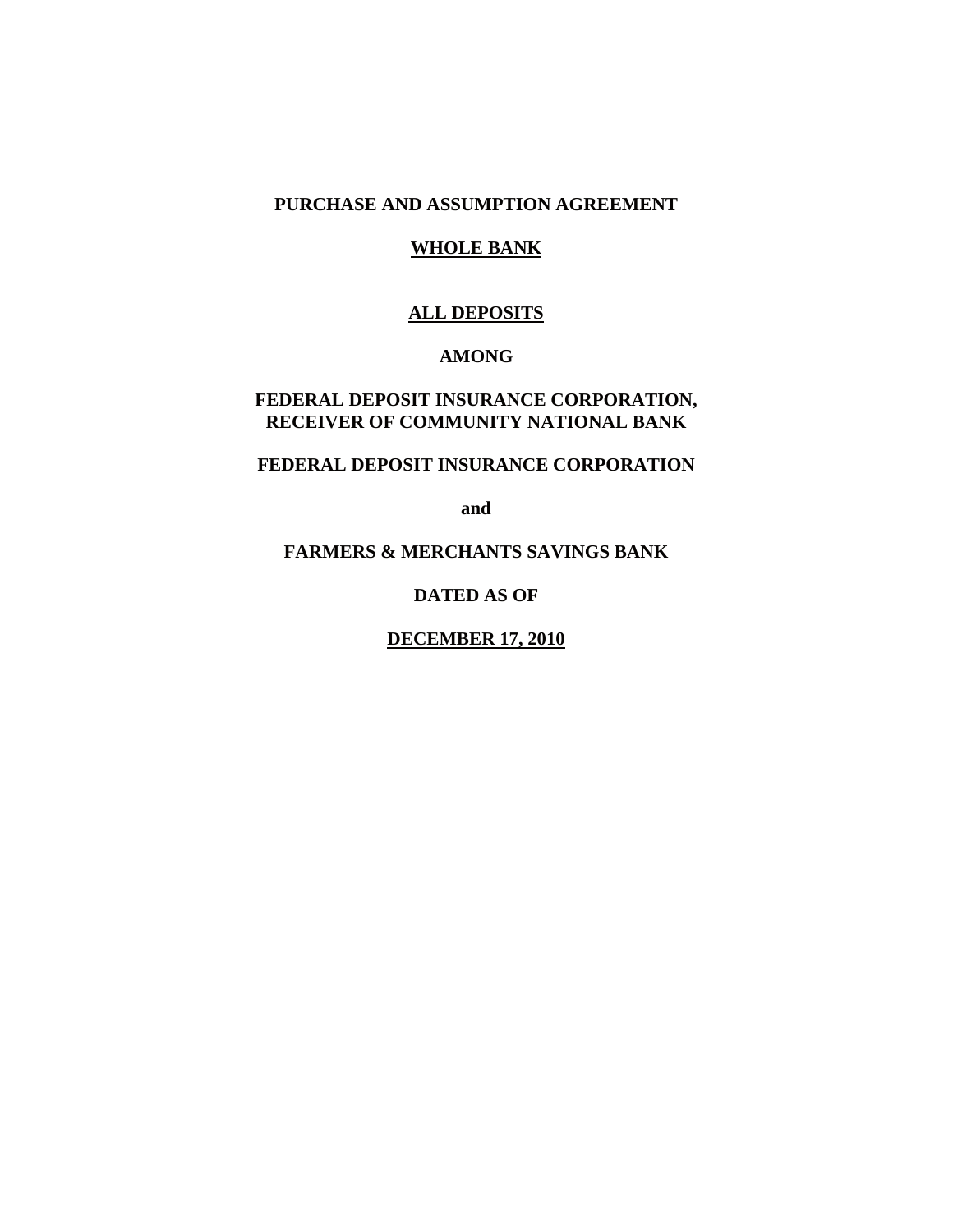**PURCHASE AND ASSUMPTION AGREEMENT**

**WHOLE BANK**

**ALL DEPOSITS**

**AMONG**

**FEDERAL DEPOSIT INSURANCE CORPORATION, RECEIVER OF COMMUNITY NATIONAL BANK**

**FEDERAL DEPOSIT INSURANCE CORPORATION**

**and**

**FARMERS & MERCHANTS SAVINGS BANK**

**DATED AS OF**

**DECEMBER 17, 2010**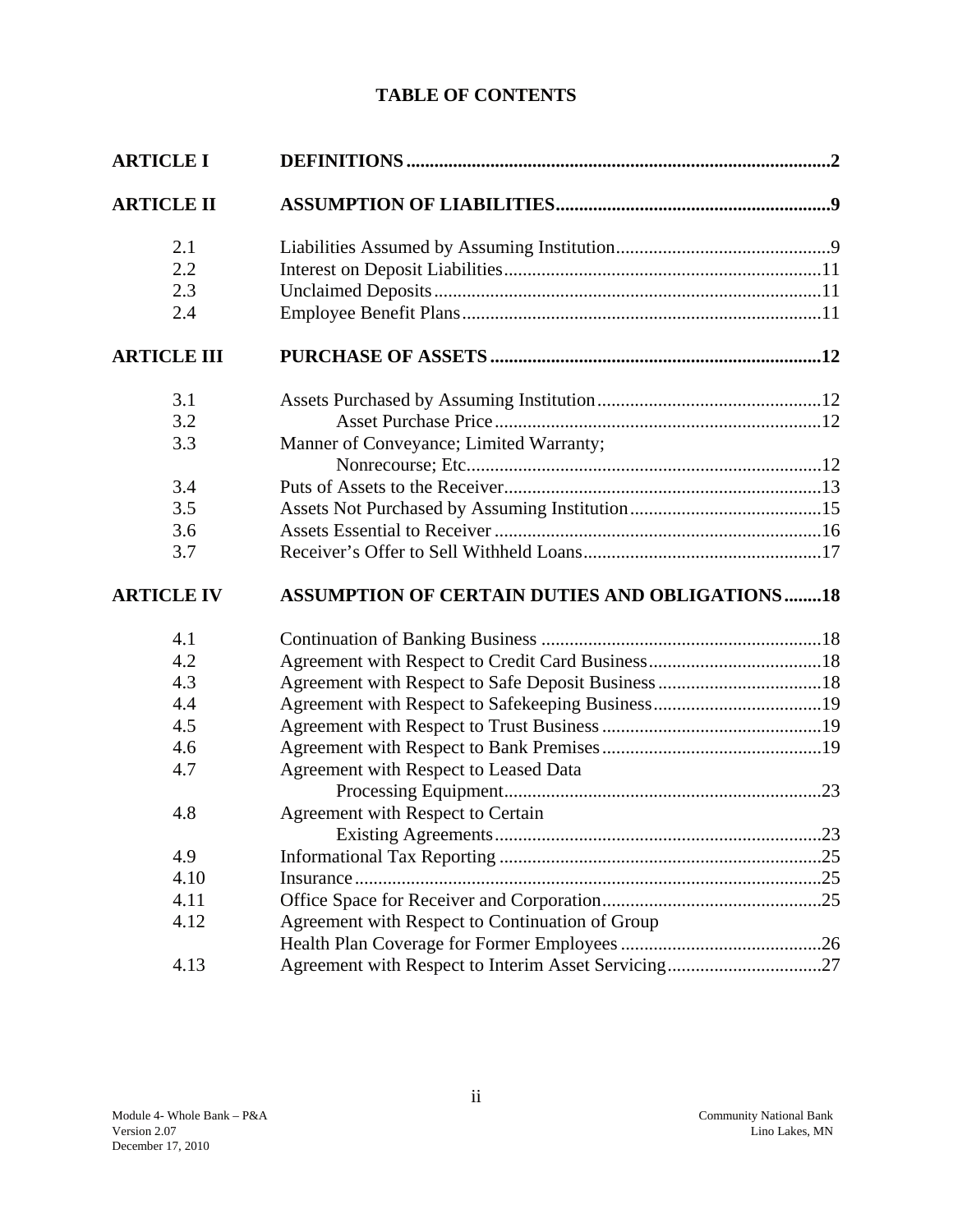# TABLE OF CONTENTS

| | | |
|---|---|---|
| **ARTICLE I** | **DEFINITIONS** | **2** |
| **ARTICLE II** | **ASSUMPTION OF LIABILITIES** | **9** |
| 2.1 | Liabilities Assumed by Assuming Institution | 9 |
| 2.2 | Interest on Deposit Liabilities | 11 |
| 2.3 | Unclaimed Deposits | 11 |
| 2.4 | Employee Benefit Plans | 11 |
| **ARTICLE III** | **PURCHASE OF ASSETS** | **12** |
| 3.1 | Assets Purchased by Assuming Institution | 12 |
| 3.2 | Asset Purchase Price | 12 |
| 3.3 | Manner of Conveyance; Limited Warranty; Nonrecourse; Etc. | 12 |
| 3.4 | Puts of Assets to the Receiver | 13 |
| 3.5 | Assets Not Purchased by Assuming Institution | 15 |
| 3.6 | Assets Essential to Receiver | 16 |
| 3.7 | Receiver's Offer to Sell Withheld Loans | 17 |
| **ARTICLE IV** | **ASSUMPTION OF CERTAIN DUTIES AND OBLIGATIONS** | **18** |
| 4.1 | Continuation of Banking Business | 18 |
| 4.2 | Agreement with Respect to Credit Card Business | 18 |
| 4.3 | Agreement with Respect to Safe Deposit Business | 18 |
| 4.4 | Agreement with Respect to Safekeeping Business | 19 |
| 4.5 | Agreement with Respect to Trust Business | 19 |
| 4.6 | Agreement with Respect to Bank Premises | 19 |
| 4.7 | Agreement with Respect to Leased Data Processing Equipment | 23 |
| 4.8 | Agreement with Respect to Certain Existing Agreements | 23 |
| 4.9 | Informational Tax Reporting | 25 |
| 4.10 | Insurance | 25 |
| 4.11 | Office Space for Receiver and Corporation | 25 |
| 4.12 | Agreement with Respect to Continuation of Group Health Plan Coverage for Former Employees | 26 |
| 4.13 | Agreement with Respect to Interim Asset Servicing | 27 |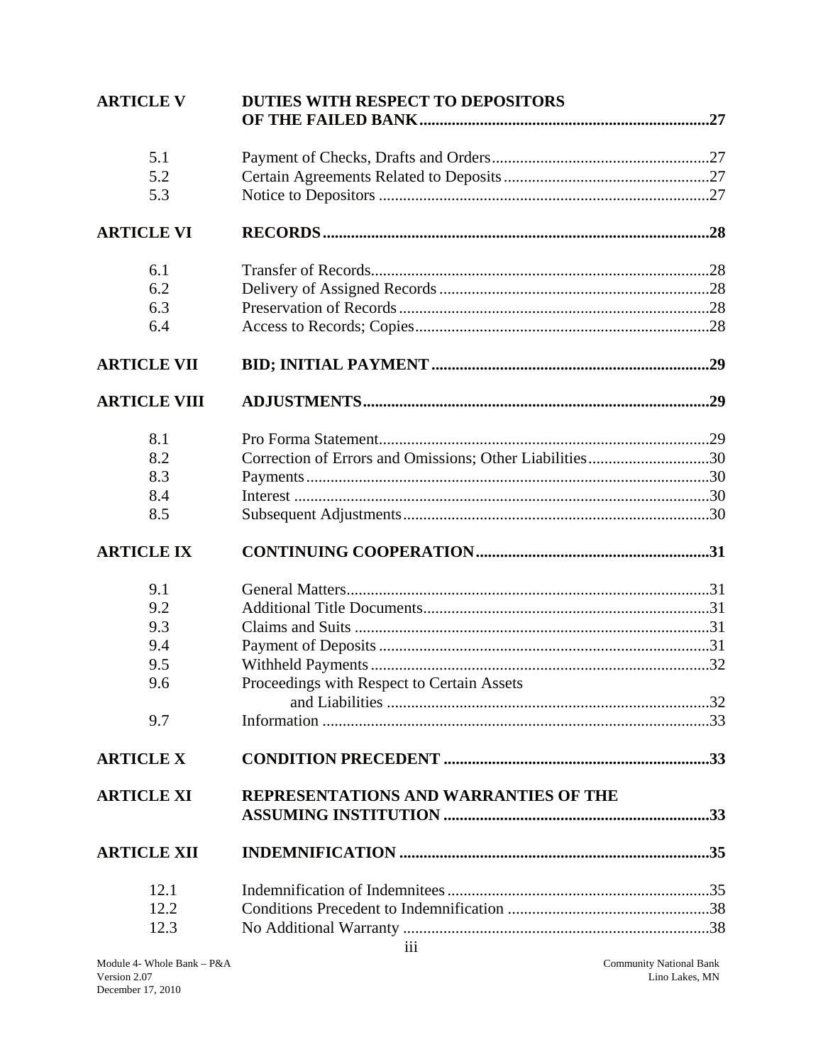| | | |
|---|---|---|
| **ARTICLE V** | **DUTIES WITH RESPECT TO DEPOSITORS OF THE FAILED BANK** | **27** |
| 5.1 | Payment of Checks, Drafts and Orders | 27 |
| 5.2 | Certain Agreements Related to Deposits | 27 |
| 5.3 | Notice to Depositors | 27 |
| **ARTICLE VI** | **RECORDS** | **28** |
| 6.1 | Transfer of Records | 28 |
| 6.2 | Delivery of Assigned Records | 28 |
| 6.3 | Preservation of Records | 28 |
| 6.4 | Access to Records; Copies | 28 |
| **ARTICLE VII** | **BID; INITIAL PAYMENT** | **29** |
| **ARTICLE VIII** | **ADJUSTMENTS** | **29** |
| 8.1 | Pro Forma Statement | 29 |
| 8.2 | Correction of Errors and Omissions; Other Liabilities | 30 |
| 8.3 | Payments | 30 |
| 8.4 | Interest | 30 |
| 8.5 | Subsequent Adjustments | 30 |
| **ARTICLE IX** | **CONTINUING COOPERATION** | **31** |
| 9.1 | General Matters | 31 |
| 9.2 | Additional Title Documents | 31 |
| 9.3 | Claims and Suits | 31 |
| 9.4 | Payment of Deposits | 31 |
| 9.5 | Withheld Payments | 32 |
| 9.6 | Proceedings with Respect to Certain Assets and Liabilities | 32 |
| 9.7 | Information | 33 |
| **ARTICLE X** | **CONDITION PRECEDENT** | **33** |
| **ARTICLE XI** | **REPRESENTATIONS AND WARRANTIES OF THE ASSUMING INSTITUTION** | **33** |
| **ARTICLE XII** | **INDEMNIFICATION** | **35** |
| 12.1 | Indemnification of Indemnitees | 35 |
| 12.2 | Conditions Precedent to Indemnification | 38 |
| 12.3 | No Additional Warranty | 38 |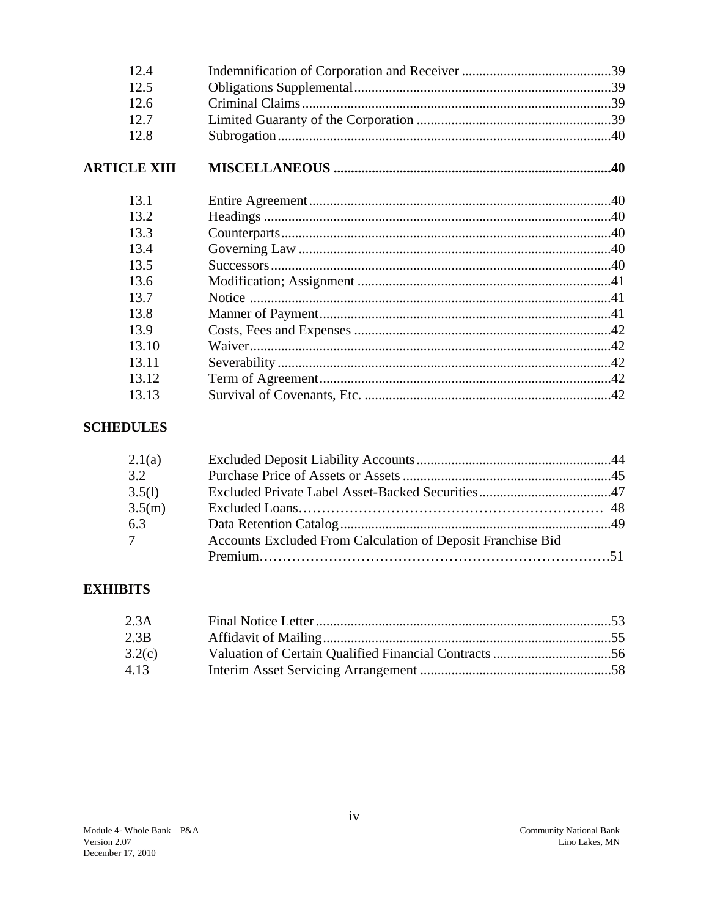| | | |
|---|---|---|
| 12.4 | Indemnification of Corporation and Receiver | 39 |
| 12.5 | Obligations Supplemental | 39 |
| 12.6 | Criminal Claims | 39 |
| 12.7 | Limited Guaranty of the Corporation | 39 |
| 12.8 | Subrogation | 40 |
| **ARTICLE XIII** | **MISCELLANEOUS** | **40** |
| 13.1 | Entire Agreement | 40 |
| 13.2 | Headings | 40 |
| 13.3 | Counterparts | 40 |
| 13.4 | Governing Law | 40 |
| 13.5 | Successors | 40 |
| 13.6 | Modification; Assignment | 41 |
| 13.7 | Notice | 41 |
| 13.8 | Manner of Payment | 41 |
| 13.9 | Costs, Fees and Expenses | 42 |
| 13.10 | Waiver | 42 |
| 13.11 | Severability | 42 |
| 13.12 | Term of Agreement | 42 |
| 13.13 | Survival of Covenants, Etc. | 42 |

**SCHEDULES**

| | | |
|---|---|---|
| 2.1(a) | Excluded Deposit Liability Accounts | 44 |
| 3.2 | Purchase Price of Assets or Assets | 45 |
| 3.5(l) | Excluded Private Label Asset-Backed Securities | 47 |
| 3.5(m) | Excluded Loans | 48 |
| 6.3 | Data Retention Catalog | 49 |
| 7 | Accounts Excluded From Calculation of Deposit Franchise Bid Premium | 51 |

**EXHIBITS**

| | | |
|---|---|---|
| 2.3A | Final Notice Letter | 53 |
| 2.3B | Affidavit of Mailing | 55 |
| 3.2(c) | Valuation of Certain Qualified Financial Contracts | 56 |
| 4.13 | Interim Asset Servicing Arrangement | 58 |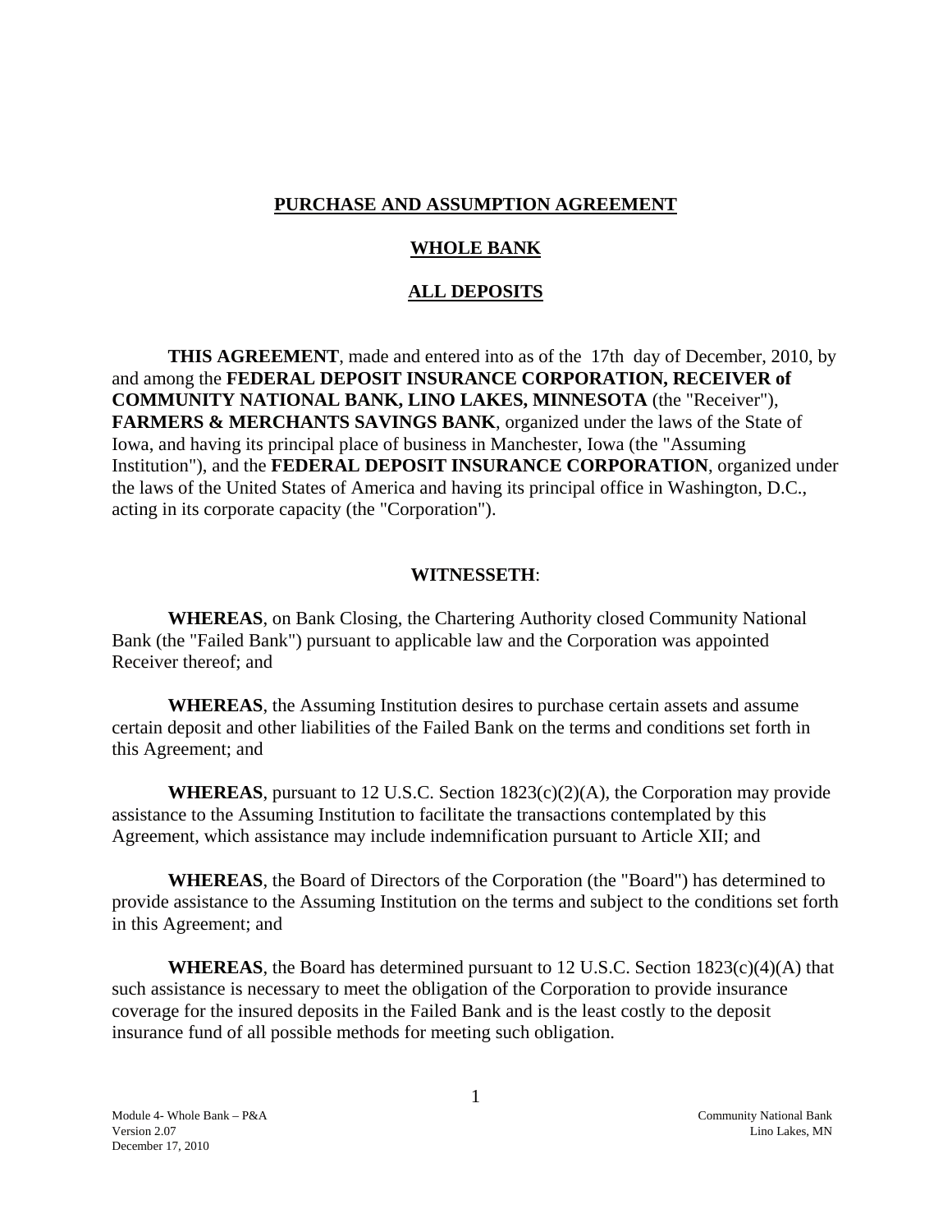**PURCHASE AND ASSUMPTION AGREEMENT**

**WHOLE BANK**

**ALL DEPOSITS**

**THIS AGREEMENT**, made and entered into as of the 17th day of December, 2010, by and among the **FEDERAL DEPOSIT INSURANCE CORPORATION, RECEIVER of COMMUNITY NATIONAL BANK, LINO LAKES, MINNESOTA** (the "Receiver"), **FARMERS & MERCHANTS SAVINGS BANK**, organized under the laws of the State of Iowa, and having its principal place of business in Manchester, Iowa (the "Assuming Institution"), and the **FEDERAL DEPOSIT INSURANCE CORPORATION**, organized under the laws of the United States of America and having its principal office in Washington, D.C., acting in its corporate capacity (the "Corporation").

**WITNESSETH**:

**WHEREAS**, on Bank Closing, the Chartering Authority closed Community National Bank (the "Failed Bank") pursuant to applicable law and the Corporation was appointed Receiver thereof; and

**WHEREAS**, the Assuming Institution desires to purchase certain assets and assume certain deposit and other liabilities of the Failed Bank on the terms and conditions set forth in this Agreement; and

**WHEREAS**, pursuant to 12 U.S.C. Section 1823(c)(2)(A), the Corporation may provide assistance to the Assuming Institution to facilitate the transactions contemplated by this Agreement, which assistance may include indemnification pursuant to Article XII; and

**WHEREAS**, the Board of Directors of the Corporation (the "Board") has determined to provide assistance to the Assuming Institution on the terms and subject to the conditions set forth in this Agreement; and

**WHEREAS**, the Board has determined pursuant to 12 U.S.C. Section 1823(c)(4)(A) that such assistance is necessary to meet the obligation of the Corporation to provide insurance coverage for the insured deposits in the Failed Bank and is the least costly to the deposit insurance fund of all possible methods for meeting such obligation.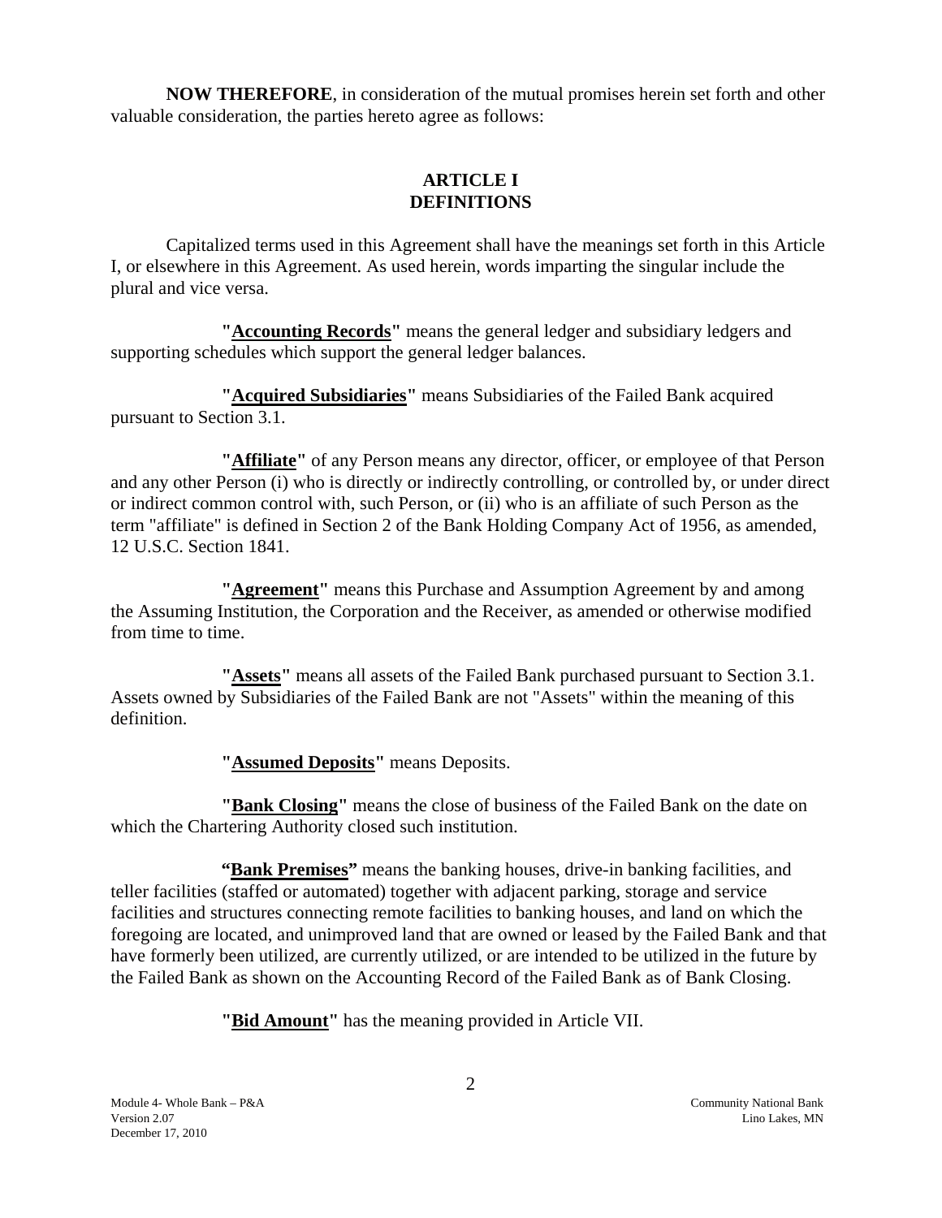**NOW THEREFORE**, in consideration of the mutual promises herein set forth and other valuable consideration, the parties hereto agree as follows:

## ARTICLE I
## DEFINITIONS

Capitalized terms used in this Agreement shall have the meanings set forth in this Article I, or elsewhere in this Agreement. As used herein, words imparting the singular include the plural and vice versa.

**"Accounting Records"** means the general ledger and subsidiary ledgers and supporting schedules which support the general ledger balances.

**"Acquired Subsidiaries"** means Subsidiaries of the Failed Bank acquired pursuant to Section 3.1.

**"Affiliate"** of any Person means any director, officer, or employee of that Person and any other Person (i) who is directly or indirectly controlling, or controlled by, or under direct or indirect common control with, such Person, or (ii) who is an affiliate of such Person as the term "affiliate" is defined in Section 2 of the Bank Holding Company Act of 1956, as amended, 12 U.S.C. Section 1841.

**"Agreement"** means this Purchase and Assumption Agreement by and among the Assuming Institution, the Corporation and the Receiver, as amended or otherwise modified from time to time.

**"Assets"** means all assets of the Failed Bank purchased pursuant to Section 3.1. Assets owned by Subsidiaries of the Failed Bank are not "Assets" within the meaning of this definition.

**"Assumed Deposits"** means Deposits.

**"Bank Closing"** means the close of business of the Failed Bank on the date on which the Chartering Authority closed such institution.

**"Bank Premises"** means the banking houses, drive-in banking facilities, and teller facilities (staffed or automated) together with adjacent parking, storage and service facilities and structures connecting remote facilities to banking houses, and land on which the foregoing are located, and unimproved land that are owned or leased by the Failed Bank and that have formerly been utilized, are currently utilized, or are intended to be utilized in the future by the Failed Bank as shown on the Accounting Record of the Failed Bank as of Bank Closing.

**"Bid Amount"** has the meaning provided in Article VII.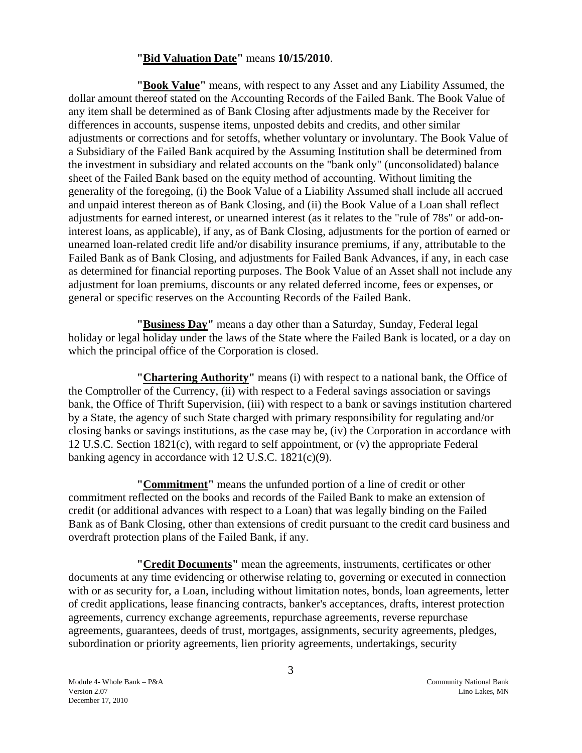**"Bid Valuation Date"** means **10/15/2010**.

**"Book Value"** means, with respect to any Asset and any Liability Assumed, the dollar amount thereof stated on the Accounting Records of the Failed Bank. The Book Value of any item shall be determined as of Bank Closing after adjustments made by the Receiver for differences in accounts, suspense items, unposted debits and credits, and other similar adjustments or corrections and for setoffs, whether voluntary or involuntary. The Book Value of a Subsidiary of the Failed Bank acquired by the Assuming Institution shall be determined from the investment in subsidiary and related accounts on the "bank only" (unconsolidated) balance sheet of the Failed Bank based on the equity method of accounting. Without limiting the generality of the foregoing, (i) the Book Value of a Liability Assumed shall include all accrued and unpaid interest thereon as of Bank Closing, and (ii) the Book Value of a Loan shall reflect adjustments for earned interest, or unearned interest (as it relates to the "rule of 78s" or add-on-interest loans, as applicable), if any, as of Bank Closing, adjustments for the portion of earned or unearned loan-related credit life and/or disability insurance premiums, if any, attributable to the Failed Bank as of Bank Closing, and adjustments for Failed Bank Advances, if any, in each case as determined for financial reporting purposes. The Book Value of an Asset shall not include any adjustment for loan premiums, discounts or any related deferred income, fees or expenses, or general or specific reserves on the Accounting Records of the Failed Bank.

**"Business Day"** means a day other than a Saturday, Sunday, Federal legal holiday or legal holiday under the laws of the State where the Failed Bank is located, or a day on which the principal office of the Corporation is closed.

**"Chartering Authority"** means (i) with respect to a national bank, the Office of the Comptroller of the Currency, (ii) with respect to a Federal savings association or savings bank, the Office of Thrift Supervision, (iii) with respect to a bank or savings institution chartered by a State, the agency of such State charged with primary responsibility for regulating and/or closing banks or savings institutions, as the case may be, (iv) the Corporation in accordance with 12 U.S.C. Section 1821(c), with regard to self appointment, or (v) the appropriate Federal banking agency in accordance with 12 U.S.C. 1821(c)(9).

**"Commitment"** means the unfunded portion of a line of credit or other commitment reflected on the books and records of the Failed Bank to make an extension of credit (or additional advances with respect to a Loan) that was legally binding on the Failed Bank as of Bank Closing, other than extensions of credit pursuant to the credit card business and overdraft protection plans of the Failed Bank, if any.

**"Credit Documents"** mean the agreements, instruments, certificates or other documents at any time evidencing or otherwise relating to, governing or executed in connection with or as security for, a Loan, including without limitation notes, bonds, loan agreements, letter of credit applications, lease financing contracts, banker's acceptances, drafts, interest protection agreements, currency exchange agreements, repurchase agreements, reverse repurchase agreements, guarantees, deeds of trust, mortgages, assignments, security agreements, pledges, subordination or priority agreements, lien priority agreements, undertakings, security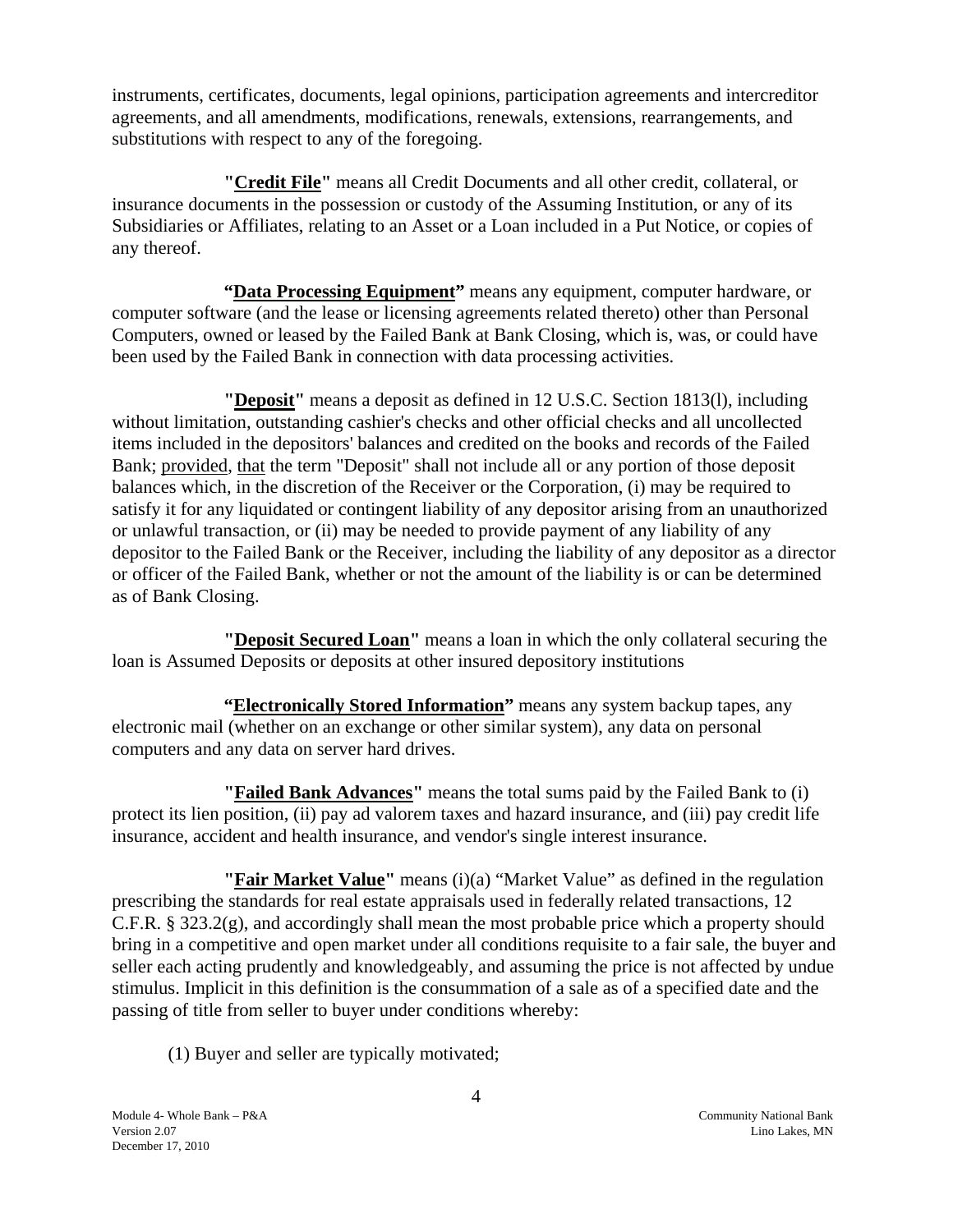instruments, certificates, documents, legal opinions, participation agreements and intercreditor agreements, and all amendments, modifications, renewals, extensions, rearrangements, and substitutions with respect to any of the foregoing.

**"Credit File"** means all Credit Documents and all other credit, collateral, or insurance documents in the possession or custody of the Assuming Institution, or any of its Subsidiaries or Affiliates, relating to an Asset or a Loan included in a Put Notice, or copies of any thereof.

**"Data Processing Equipment"** means any equipment, computer hardware, or computer software (and the lease or licensing agreements related thereto) other than Personal Computers, owned or leased by the Failed Bank at Bank Closing, which is, was, or could have been used by the Failed Bank in connection with data processing activities.

**"Deposit"** means a deposit as defined in 12 U.S.C. Section 1813(l), including without limitation, outstanding cashier's checks and other official checks and all uncollected items included in the depositors' balances and credited on the books and records of the Failed Bank; provided, that the term "Deposit" shall not include all or any portion of those deposit balances which, in the discretion of the Receiver or the Corporation, (i) may be required to satisfy it for any liquidated or contingent liability of any depositor arising from an unauthorized or unlawful transaction, or (ii) may be needed to provide payment of any liability of any depositor to the Failed Bank or the Receiver, including the liability of any depositor as a director or officer of the Failed Bank, whether or not the amount of the liability is or can be determined as of Bank Closing.

**"Deposit Secured Loan"** means a loan in which the only collateral securing the loan is Assumed Deposits or deposits at other insured depository institutions

**"Electronically Stored Information"** means any system backup tapes, any electronic mail (whether on an exchange or other similar system), any data on personal computers and any data on server hard drives.

**"Failed Bank Advances"** means the total sums paid by the Failed Bank to (i) protect its lien position, (ii) pay ad valorem taxes and hazard insurance, and (iii) pay credit life insurance, accident and health insurance, and vendor's single interest insurance.

**"Fair Market Value"** means (i)(a) "Market Value" as defined in the regulation prescribing the standards for real estate appraisals used in federally related transactions, 12 C.F.R. § 323.2(g), and accordingly shall mean the most probable price which a property should bring in a competitive and open market under all conditions requisite to a fair sale, the buyer and seller each acting prudently and knowledgeably, and assuming the price is not affected by undue stimulus. Implicit in this definition is the consummation of a sale as of a specified date and the passing of title from seller to buyer under conditions whereby:

(1) Buyer and seller are typically motivated;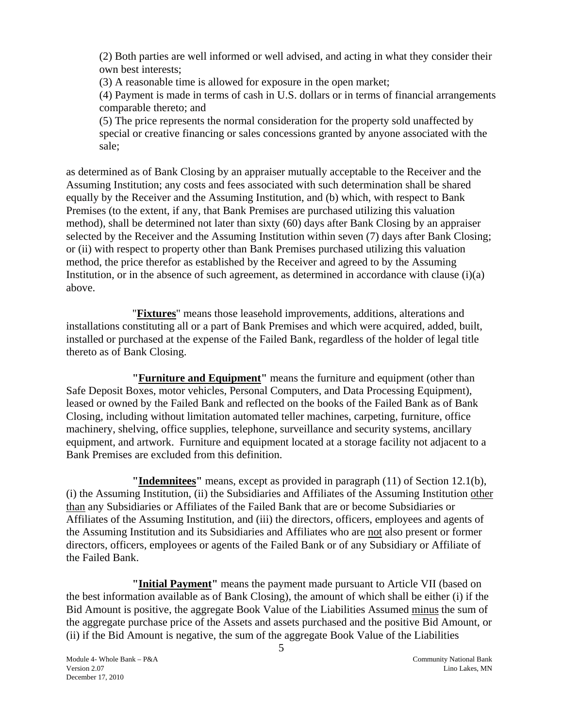(2) Both parties are well informed or well advised, and acting in what they consider their own best interests;

(3) A reasonable time is allowed for exposure in the open market;

(4) Payment is made in terms of cash in U.S. dollars or in terms of financial arrangements comparable thereto; and

(5) The price represents the normal consideration for the property sold unaffected by special or creative financing or sales concessions granted by anyone associated with the sale;

as determined as of Bank Closing by an appraiser mutually acceptable to the Receiver and the Assuming Institution; any costs and fees associated with such determination shall be shared equally by the Receiver and the Assuming Institution, and (b) which, with respect to Bank Premises (to the extent, if any, that Bank Premises are purchased utilizing this valuation method), shall be determined not later than sixty (60) days after Bank Closing by an appraiser selected by the Receiver and the Assuming Institution within seven (7) days after Bank Closing; or (ii) with respect to property other than Bank Premises purchased utilizing this valuation method, the price therefor as established by the Receiver and agreed to by the Assuming Institution, or in the absence of such agreement, as determined in accordance with clause (i)(a) above.

"**Fixtures**" means those leasehold improvements, additions, alterations and installations constituting all or a part of Bank Premises and which were acquired, added, built, installed or purchased at the expense of the Failed Bank, regardless of the holder of legal title thereto as of Bank Closing.

**"Furniture and Equipment"** means the furniture and equipment (other than Safe Deposit Boxes, motor vehicles, Personal Computers, and Data Processing Equipment), leased or owned by the Failed Bank and reflected on the books of the Failed Bank as of Bank Closing, including without limitation automated teller machines, carpeting, furniture, office machinery, shelving, office supplies, telephone, surveillance and security systems, ancillary equipment, and artwork. Furniture and equipment located at a storage facility not adjacent to a Bank Premises are excluded from this definition.

**"Indemnitees"** means, except as provided in paragraph (11) of Section 12.1(b), (i) the Assuming Institution, (ii) the Subsidiaries and Affiliates of the Assuming Institution other than any Subsidiaries or Affiliates of the Failed Bank that are or become Subsidiaries or Affiliates of the Assuming Institution, and (iii) the directors, officers, employees and agents of the Assuming Institution and its Subsidiaries and Affiliates who are not also present or former directors, officers, employees or agents of the Failed Bank or of any Subsidiary or Affiliate of the Failed Bank.

**"Initial Payment"** means the payment made pursuant to Article VII (based on the best information available as of Bank Closing), the amount of which shall be either (i) if the Bid Amount is positive, the aggregate Book Value of the Liabilities Assumed minus the sum of the aggregate purchase price of the Assets and assets purchased and the positive Bid Amount, or (ii) if the Bid Amount is negative, the sum of the aggregate Book Value of the Liabilities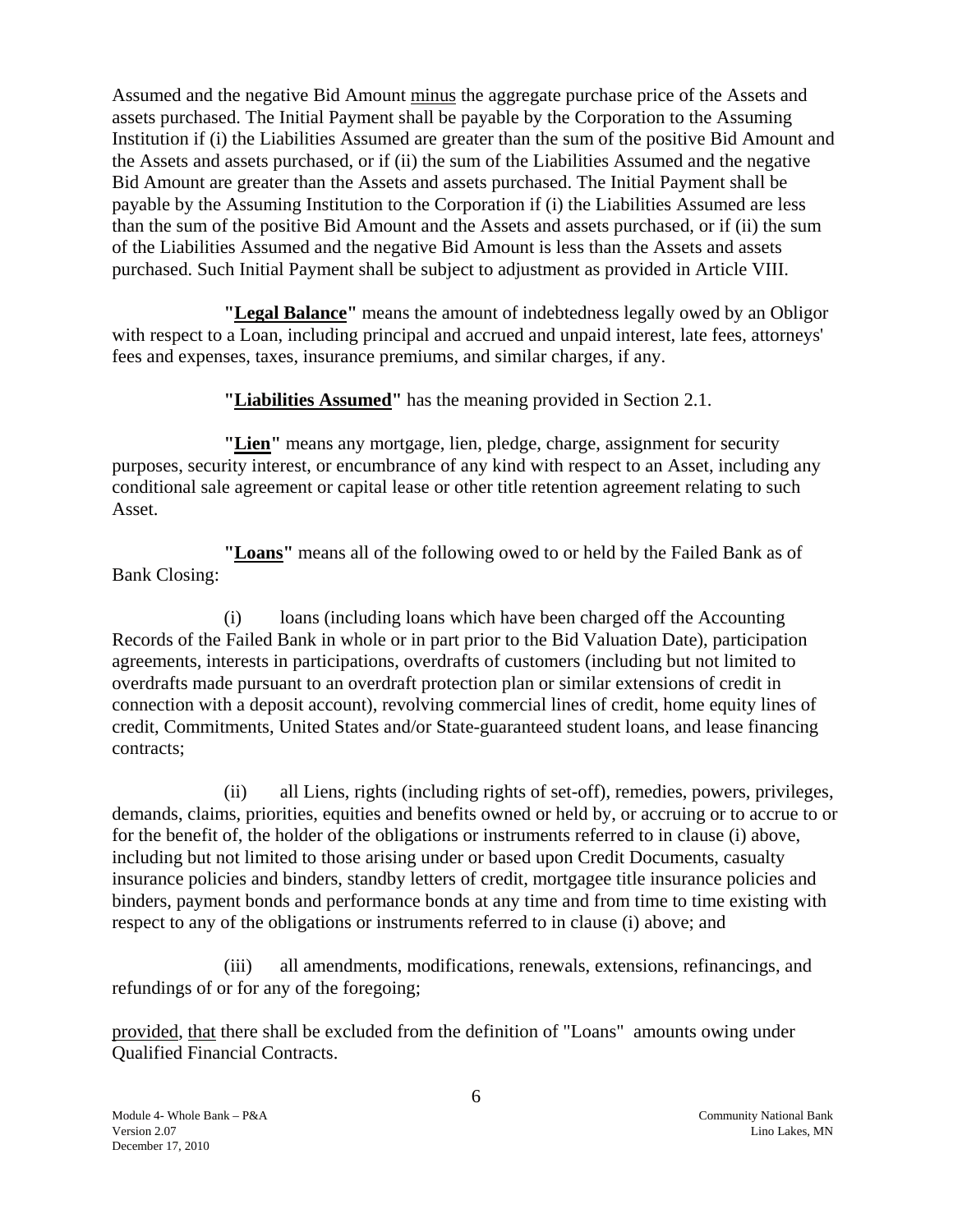Assumed and the negative Bid Amount minus the aggregate purchase price of the Assets and assets purchased. The Initial Payment shall be payable by the Corporation to the Assuming Institution if (i) the Liabilities Assumed are greater than the sum of the positive Bid Amount and the Assets and assets purchased, or if (ii) the sum of the Liabilities Assumed and the negative Bid Amount are greater than the Assets and assets purchased. The Initial Payment shall be payable by the Assuming Institution to the Corporation if (i) the Liabilities Assumed are less than the sum of the positive Bid Amount and the Assets and assets purchased, or if (ii) the sum of the Liabilities Assumed and the negative Bid Amount is less than the Assets and assets purchased. Such Initial Payment shall be subject to adjustment as provided in Article VIII.

**"Legal Balance"** means the amount of indebtedness legally owed by an Obligor with respect to a Loan, including principal and accrued and unpaid interest, late fees, attorneys' fees and expenses, taxes, insurance premiums, and similar charges, if any.

**"Liabilities Assumed"** has the meaning provided in Section 2.1.

**"Lien"** means any mortgage, lien, pledge, charge, assignment for security purposes, security interest, or encumbrance of any kind with respect to an Asset, including any conditional sale agreement or capital lease or other title retention agreement relating to such Asset.

**"Loans"** means all of the following owed to or held by the Failed Bank as of Bank Closing:

(i) loans (including loans which have been charged off the Accounting Records of the Failed Bank in whole or in part prior to the Bid Valuation Date), participation agreements, interests in participations, overdrafts of customers (including but not limited to overdrafts made pursuant to an overdraft protection plan or similar extensions of credit in connection with a deposit account), revolving commercial lines of credit, home equity lines of credit, Commitments, United States and/or State-guaranteed student loans, and lease financing contracts;

(ii) all Liens, rights (including rights of set-off), remedies, powers, privileges, demands, claims, priorities, equities and benefits owned or held by, or accruing or to accrue to or for the benefit of, the holder of the obligations or instruments referred to in clause (i) above, including but not limited to those arising under or based upon Credit Documents, casualty insurance policies and binders, standby letters of credit, mortgagee title insurance policies and binders, payment bonds and performance bonds at any time and from time to time existing with respect to any of the obligations or instruments referred to in clause (i) above; and

(iii) all amendments, modifications, renewals, extensions, refinancings, and refundings of or for any of the foregoing;

provided, that there shall be excluded from the definition of "Loans" amounts owing under Qualified Financial Contracts.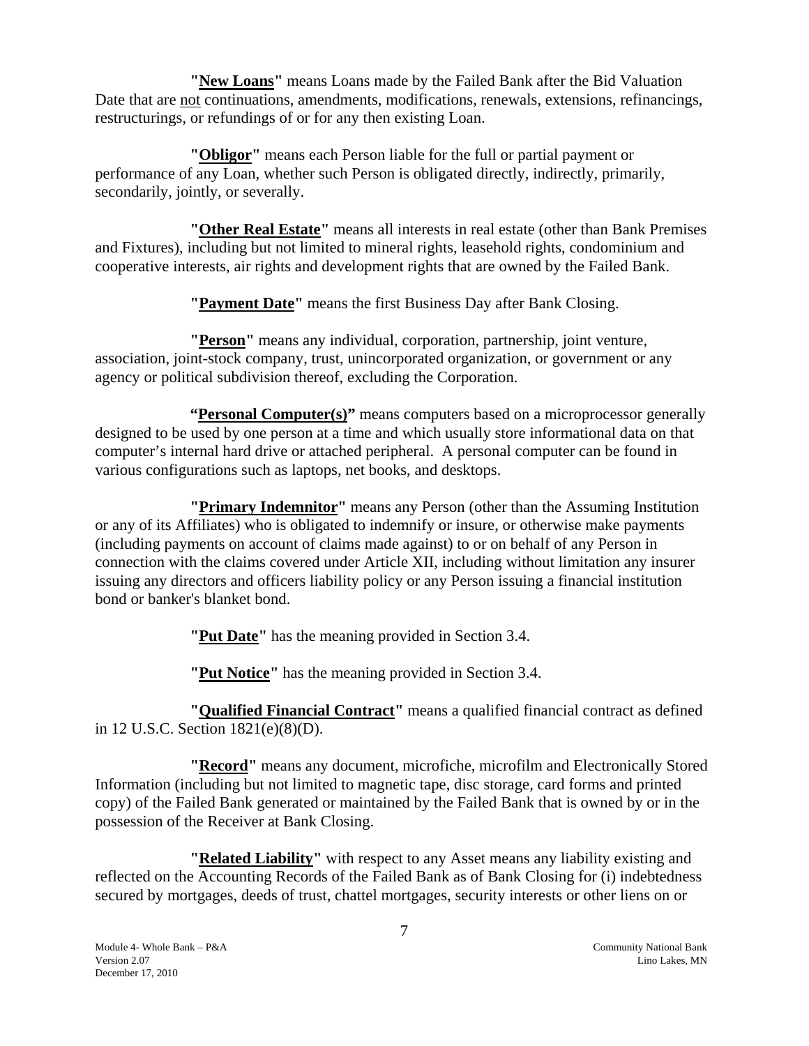**"<u>New Loans</u>"** means Loans made by the Failed Bank after the Bid Valuation Date that are <u>not</u> continuations, amendments, modifications, renewals, extensions, refinancings, restructurings, or refundings of or for any then existing Loan.

**"<u>Obligor</u>"** means each Person liable for the full or partial payment or performance of any Loan, whether such Person is obligated directly, indirectly, primarily, secondarily, jointly, or severally.

**"<u>Other Real Estate</u>"** means all interests in real estate (other than Bank Premises and Fixtures), including but not limited to mineral rights, leasehold rights, condominium and cooperative interests, air rights and development rights that are owned by the Failed Bank.

**"<u>Payment Date</u>"** means the first Business Day after Bank Closing.

**"<u>Person</u>"** means any individual, corporation, partnership, joint venture, association, joint-stock company, trust, unincorporated organization, or government or any agency or political subdivision thereof, excluding the Corporation.

**"<u>Personal Computer(s)</u>"** means computers based on a microprocessor generally designed to be used by one person at a time and which usually store informational data on that computer's internal hard drive or attached peripheral. A personal computer can be found in various configurations such as laptops, net books, and desktops.

**"<u>Primary Indemnitor</u>"** means any Person (other than the Assuming Institution or any of its Affiliates) who is obligated to indemnify or insure, or otherwise make payments (including payments on account of claims made against) to or on behalf of any Person in connection with the claims covered under Article XII, including without limitation any insurer issuing any directors and officers liability policy or any Person issuing a financial institution bond or banker's blanket bond.

**"<u>Put Date</u>"** has the meaning provided in Section 3.4.

**"<u>Put Notice</u>"** has the meaning provided in Section 3.4.

**"<u>Qualified Financial Contract</u>"** means a qualified financial contract as defined in 12 U.S.C. Section 1821(e)(8)(D).

**"<u>Record</u>"** means any document, microfiche, microfilm and Electronically Stored Information (including but not limited to magnetic tape, disc storage, card forms and printed copy) of the Failed Bank generated or maintained by the Failed Bank that is owned by or in the possession of the Receiver at Bank Closing.

**"<u>Related Liability</u>"** with respect to any Asset means any liability existing and reflected on the Accounting Records of the Failed Bank as of Bank Closing for (i) indebtedness secured by mortgages, deeds of trust, chattel mortgages, security interests or other liens on or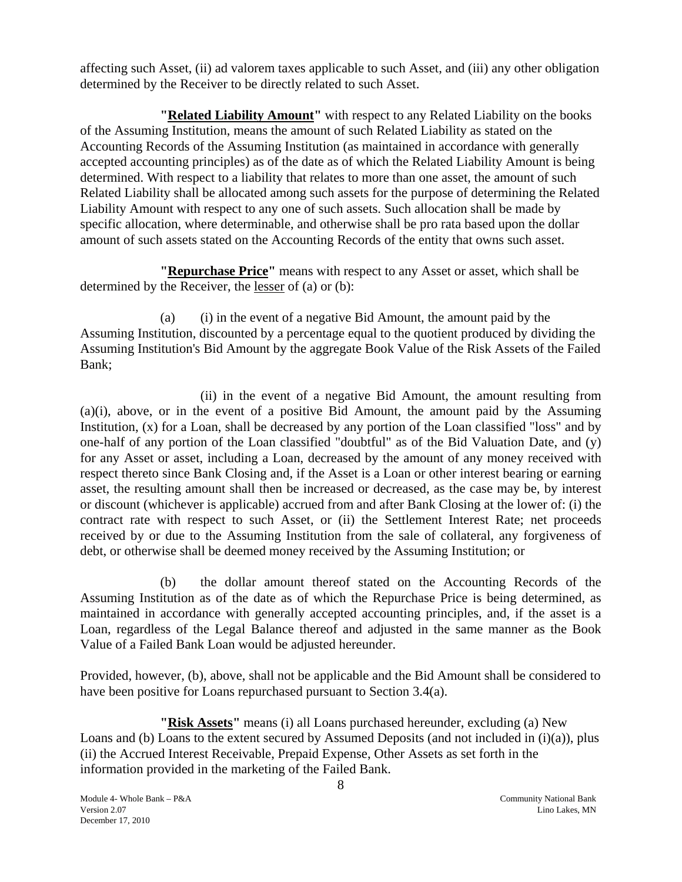affecting such Asset, (ii) ad valorem taxes applicable to such Asset, and (iii) any other obligation determined by the Receiver to be directly related to such Asset.

**"Related Liability Amount"** with respect to any Related Liability on the books of the Assuming Institution, means the amount of such Related Liability as stated on the Accounting Records of the Assuming Institution (as maintained in accordance with generally accepted accounting principles) as of the date as of which the Related Liability Amount is being determined. With respect to a liability that relates to more than one asset, the amount of such Related Liability shall be allocated among such assets for the purpose of determining the Related Liability Amount with respect to any one of such assets. Such allocation shall be made by specific allocation, where determinable, and otherwise shall be pro rata based upon the dollar amount of such assets stated on the Accounting Records of the entity that owns such asset.

**"Repurchase Price"** means with respect to any Asset or asset, which shall be determined by the Receiver, the lesser of (a) or (b):

(a) (i) in the event of a negative Bid Amount, the amount paid by the Assuming Institution, discounted by a percentage equal to the quotient produced by dividing the Assuming Institution's Bid Amount by the aggregate Book Value of the Risk Assets of the Failed Bank;

(ii) in the event of a negative Bid Amount, the amount resulting from (a)(i), above, or in the event of a positive Bid Amount, the amount paid by the Assuming Institution, (x) for a Loan, shall be decreased by any portion of the Loan classified "loss" and by one-half of any portion of the Loan classified "doubtful" as of the Bid Valuation Date, and (y) for any Asset or asset, including a Loan, decreased by the amount of any money received with respect thereto since Bank Closing and, if the Asset is a Loan or other interest bearing or earning asset, the resulting amount shall then be increased or decreased, as the case may be, by interest or discount (whichever is applicable) accrued from and after Bank Closing at the lower of: (i) the contract rate with respect to such Asset, or (ii) the Settlement Interest Rate; net proceeds received by or due to the Assuming Institution from the sale of collateral, any forgiveness of debt, or otherwise shall be deemed money received by the Assuming Institution; or

(b) the dollar amount thereof stated on the Accounting Records of the Assuming Institution as of the date as of which the Repurchase Price is being determined, as maintained in accordance with generally accepted accounting principles, and, if the asset is a Loan, regardless of the Legal Balance thereof and adjusted in the same manner as the Book Value of a Failed Bank Loan would be adjusted hereunder.

Provided, however, (b), above, shall not be applicable and the Bid Amount shall be considered to have been positive for Loans repurchased pursuant to Section 3.4(a).

**"Risk Assets"** means (i) all Loans purchased hereunder, excluding (a) New Loans and (b) Loans to the extent secured by Assumed Deposits (and not included in (i)(a)), plus (ii) the Accrued Interest Receivable, Prepaid Expense, Other Assets as set forth in the information provided in the marketing of the Failed Bank.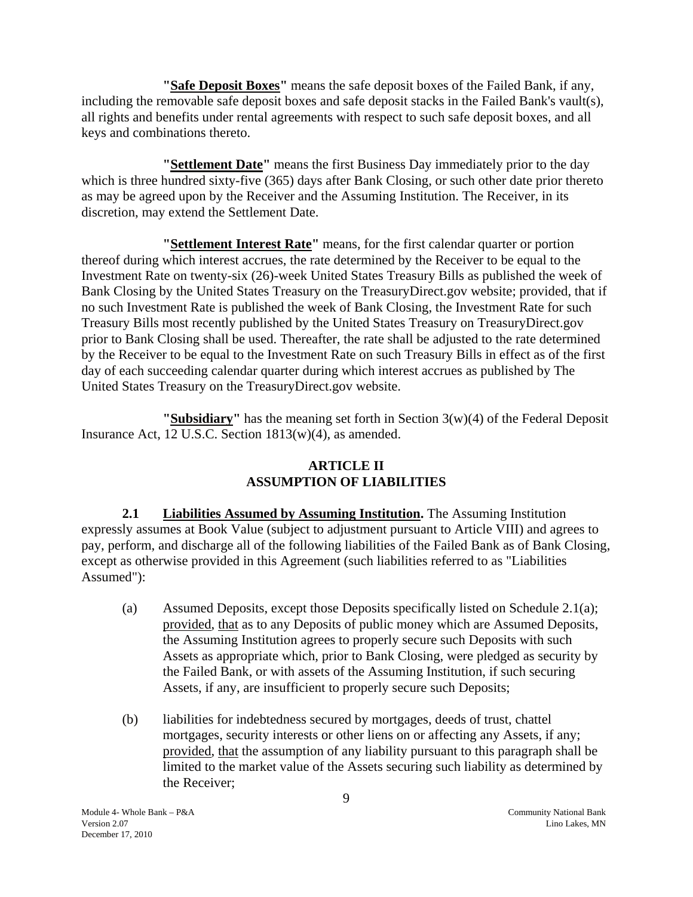**"Safe Deposit Boxes"** means the safe deposit boxes of the Failed Bank, if any, including the removable safe deposit boxes and safe deposit stacks in the Failed Bank's vault(s), all rights and benefits under rental agreements with respect to such safe deposit boxes, and all keys and combinations thereto.

**"Settlement Date"** means the first Business Day immediately prior to the day which is three hundred sixty-five (365) days after Bank Closing, or such other date prior thereto as may be agreed upon by the Receiver and the Assuming Institution. The Receiver, in its discretion, may extend the Settlement Date.

**"Settlement Interest Rate"** means, for the first calendar quarter or portion thereof during which interest accrues, the rate determined by the Receiver to be equal to the Investment Rate on twenty-six (26)-week United States Treasury Bills as published the week of Bank Closing by the United States Treasury on the TreasuryDirect.gov website; provided, that if no such Investment Rate is published the week of Bank Closing, the Investment Rate for such Treasury Bills most recently published by the United States Treasury on TreasuryDirect.gov prior to Bank Closing shall be used. Thereafter, the rate shall be adjusted to the rate determined by the Receiver to be equal to the Investment Rate on such Treasury Bills in effect as of the first day of each succeeding calendar quarter during which interest accrues as published by The United States Treasury on the TreasuryDirect.gov website.

**"Subsidiary"** has the meaning set forth in Section 3(w)(4) of the Federal Deposit Insurance Act, 12 U.S.C. Section 1813(w)(4), as amended.

## ARTICLE II
## ASSUMPTION OF LIABILITIES

**2.1 Liabilities Assumed by Assuming Institution.** The Assuming Institution expressly assumes at Book Value (subject to adjustment pursuant to Article VIII) and agrees to pay, perform, and discharge all of the following liabilities of the Failed Bank as of Bank Closing, except as otherwise provided in this Agreement (such liabilities referred to as "Liabilities Assumed"):

(a) Assumed Deposits, except those Deposits specifically listed on Schedule 2.1(a); provided, that as to any Deposits of public money which are Assumed Deposits, the Assuming Institution agrees to properly secure such Deposits with such Assets as appropriate which, prior to Bank Closing, were pledged as security by the Failed Bank, or with assets of the Assuming Institution, if such securing Assets, if any, are insufficient to properly secure such Deposits;

(b) liabilities for indebtedness secured by mortgages, deeds of trust, chattel mortgages, security interests or other liens on or affecting any Assets, if any; provided, that the assumption of any liability pursuant to this paragraph shall be limited to the market value of the Assets securing such liability as determined by the Receiver;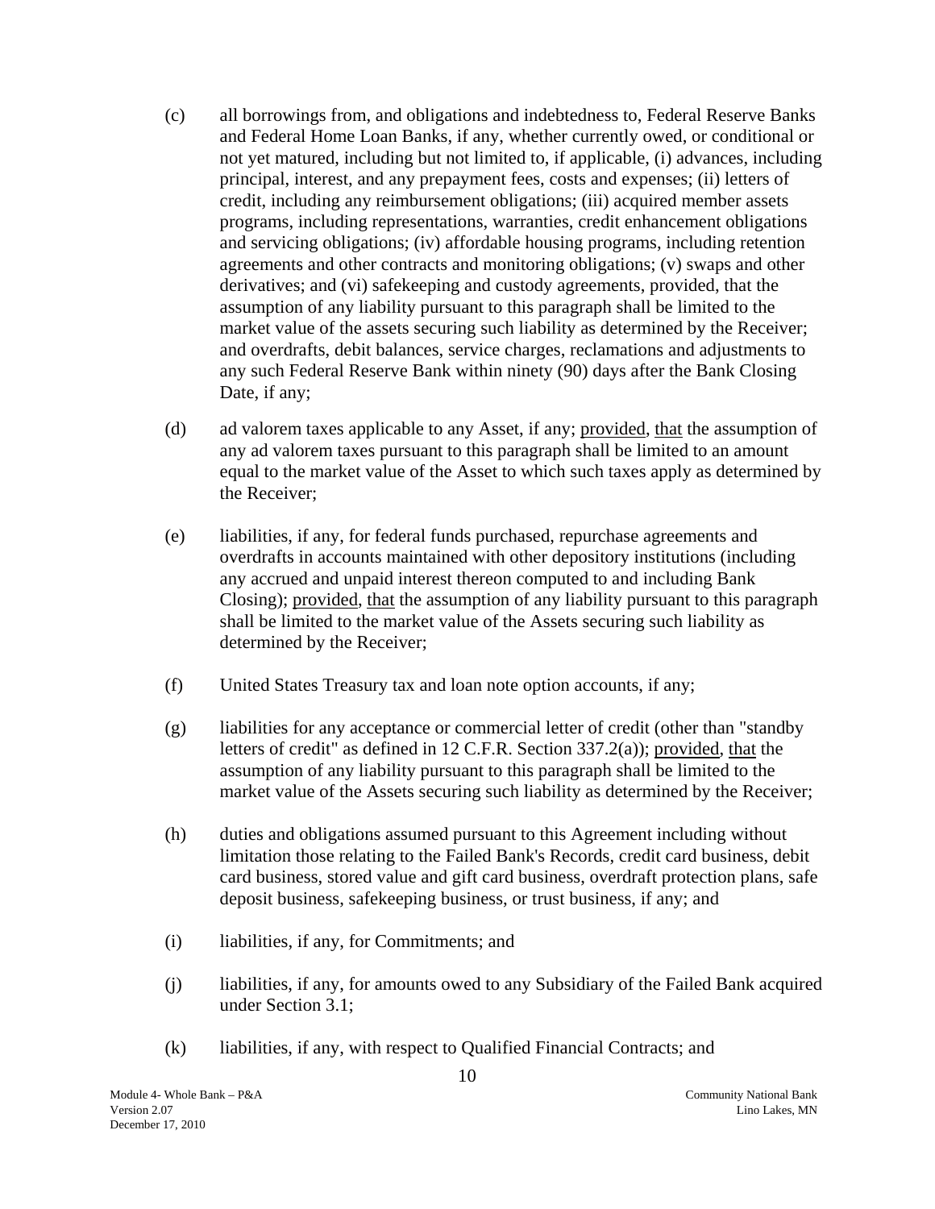(c) all borrowings from, and obligations and indebtedness to, Federal Reserve Banks and Federal Home Loan Banks, if any, whether currently owed, or conditional or not yet matured, including but not limited to, if applicable, (i) advances, including principal, interest, and any prepayment fees, costs and expenses; (ii) letters of credit, including any reimbursement obligations; (iii) acquired member assets programs, including representations, warranties, credit enhancement obligations and servicing obligations; (iv) affordable housing programs, including retention agreements and other contracts and monitoring obligations; (v) swaps and other derivatives; and (vi) safekeeping and custody agreements, provided, that the assumption of any liability pursuant to this paragraph shall be limited to the market value of the assets securing such liability as determined by the Receiver; and overdrafts, debit balances, service charges, reclamations and adjustments to any such Federal Reserve Bank within ninety (90) days after the Bank Closing Date, if any;

(d) ad valorem taxes applicable to any Asset, if any; provided, that the assumption of any ad valorem taxes pursuant to this paragraph shall be limited to an amount equal to the market value of the Asset to which such taxes apply as determined by the Receiver;

(e) liabilities, if any, for federal funds purchased, repurchase agreements and overdrafts in accounts maintained with other depository institutions (including any accrued and unpaid interest thereon computed to and including Bank Closing); provided, that the assumption of any liability pursuant to this paragraph shall be limited to the market value of the Assets securing such liability as determined by the Receiver;

(f) United States Treasury tax and loan note option accounts, if any;

(g) liabilities for any acceptance or commercial letter of credit (other than "standby letters of credit" as defined in 12 C.F.R. Section 337.2(a)); provided, that the assumption of any liability pursuant to this paragraph shall be limited to the market value of the Assets securing such liability as determined by the Receiver;

(h) duties and obligations assumed pursuant to this Agreement including without limitation those relating to the Failed Bank's Records, credit card business, debit card business, stored value and gift card business, overdraft protection plans, safe deposit business, safekeeping business, or trust business, if any; and

(i) liabilities, if any, for Commitments; and

(j) liabilities, if any, for amounts owed to any Subsidiary of the Failed Bank acquired under Section 3.1;

(k) liabilities, if any, with respect to Qualified Financial Contracts; and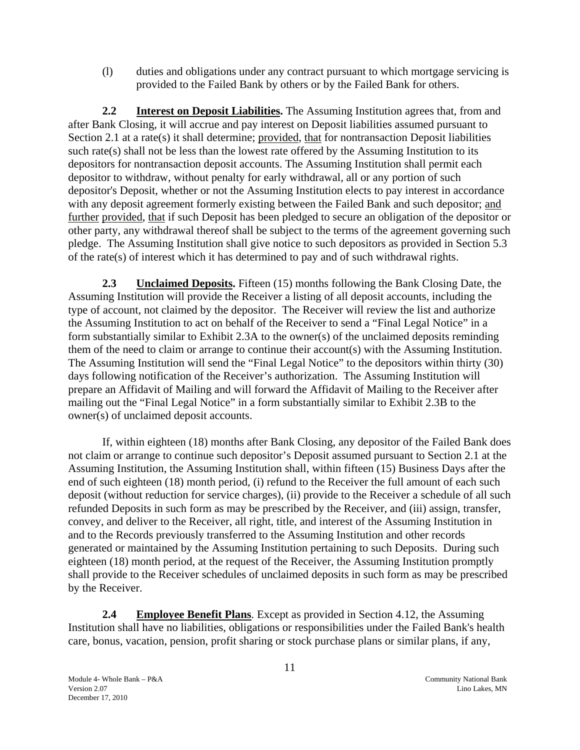(l) duties and obligations under any contract pursuant to which mortgage servicing is provided to the Failed Bank by others or by the Failed Bank for others.

**2.2 Interest on Deposit Liabilities.** The Assuming Institution agrees that, from and after Bank Closing, it will accrue and pay interest on Deposit liabilities assumed pursuant to Section 2.1 at a rate(s) it shall determine; provided, that for nontransaction Deposit liabilities such rate(s) shall not be less than the lowest rate offered by the Assuming Institution to its depositors for nontransaction deposit accounts. The Assuming Institution shall permit each depositor to withdraw, without penalty for early withdrawal, all or any portion of such depositor's Deposit, whether or not the Assuming Institution elects to pay interest in accordance with any deposit agreement formerly existing between the Failed Bank and such depositor; and further provided, that if such Deposit has been pledged to secure an obligation of the depositor or other party, any withdrawal thereof shall be subject to the terms of the agreement governing such pledge. The Assuming Institution shall give notice to such depositors as provided in Section 5.3 of the rate(s) of interest which it has determined to pay and of such withdrawal rights.

**2.3 Unclaimed Deposits.** Fifteen (15) months following the Bank Closing Date, the Assuming Institution will provide the Receiver a listing of all deposit accounts, including the type of account, not claimed by the depositor. The Receiver will review the list and authorize the Assuming Institution to act on behalf of the Receiver to send a "Final Legal Notice" in a form substantially similar to Exhibit 2.3A to the owner(s) of the unclaimed deposits reminding them of the need to claim or arrange to continue their account(s) with the Assuming Institution. The Assuming Institution will send the "Final Legal Notice" to the depositors within thirty (30) days following notification of the Receiver's authorization. The Assuming Institution will prepare an Affidavit of Mailing and will forward the Affidavit of Mailing to the Receiver after mailing out the "Final Legal Notice" in a form substantially similar to Exhibit 2.3B to the owner(s) of unclaimed deposit accounts.

If, within eighteen (18) months after Bank Closing, any depositor of the Failed Bank does not claim or arrange to continue such depositor's Deposit assumed pursuant to Section 2.1 at the Assuming Institution, the Assuming Institution shall, within fifteen (15) Business Days after the end of such eighteen (18) month period, (i) refund to the Receiver the full amount of each such deposit (without reduction for service charges), (ii) provide to the Receiver a schedule of all such refunded Deposits in such form as may be prescribed by the Receiver, and (iii) assign, transfer, convey, and deliver to the Receiver, all right, title, and interest of the Assuming Institution in and to the Records previously transferred to the Assuming Institution and other records generated or maintained by the Assuming Institution pertaining to such Deposits. During such eighteen (18) month period, at the request of the Receiver, the Assuming Institution promptly shall provide to the Receiver schedules of unclaimed deposits in such form as may be prescribed by the Receiver.

**2.4 Employee Benefit Plans**. Except as provided in Section 4.12, the Assuming Institution shall have no liabilities, obligations or responsibilities under the Failed Bank's health care, bonus, vacation, pension, profit sharing or stock purchase plans or similar plans, if any,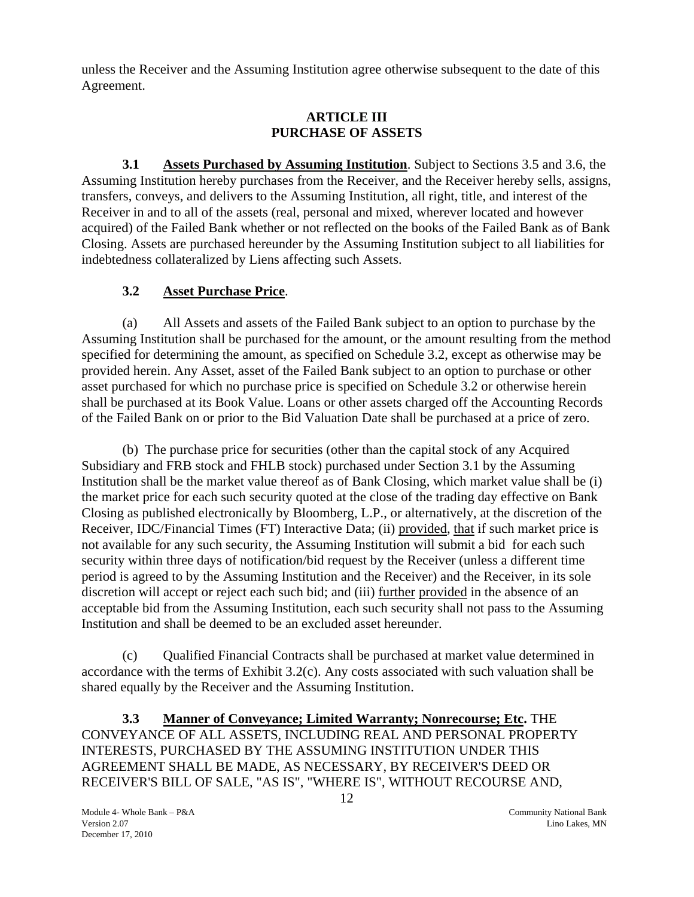unless the Receiver and the Assuming Institution agree otherwise subsequent to the date of this Agreement.

## ARTICLE III
## PURCHASE OF ASSETS

**3.1 Assets Purchased by Assuming Institution**. Subject to Sections 3.5 and 3.6, the Assuming Institution hereby purchases from the Receiver, and the Receiver hereby sells, assigns, transfers, conveys, and delivers to the Assuming Institution, all right, title, and interest of the Receiver in and to all of the assets (real, personal and mixed, wherever located and however acquired) of the Failed Bank whether or not reflected on the books of the Failed Bank as of Bank Closing. Assets are purchased hereunder by the Assuming Institution subject to all liabilities for indebtedness collateralized by Liens affecting such Assets.

**3.2 Asset Purchase Price**.

(a) All Assets and assets of the Failed Bank subject to an option to purchase by the Assuming Institution shall be purchased for the amount, or the amount resulting from the method specified for determining the amount, as specified on Schedule 3.2, except as otherwise may be provided herein. Any Asset, asset of the Failed Bank subject to an option to purchase or other asset purchased for which no purchase price is specified on Schedule 3.2 or otherwise herein shall be purchased at its Book Value. Loans or other assets charged off the Accounting Records of the Failed Bank on or prior to the Bid Valuation Date shall be purchased at a price of zero.

(b) The purchase price for securities (other than the capital stock of any Acquired Subsidiary and FRB stock and FHLB stock) purchased under Section 3.1 by the Assuming Institution shall be the market value thereof as of Bank Closing, which market value shall be (i) the market price for each such security quoted at the close of the trading day effective on Bank Closing as published electronically by Bloomberg, L.P., or alternatively, at the discretion of the Receiver, IDC/Financial Times (FT) Interactive Data; (ii) provided, that if such market price is not available for any such security, the Assuming Institution will submit a bid for each such security within three days of notification/bid request by the Receiver (unless a different time period is agreed to by the Assuming Institution and the Receiver) and the Receiver, in its sole discretion will accept or reject each such bid; and (iii) further provided in the absence of an acceptable bid from the Assuming Institution, each such security shall not pass to the Assuming Institution and shall be deemed to be an excluded asset hereunder.

(c) Qualified Financial Contracts shall be purchased at market value determined in accordance with the terms of Exhibit 3.2(c). Any costs associated with such valuation shall be shared equally by the Receiver and the Assuming Institution.

**3.3 Manner of Conveyance; Limited Warranty; Nonrecourse; Etc.** THE CONVEYANCE OF ALL ASSETS, INCLUDING REAL AND PERSONAL PROPERTY INTERESTS, PURCHASED BY THE ASSUMING INSTITUTION UNDER THIS AGREEMENT SHALL BE MADE, AS NECESSARY, BY RECEIVER'S DEED OR RECEIVER'S BILL OF SALE, "AS IS", "WHERE IS", WITHOUT RECOURSE AND,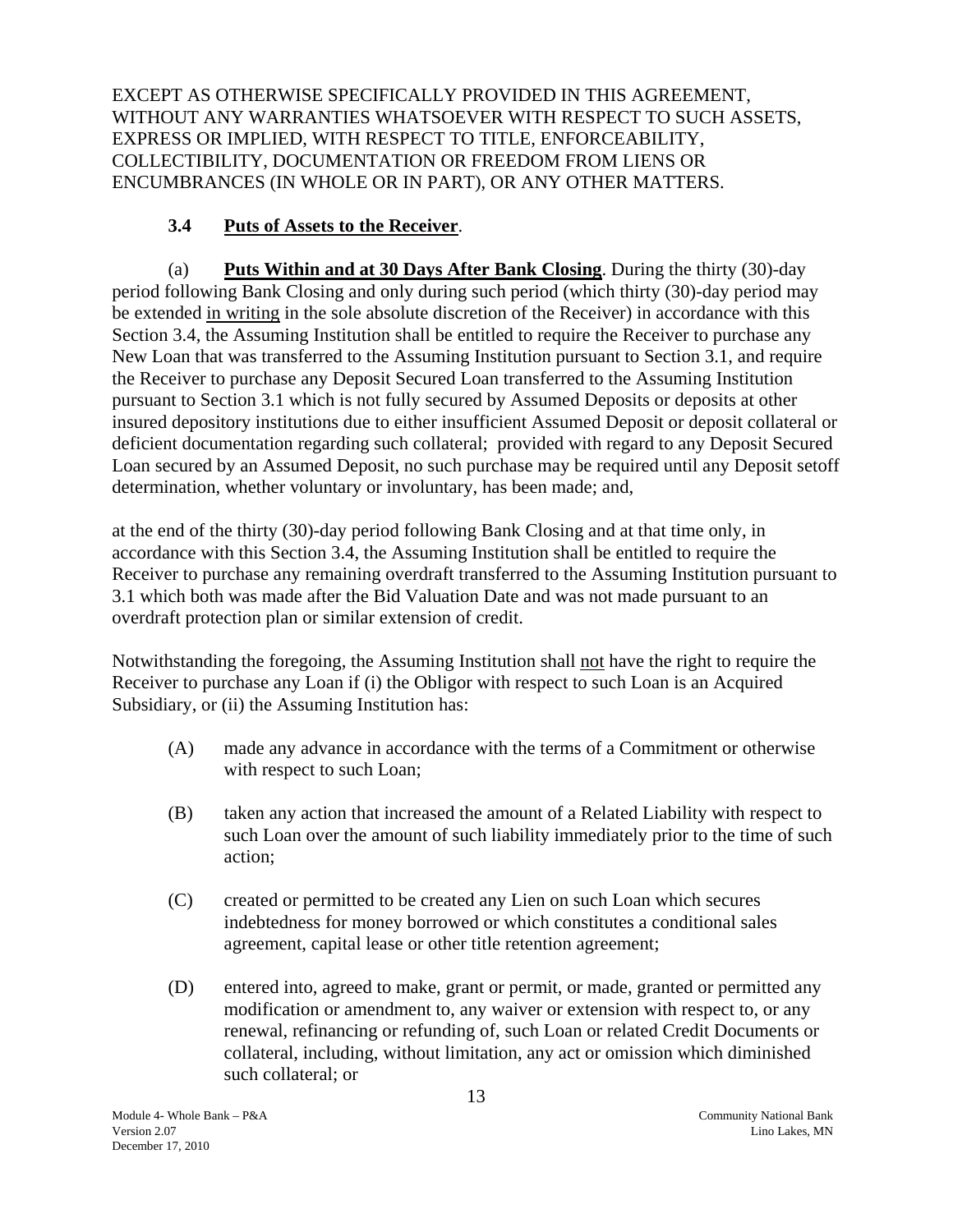EXCEPT AS OTHERWISE SPECIFICALLY PROVIDED IN THIS AGREEMENT, WITHOUT ANY WARRANTIES WHATSOEVER WITH RESPECT TO SUCH ASSETS, EXPRESS OR IMPLIED, WITH RESPECT TO TITLE, ENFORCEABILITY, COLLECTIBILITY, DOCUMENTATION OR FREEDOM FROM LIENS OR ENCUMBRANCES (IN WHOLE OR IN PART), OR ANY OTHER MATTERS.

### 3.4 Puts of Assets to the Receiver.

(a) **Puts Within and at 30 Days After Bank Closing**. During the thirty (30)-day period following Bank Closing and only during such period (which thirty (30)-day period may be extended in writing in the sole absolute discretion of the Receiver) in accordance with this Section 3.4, the Assuming Institution shall be entitled to require the Receiver to purchase any New Loan that was transferred to the Assuming Institution pursuant to Section 3.1, and require the Receiver to purchase any Deposit Secured Loan transferred to the Assuming Institution pursuant to Section 3.1 which is not fully secured by Assumed Deposits or deposits at other insured depository institutions due to either insufficient Assumed Deposit or deposit collateral or deficient documentation regarding such collateral; provided with regard to any Deposit Secured Loan secured by an Assumed Deposit, no such purchase may be required until any Deposit setoff determination, whether voluntary or involuntary, has been made; and,

at the end of the thirty (30)-day period following Bank Closing and at that time only, in accordance with this Section 3.4, the Assuming Institution shall be entitled to require the Receiver to purchase any remaining overdraft transferred to the Assuming Institution pursuant to 3.1 which both was made after the Bid Valuation Date and was not made pursuant to an overdraft protection plan or similar extension of credit.

Notwithstanding the foregoing, the Assuming Institution shall not have the right to require the Receiver to purchase any Loan if (i) the Obligor with respect to such Loan is an Acquired Subsidiary, or (ii) the Assuming Institution has:

(A) made any advance in accordance with the terms of a Commitment or otherwise with respect to such Loan;

(B) taken any action that increased the amount of a Related Liability with respect to such Loan over the amount of such liability immediately prior to the time of such action;

(C) created or permitted to be created any Lien on such Loan which secures indebtedness for money borrowed or which constitutes a conditional sales agreement, capital lease or other title retention agreement;

(D) entered into, agreed to make, grant or permit, or made, granted or permitted any modification or amendment to, any waiver or extension with respect to, or any renewal, refinancing or refunding of, such Loan or related Credit Documents or collateral, including, without limitation, any act or omission which diminished such collateral; or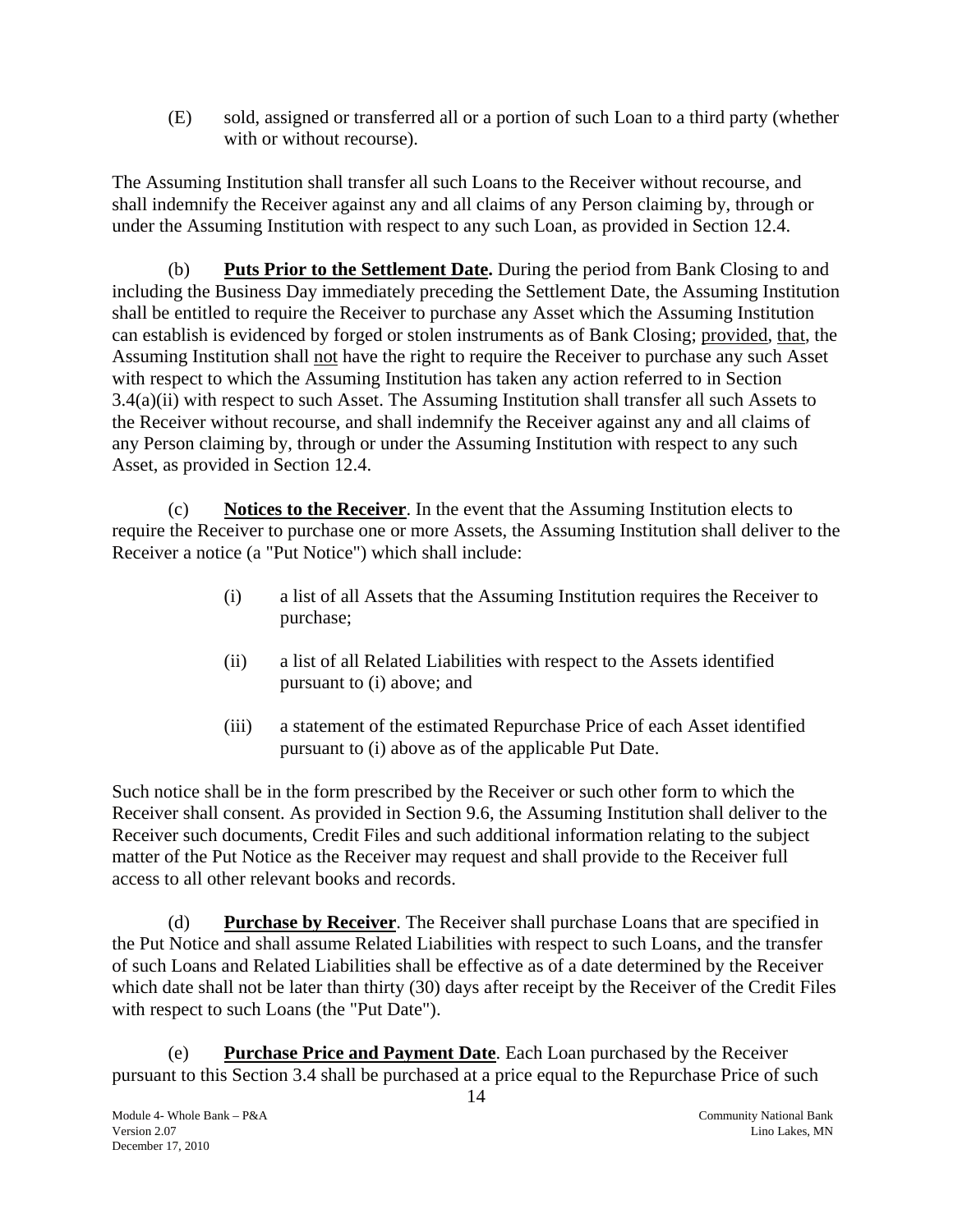(E) sold, assigned or transferred all or a portion of such Loan to a third party (whether with or without recourse).

The Assuming Institution shall transfer all such Loans to the Receiver without recourse, and shall indemnify the Receiver against any and all claims of any Person claiming by, through or under the Assuming Institution with respect to any such Loan, as provided in Section 12.4.

(b) **Puts Prior to the Settlement Date.** During the period from Bank Closing to and including the Business Day immediately preceding the Settlement Date, the Assuming Institution shall be entitled to require the Receiver to purchase any Asset which the Assuming Institution can establish is evidenced by forged or stolen instruments as of Bank Closing; provided, that, the Assuming Institution shall not have the right to require the Receiver to purchase any such Asset with respect to which the Assuming Institution has taken any action referred to in Section 3.4(a)(ii) with respect to such Asset. The Assuming Institution shall transfer all such Assets to the Receiver without recourse, and shall indemnify the Receiver against any and all claims of any Person claiming by, through or under the Assuming Institution with respect to any such Asset, as provided in Section 12.4.

(c) **Notices to the Receiver**. In the event that the Assuming Institution elects to require the Receiver to purchase one or more Assets, the Assuming Institution shall deliver to the Receiver a notice (a "Put Notice") which shall include:

(i) a list of all Assets that the Assuming Institution requires the Receiver to purchase;

(ii) a list of all Related Liabilities with respect to the Assets identified pursuant to (i) above; and

(iii) a statement of the estimated Repurchase Price of each Asset identified pursuant to (i) above as of the applicable Put Date.

Such notice shall be in the form prescribed by the Receiver or such other form to which the Receiver shall consent. As provided in Section 9.6, the Assuming Institution shall deliver to the Receiver such documents, Credit Files and such additional information relating to the subject matter of the Put Notice as the Receiver may request and shall provide to the Receiver full access to all other relevant books and records.

(d) **Purchase by Receiver**. The Receiver shall purchase Loans that are specified in the Put Notice and shall assume Related Liabilities with respect to such Loans, and the transfer of such Loans and Related Liabilities shall be effective as of a date determined by the Receiver which date shall not be later than thirty (30) days after receipt by the Receiver of the Credit Files with respect to such Loans (the "Put Date").

(e) **Purchase Price and Payment Date**. Each Loan purchased by the Receiver pursuant to this Section 3.4 shall be purchased at a price equal to the Repurchase Price of such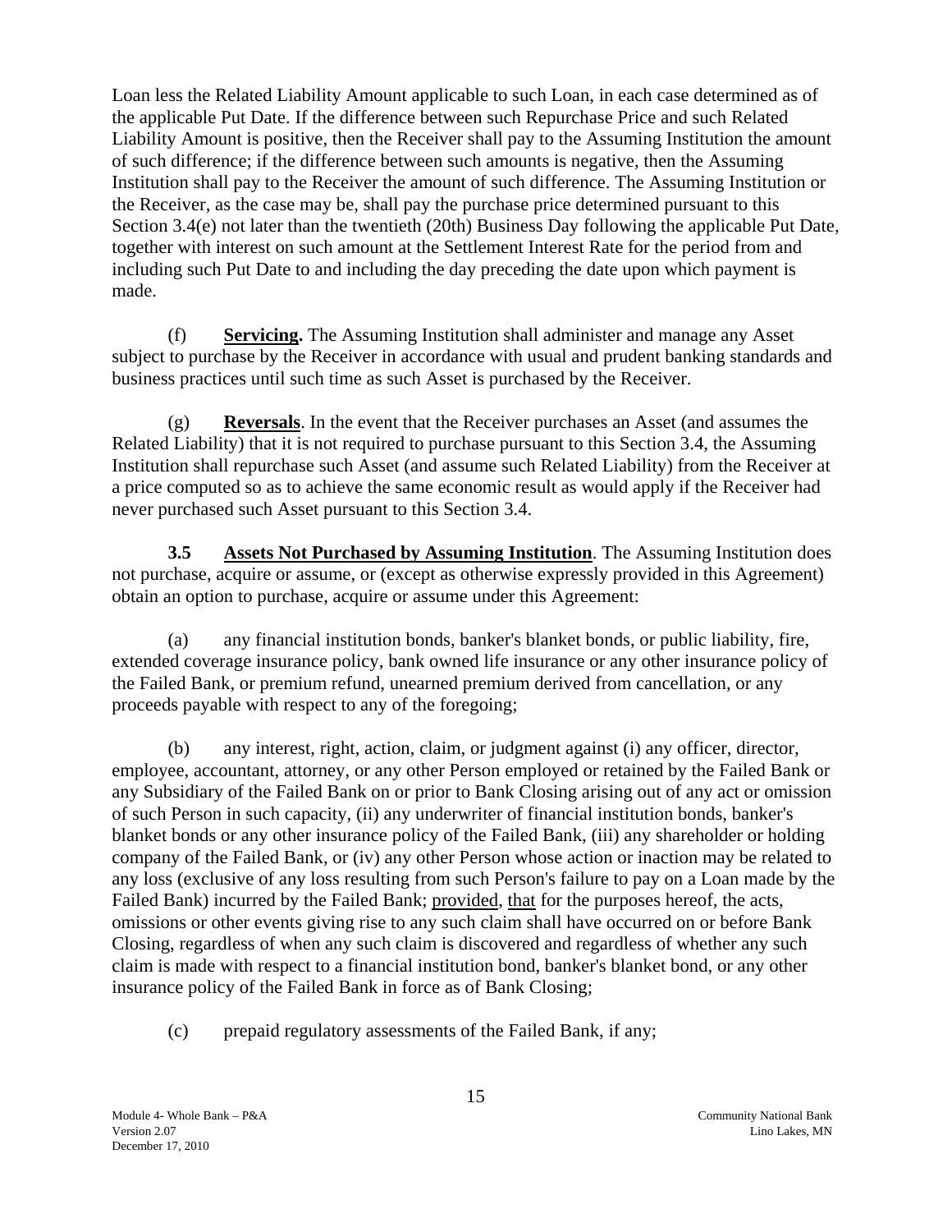Loan less the Related Liability Amount applicable to such Loan, in each case determined as of the applicable Put Date. If the difference between such Repurchase Price and such Related Liability Amount is positive, then the Receiver shall pay to the Assuming Institution the amount of such difference; if the difference between such amounts is negative, then the Assuming Institution shall pay to the Receiver the amount of such difference. The Assuming Institution or the Receiver, as the case may be, shall pay the purchase price determined pursuant to this Section 3.4(e) not later than the twentieth (20th) Business Day following the applicable Put Date, together with interest on such amount at the Settlement Interest Rate for the period from and including such Put Date to and including the day preceding the date upon which payment is made.

(f) **Servicing.** The Assuming Institution shall administer and manage any Asset subject to purchase by the Receiver in accordance with usual and prudent banking standards and business practices until such time as such Asset is purchased by the Receiver.

(g) **Reversals**. In the event that the Receiver purchases an Asset (and assumes the Related Liability) that it is not required to purchase pursuant to this Section 3.4, the Assuming Institution shall repurchase such Asset (and assume such Related Liability) from the Receiver at a price computed so as to achieve the same economic result as would apply if the Receiver had never purchased such Asset pursuant to this Section 3.4.

**3.5 Assets Not Purchased by Assuming Institution**. The Assuming Institution does not purchase, acquire or assume, or (except as otherwise expressly provided in this Agreement) obtain an option to purchase, acquire or assume under this Agreement:

(a) any financial institution bonds, banker's blanket bonds, or public liability, fire, extended coverage insurance policy, bank owned life insurance or any other insurance policy of the Failed Bank, or premium refund, unearned premium derived from cancellation, or any proceeds payable with respect to any of the foregoing;

(b) any interest, right, action, claim, or judgment against (i) any officer, director, employee, accountant, attorney, or any other Person employed or retained by the Failed Bank or any Subsidiary of the Failed Bank on or prior to Bank Closing arising out of any act or omission of such Person in such capacity, (ii) any underwriter of financial institution bonds, banker's blanket bonds or any other insurance policy of the Failed Bank, (iii) any shareholder or holding company of the Failed Bank, or (iv) any other Person whose action or inaction may be related to any loss (exclusive of any loss resulting from such Person's failure to pay on a Loan made by the Failed Bank) incurred by the Failed Bank; provided, that for the purposes hereof, the acts, omissions or other events giving rise to any such claim shall have occurred on or before Bank Closing, regardless of when any such claim is discovered and regardless of whether any such claim is made with respect to a financial institution bond, banker's blanket bond, or any other insurance policy of the Failed Bank in force as of Bank Closing;

(c) prepaid regulatory assessments of the Failed Bank, if any;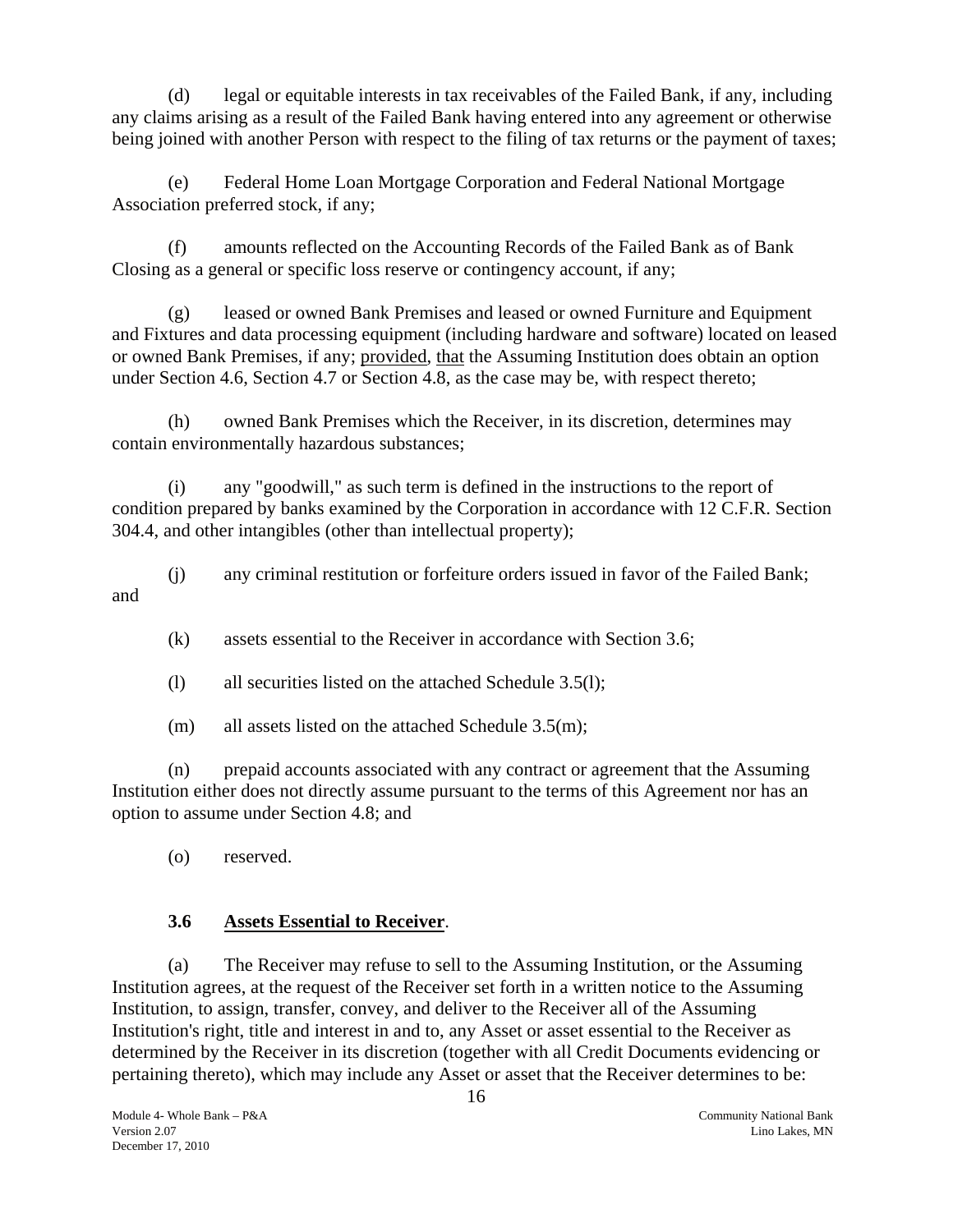(d) legal or equitable interests in tax receivables of the Failed Bank, if any, including any claims arising as a result of the Failed Bank having entered into any agreement or otherwise being joined with another Person with respect to the filing of tax returns or the payment of taxes;

(e) Federal Home Loan Mortgage Corporation and Federal National Mortgage Association preferred stock, if any;

(f) amounts reflected on the Accounting Records of the Failed Bank as of Bank Closing as a general or specific loss reserve or contingency account, if any;

(g) leased or owned Bank Premises and leased or owned Furniture and Equipment and Fixtures and data processing equipment (including hardware and software) located on leased or owned Bank Premises, if any; provided, that the Assuming Institution does obtain an option under Section 4.6, Section 4.7 or Section 4.8, as the case may be, with respect thereto;

(h) owned Bank Premises which the Receiver, in its discretion, determines may contain environmentally hazardous substances;

(i) any "goodwill," as such term is defined in the instructions to the report of condition prepared by banks examined by the Corporation in accordance with 12 C.F.R. Section 304.4, and other intangibles (other than intellectual property);

(j) any criminal restitution or forfeiture orders issued in favor of the Failed Bank; and

(k) assets essential to the Receiver in accordance with Section 3.6;

(l) all securities listed on the attached Schedule 3.5(l);

(m) all assets listed on the attached Schedule 3.5(m);

(n) prepaid accounts associated with any contract or agreement that the Assuming Institution either does not directly assume pursuant to the terms of this Agreement nor has an option to assume under Section 4.8; and

(o) reserved.

### 3.6 Assets Essential to Receiver.

(a) The Receiver may refuse to sell to the Assuming Institution, or the Assuming Institution agrees, at the request of the Receiver set forth in a written notice to the Assuming Institution, to assign, transfer, convey, and deliver to the Receiver all of the Assuming Institution's right, title and interest in and to, any Asset or asset essential to the Receiver as determined by the Receiver in its discretion (together with all Credit Documents evidencing or pertaining thereto), which may include any Asset or asset that the Receiver determines to be: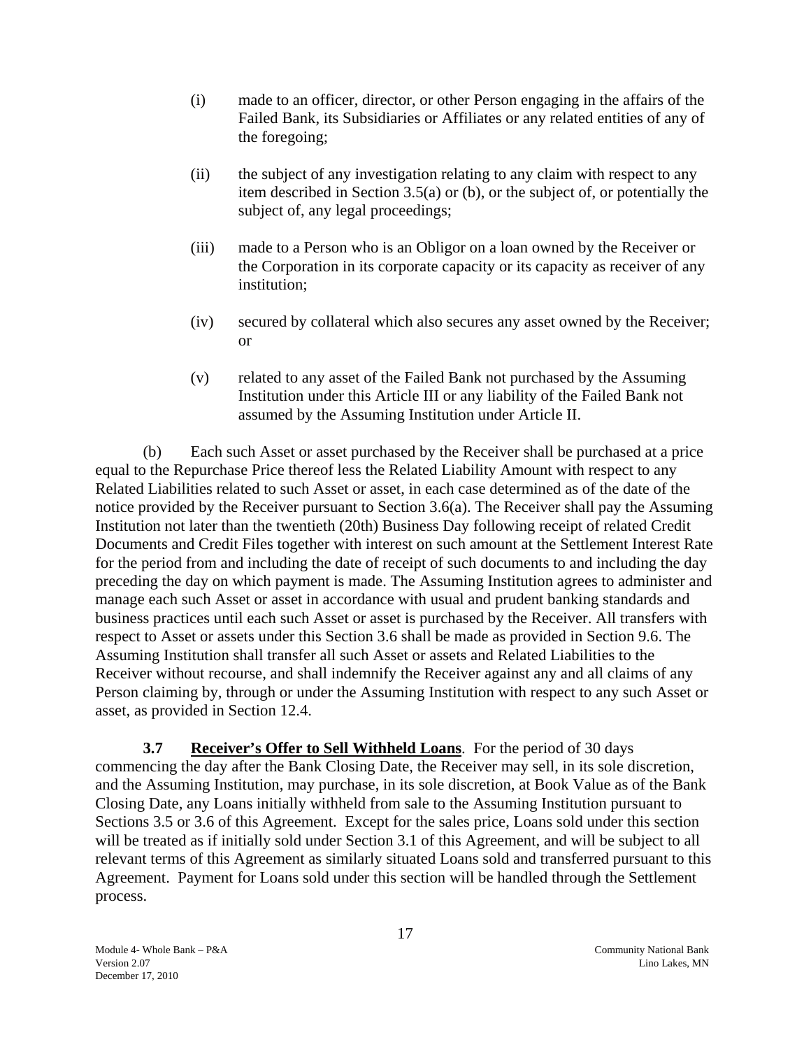(i) made to an officer, director, or other Person engaging in the affairs of the Failed Bank, its Subsidiaries or Affiliates or any related entities of any of the foregoing;

(ii) the subject of any investigation relating to any claim with respect to any item described in Section 3.5(a) or (b), or the subject of, or potentially the subject of, any legal proceedings;

(iii) made to a Person who is an Obligor on a loan owned by the Receiver or the Corporation in its corporate capacity or its capacity as receiver of any institution;

(iv) secured by collateral which also secures any asset owned by the Receiver; or

(v) related to any asset of the Failed Bank not purchased by the Assuming Institution under this Article III or any liability of the Failed Bank not assumed by the Assuming Institution under Article II.

(b) Each such Asset or asset purchased by the Receiver shall be purchased at a price equal to the Repurchase Price thereof less the Related Liability Amount with respect to any Related Liabilities related to such Asset or asset, in each case determined as of the date of the notice provided by the Receiver pursuant to Section 3.6(a). The Receiver shall pay the Assuming Institution not later than the twentieth (20th) Business Day following receipt of related Credit Documents and Credit Files together with interest on such amount at the Settlement Interest Rate for the period from and including the date of receipt of such documents to and including the day preceding the day on which payment is made. The Assuming Institution agrees to administer and manage each such Asset or asset in accordance with usual and prudent banking standards and business practices until each such Asset or asset is purchased by the Receiver. All transfers with respect to Asset or assets under this Section 3.6 shall be made as provided in Section 9.6. The Assuming Institution shall transfer all such Asset or assets and Related Liabilities to the Receiver without recourse, and shall indemnify the Receiver against any and all claims of any Person claiming by, through or under the Assuming Institution with respect to any such Asset or asset, as provided in Section 12.4.

**3.7 Receiver's Offer to Sell Withheld Loans**. For the period of 30 days commencing the day after the Bank Closing Date, the Receiver may sell, in its sole discretion, and the Assuming Institution, may purchase, in its sole discretion, at Book Value as of the Bank Closing Date, any Loans initially withheld from sale to the Assuming Institution pursuant to Sections 3.5 or 3.6 of this Agreement. Except for the sales price, Loans sold under this section will be treated as if initially sold under Section 3.1 of this Agreement, and will be subject to all relevant terms of this Agreement as similarly situated Loans sold and transferred pursuant to this Agreement. Payment for Loans sold under this section will be handled through the Settlement process.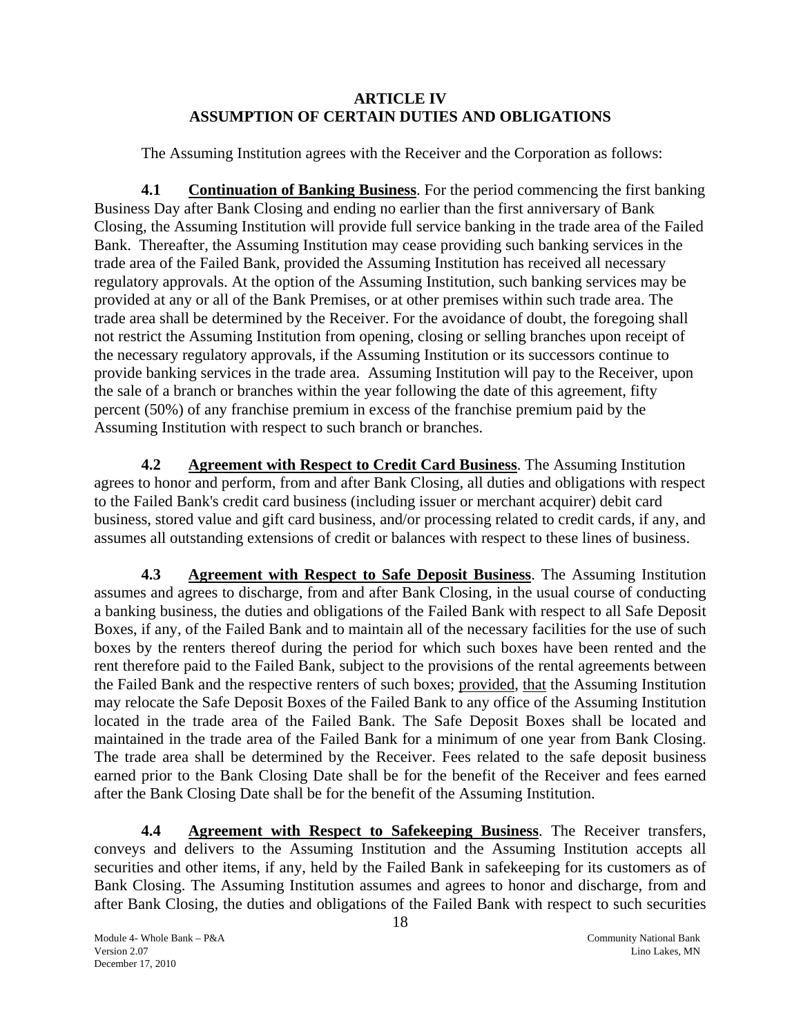# ARTICLE IV
# ASSUMPTION OF CERTAIN DUTIES AND OBLIGATIONS

The Assuming Institution agrees with the Receiver and the Corporation as follows:

**4.1 Continuation of Banking Business**. For the period commencing the first banking Business Day after Bank Closing and ending no earlier than the first anniversary of Bank Closing, the Assuming Institution will provide full service banking in the trade area of the Failed Bank. Thereafter, the Assuming Institution may cease providing such banking services in the trade area of the Failed Bank, provided the Assuming Institution has received all necessary regulatory approvals. At the option of the Assuming Institution, such banking services may be provided at any or all of the Bank Premises, or at other premises within such trade area. The trade area shall be determined by the Receiver. For the avoidance of doubt, the foregoing shall not restrict the Assuming Institution from opening, closing or selling branches upon receipt of the necessary regulatory approvals, if the Assuming Institution or its successors continue to provide banking services in the trade area. Assuming Institution will pay to the Receiver, upon the sale of a branch or branches within the year following the date of this agreement, fifty percent (50%) of any franchise premium in excess of the franchise premium paid by the Assuming Institution with respect to such branch or branches.

**4.2 Agreement with Respect to Credit Card Business**. The Assuming Institution agrees to honor and perform, from and after Bank Closing, all duties and obligations with respect to the Failed Bank's credit card business (including issuer or merchant acquirer) debit card business, stored value and gift card business, and/or processing related to credit cards, if any, and assumes all outstanding extensions of credit or balances with respect to these lines of business.

**4.3 Agreement with Respect to Safe Deposit Business**. The Assuming Institution assumes and agrees to discharge, from and after Bank Closing, in the usual course of conducting a banking business, the duties and obligations of the Failed Bank with respect to all Safe Deposit Boxes, if any, of the Failed Bank and to maintain all of the necessary facilities for the use of such boxes by the renters thereof during the period for which such boxes have been rented and the rent therefore paid to the Failed Bank, subject to the provisions of the rental agreements between the Failed Bank and the respective renters of such boxes; provided, that the Assuming Institution may relocate the Safe Deposit Boxes of the Failed Bank to any office of the Assuming Institution located in the trade area of the Failed Bank. The Safe Deposit Boxes shall be located and maintained in the trade area of the Failed Bank for a minimum of one year from Bank Closing. The trade area shall be determined by the Receiver. Fees related to the safe deposit business earned prior to the Bank Closing Date shall be for the benefit of the Receiver and fees earned after the Bank Closing Date shall be for the benefit of the Assuming Institution.

**4.4 Agreement with Respect to Safekeeping Business**. The Receiver transfers, conveys and delivers to the Assuming Institution and the Assuming Institution accepts all securities and other items, if any, held by the Failed Bank in safekeeping for its customers as of Bank Closing. The Assuming Institution assumes and agrees to honor and discharge, from and after Bank Closing, the duties and obligations of the Failed Bank with respect to such securities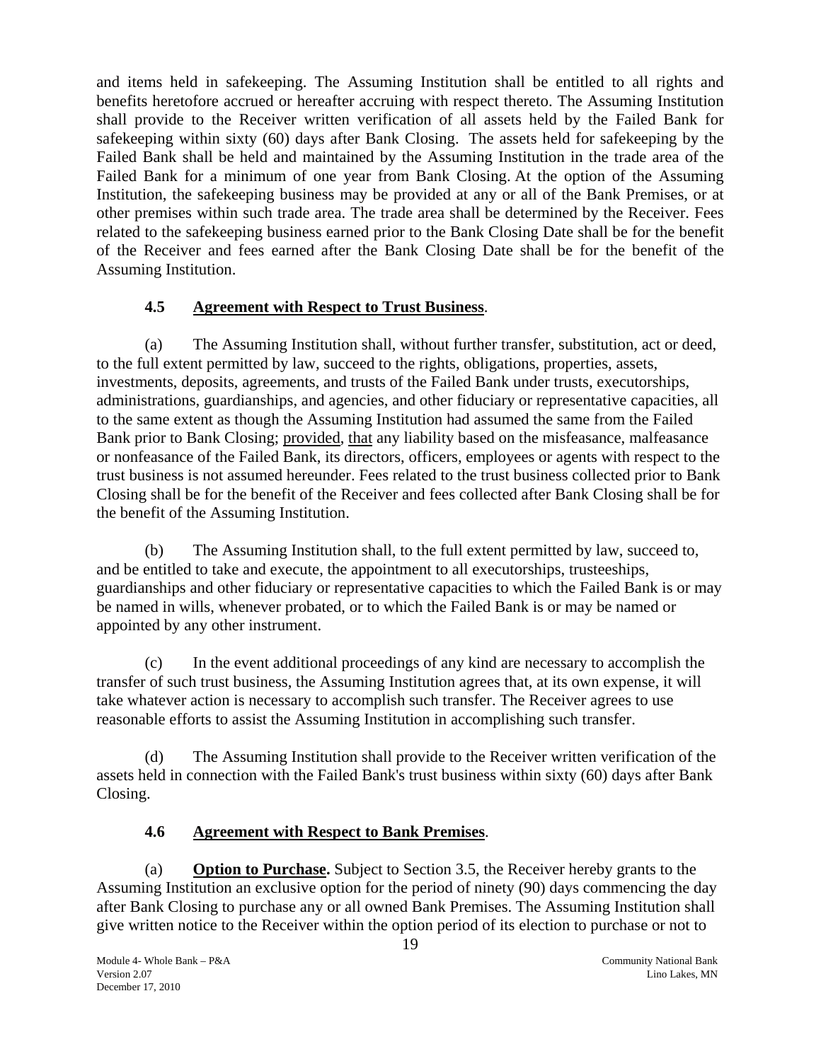and items held in safekeeping. The Assuming Institution shall be entitled to all rights and benefits heretofore accrued or hereafter accruing with respect thereto. The Assuming Institution shall provide to the Receiver written verification of all assets held by the Failed Bank for safekeeping within sixty (60) days after Bank Closing. The assets held for safekeeping by the Failed Bank shall be held and maintained by the Assuming Institution in the trade area of the Failed Bank for a minimum of one year from Bank Closing. At the option of the Assuming Institution, the safekeeping business may be provided at any or all of the Bank Premises, or at other premises within such trade area. The trade area shall be determined by the Receiver. Fees related to the safekeeping business earned prior to the Bank Closing Date shall be for the benefit of the Receiver and fees earned after the Bank Closing Date shall be for the benefit of the Assuming Institution.

### 4.5 Agreement with Respect to Trust Business.

(a) The Assuming Institution shall, without further transfer, substitution, act or deed, to the full extent permitted by law, succeed to the rights, obligations, properties, assets, investments, deposits, agreements, and trusts of the Failed Bank under trusts, executorships, administrations, guardianships, and agencies, and other fiduciary or representative capacities, all to the same extent as though the Assuming Institution had assumed the same from the Failed Bank prior to Bank Closing; provided, that any liability based on the misfeasance, malfeasance or nonfeasance of the Failed Bank, its directors, officers, employees or agents with respect to the trust business is not assumed hereunder. Fees related to the trust business collected prior to Bank Closing shall be for the benefit of the Receiver and fees collected after Bank Closing shall be for the benefit of the Assuming Institution.

(b) The Assuming Institution shall, to the full extent permitted by law, succeed to, and be entitled to take and execute, the appointment to all executorships, trusteeships, guardianships and other fiduciary or representative capacities to which the Failed Bank is or may be named in wills, whenever probated, or to which the Failed Bank is or may be named or appointed by any other instrument.

(c) In the event additional proceedings of any kind are necessary to accomplish the transfer of such trust business, the Assuming Institution agrees that, at its own expense, it will take whatever action is necessary to accomplish such transfer. The Receiver agrees to use reasonable efforts to assist the Assuming Institution in accomplishing such transfer.

(d) The Assuming Institution shall provide to the Receiver written verification of the assets held in connection with the Failed Bank's trust business within sixty (60) days after Bank Closing.

### 4.6 Agreement with Respect to Bank Premises.

(a) **Option to Purchase.** Subject to Section 3.5, the Receiver hereby grants to the Assuming Institution an exclusive option for the period of ninety (90) days commencing the day after Bank Closing to purchase any or all owned Bank Premises. The Assuming Institution shall give written notice to the Receiver within the option period of its election to purchase or not to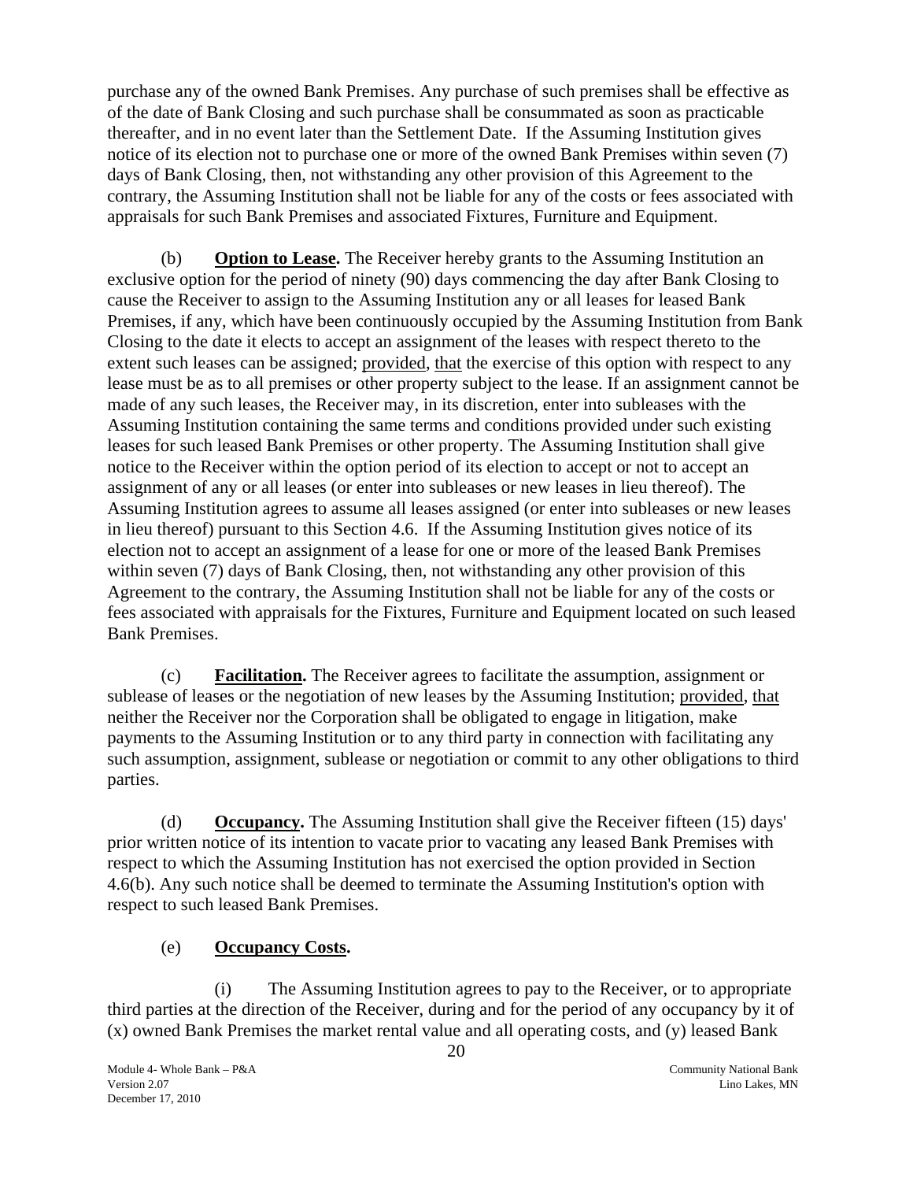purchase any of the owned Bank Premises. Any purchase of such premises shall be effective as of the date of Bank Closing and such purchase shall be consummated as soon as practicable thereafter, and in no event later than the Settlement Date. If the Assuming Institution gives notice of its election not to purchase one or more of the owned Bank Premises within seven (7) days of Bank Closing, then, not withstanding any other provision of this Agreement to the contrary, the Assuming Institution shall not be liable for any of the costs or fees associated with appraisals for such Bank Premises and associated Fixtures, Furniture and Equipment.

(b) **Option to Lease.** The Receiver hereby grants to the Assuming Institution an exclusive option for the period of ninety (90) days commencing the day after Bank Closing to cause the Receiver to assign to the Assuming Institution any or all leases for leased Bank Premises, if any, which have been continuously occupied by the Assuming Institution from Bank Closing to the date it elects to accept an assignment of the leases with respect thereto to the extent such leases can be assigned; provided, that the exercise of this option with respect to any lease must be as to all premises or other property subject to the lease. If an assignment cannot be made of any such leases, the Receiver may, in its discretion, enter into subleases with the Assuming Institution containing the same terms and conditions provided under such existing leases for such leased Bank Premises or other property. The Assuming Institution shall give notice to the Receiver within the option period of its election to accept or not to accept an assignment of any or all leases (or enter into subleases or new leases in lieu thereof). The Assuming Institution agrees to assume all leases assigned (or enter into subleases or new leases in lieu thereof) pursuant to this Section 4.6. If the Assuming Institution gives notice of its election not to accept an assignment of a lease for one or more of the leased Bank Premises within seven (7) days of Bank Closing, then, not withstanding any other provision of this Agreement to the contrary, the Assuming Institution shall not be liable for any of the costs or fees associated with appraisals for the Fixtures, Furniture and Equipment located on such leased Bank Premises.

(c) **Facilitation.** The Receiver agrees to facilitate the assumption, assignment or sublease of leases or the negotiation of new leases by the Assuming Institution; provided, that neither the Receiver nor the Corporation shall be obligated to engage in litigation, make payments to the Assuming Institution or to any third party in connection with facilitating any such assumption, assignment, sublease or negotiation or commit to any other obligations to third parties.

(d) **Occupancy.** The Assuming Institution shall give the Receiver fifteen (15) days' prior written notice of its intention to vacate prior to vacating any leased Bank Premises with respect to which the Assuming Institution has not exercised the option provided in Section 4.6(b). Any such notice shall be deemed to terminate the Assuming Institution's option with respect to such leased Bank Premises.

(e) **Occupancy Costs.**

(i) The Assuming Institution agrees to pay to the Receiver, or to appropriate third parties at the direction of the Receiver, during and for the period of any occupancy by it of (x) owned Bank Premises the market rental value and all operating costs, and (y) leased Bank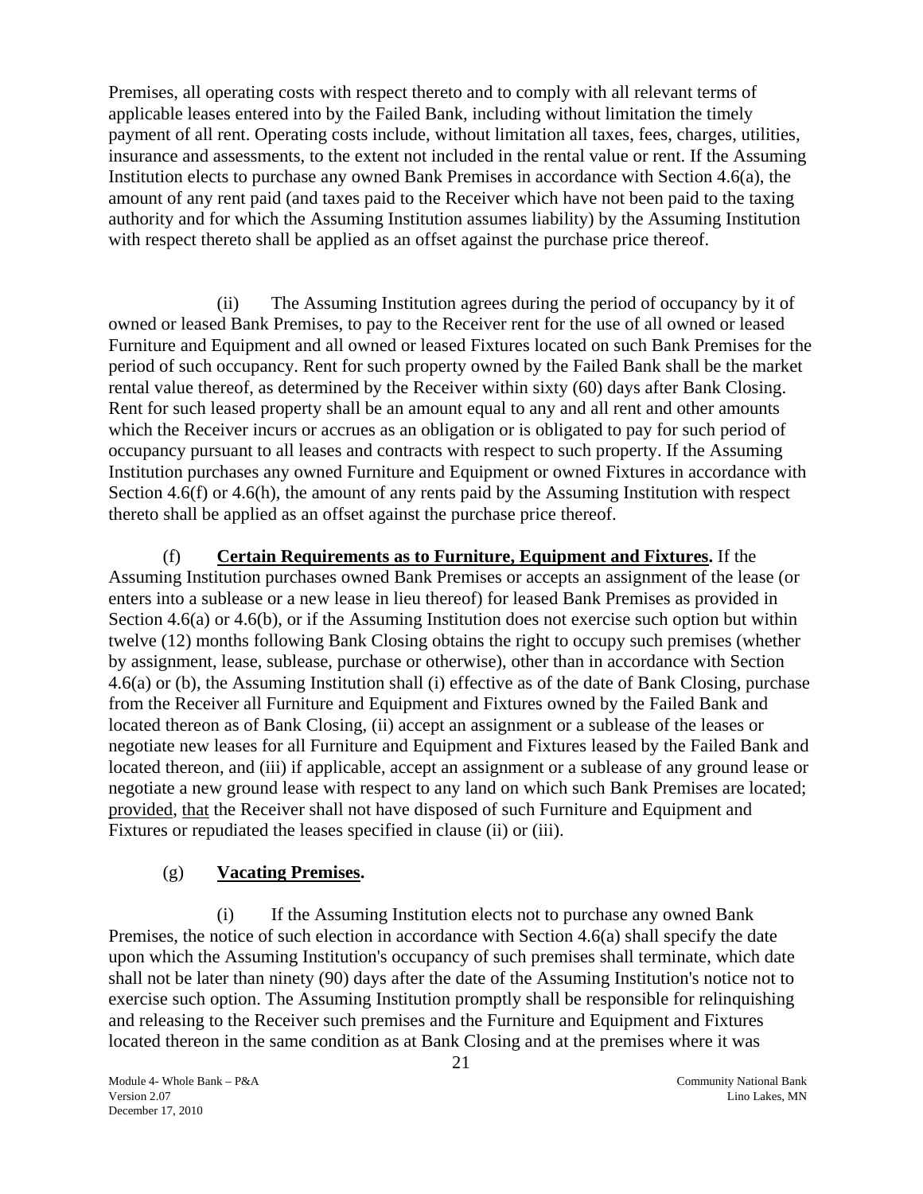Premises, all operating costs with respect thereto and to comply with all relevant terms of applicable leases entered into by the Failed Bank, including without limitation the timely payment of all rent. Operating costs include, without limitation all taxes, fees, charges, utilities, insurance and assessments, to the extent not included in the rental value or rent. If the Assuming Institution elects to purchase any owned Bank Premises in accordance with Section 4.6(a), the amount of any rent paid (and taxes paid to the Receiver which have not been paid to the taxing authority and for which the Assuming Institution assumes liability) by the Assuming Institution with respect thereto shall be applied as an offset against the purchase price thereof.

(ii) The Assuming Institution agrees during the period of occupancy by it of owned or leased Bank Premises, to pay to the Receiver rent for the use of all owned or leased Furniture and Equipment and all owned or leased Fixtures located on such Bank Premises for the period of such occupancy. Rent for such property owned by the Failed Bank shall be the market rental value thereof, as determined by the Receiver within sixty (60) days after Bank Closing. Rent for such leased property shall be an amount equal to any and all rent and other amounts which the Receiver incurs or accrues as an obligation or is obligated to pay for such period of occupancy pursuant to all leases and contracts with respect to such property. If the Assuming Institution purchases any owned Furniture and Equipment or owned Fixtures in accordance with Section 4.6(f) or 4.6(h), the amount of any rents paid by the Assuming Institution with respect thereto shall be applied as an offset against the purchase price thereof.

(f) **Certain Requirements as to Furniture, Equipment and Fixtures.** If the Assuming Institution purchases owned Bank Premises or accepts an assignment of the lease (or enters into a sublease or a new lease in lieu thereof) for leased Bank Premises as provided in Section 4.6(a) or 4.6(b), or if the Assuming Institution does not exercise such option but within twelve (12) months following Bank Closing obtains the right to occupy such premises (whether by assignment, lease, sublease, purchase or otherwise), other than in accordance with Section 4.6(a) or (b), the Assuming Institution shall (i) effective as of the date of Bank Closing, purchase from the Receiver all Furniture and Equipment and Fixtures owned by the Failed Bank and located thereon as of Bank Closing, (ii) accept an assignment or a sublease of the leases or negotiate new leases for all Furniture and Equipment and Fixtures leased by the Failed Bank and located thereon, and (iii) if applicable, accept an assignment or a sublease of any ground lease or negotiate a new ground lease with respect to any land on which such Bank Premises are located; provided, that the Receiver shall not have disposed of such Furniture and Equipment and Fixtures or repudiated the leases specified in clause (ii) or (iii).

(g) **Vacating Premises.**

(i) If the Assuming Institution elects not to purchase any owned Bank Premises, the notice of such election in accordance with Section 4.6(a) shall specify the date upon which the Assuming Institution's occupancy of such premises shall terminate, which date shall not be later than ninety (90) days after the date of the Assuming Institution's notice not to exercise such option. The Assuming Institution promptly shall be responsible for relinquishing and releasing to the Receiver such premises and the Furniture and Equipment and Fixtures located thereon in the same condition as at Bank Closing and at the premises where it was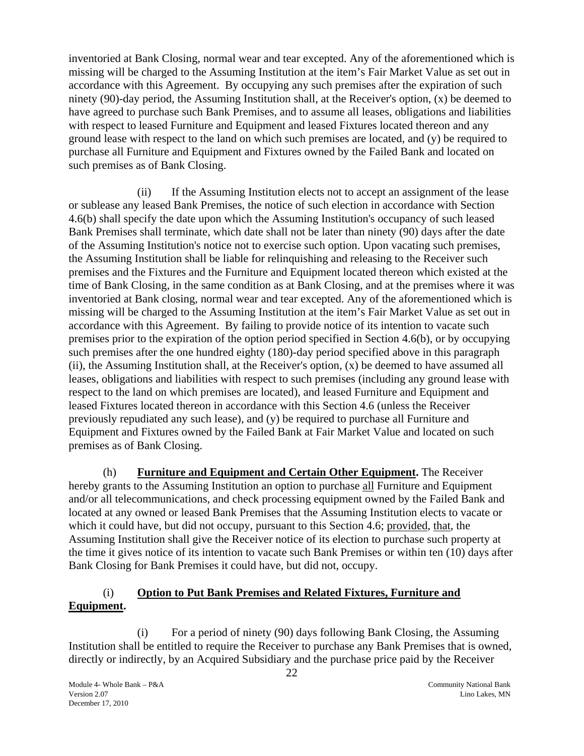inventoried at Bank Closing, normal wear and tear excepted. Any of the aforementioned which is missing will be charged to the Assuming Institution at the item's Fair Market Value as set out in accordance with this Agreement. By occupying any such premises after the expiration of such ninety (90)-day period, the Assuming Institution shall, at the Receiver's option, (x) be deemed to have agreed to purchase such Bank Premises, and to assume all leases, obligations and liabilities with respect to leased Furniture and Equipment and leased Fixtures located thereon and any ground lease with respect to the land on which such premises are located, and (y) be required to purchase all Furniture and Equipment and Fixtures owned by the Failed Bank and located on such premises as of Bank Closing.

(ii) If the Assuming Institution elects not to accept an assignment of the lease or sublease any leased Bank Premises, the notice of such election in accordance with Section 4.6(b) shall specify the date upon which the Assuming Institution's occupancy of such leased Bank Premises shall terminate, which date shall not be later than ninety (90) days after the date of the Assuming Institution's notice not to exercise such option. Upon vacating such premises, the Assuming Institution shall be liable for relinquishing and releasing to the Receiver such premises and the Fixtures and the Furniture and Equipment located thereon which existed at the time of Bank Closing, in the same condition as at Bank Closing, and at the premises where it was inventoried at Bank closing, normal wear and tear excepted. Any of the aforementioned which is missing will be charged to the Assuming Institution at the item's Fair Market Value as set out in accordance with this Agreement. By failing to provide notice of its intention to vacate such premises prior to the expiration of the option period specified in Section 4.6(b), or by occupying such premises after the one hundred eighty (180)-day period specified above in this paragraph (ii), the Assuming Institution shall, at the Receiver's option, (x) be deemed to have assumed all leases, obligations and liabilities with respect to such premises (including any ground lease with respect to the land on which premises are located), and leased Furniture and Equipment and leased Fixtures located thereon in accordance with this Section 4.6 (unless the Receiver previously repudiated any such lease), and (y) be required to purchase all Furniture and Equipment and Fixtures owned by the Failed Bank at Fair Market Value and located on such premises as of Bank Closing.

(h) **Furniture and Equipment and Certain Other Equipment.** The Receiver hereby grants to the Assuming Institution an option to purchase all Furniture and Equipment and/or all telecommunications, and check processing equipment owned by the Failed Bank and located at any owned or leased Bank Premises that the Assuming Institution elects to vacate or which it could have, but did not occupy, pursuant to this Section 4.6; provided, that, the Assuming Institution shall give the Receiver notice of its election to purchase such property at the time it gives notice of its intention to vacate such Bank Premises or within ten (10) days after Bank Closing for Bank Premises it could have, but did not, occupy.

(i) **Option to Put Bank Premises and Related Fixtures, Furniture and Equipment.**

(i) For a period of ninety (90) days following Bank Closing, the Assuming Institution shall be entitled to require the Receiver to purchase any Bank Premises that is owned, directly or indirectly, by an Acquired Subsidiary and the purchase price paid by the Receiver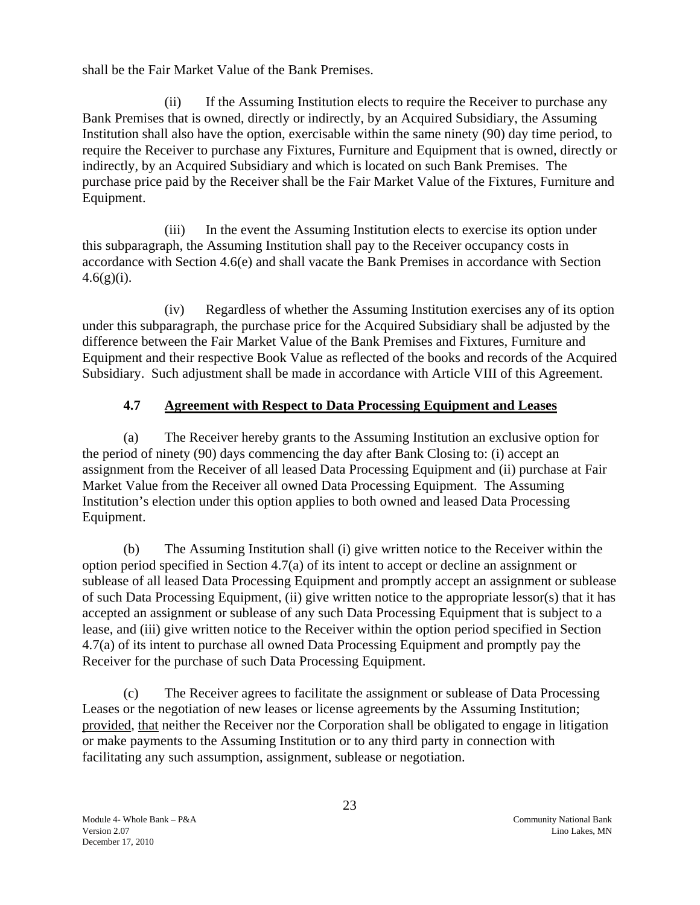shall be the Fair Market Value of the Bank Premises.

(ii) If the Assuming Institution elects to require the Receiver to purchase any Bank Premises that is owned, directly or indirectly, by an Acquired Subsidiary, the Assuming Institution shall also have the option, exercisable within the same ninety (90) day time period, to require the Receiver to purchase any Fixtures, Furniture and Equipment that is owned, directly or indirectly, by an Acquired Subsidiary and which is located on such Bank Premises. The purchase price paid by the Receiver shall be the Fair Market Value of the Fixtures, Furniture and Equipment.

(iii) In the event the Assuming Institution elects to exercise its option under this subparagraph, the Assuming Institution shall pay to the Receiver occupancy costs in accordance with Section 4.6(e) and shall vacate the Bank Premises in accordance with Section 4.6(g)(i).

(iv) Regardless of whether the Assuming Institution exercises any of its option under this subparagraph, the purchase price for the Acquired Subsidiary shall be adjusted by the difference between the Fair Market Value of the Bank Premises and Fixtures, Furniture and Equipment and their respective Book Value as reflected of the books and records of the Acquired Subsidiary. Such adjustment shall be made in accordance with Article VIII of this Agreement.

## 4.7 Agreement with Respect to Data Processing Equipment and Leases

(a) The Receiver hereby grants to the Assuming Institution an exclusive option for the period of ninety (90) days commencing the day after Bank Closing to: (i) accept an assignment from the Receiver of all leased Data Processing Equipment and (ii) purchase at Fair Market Value from the Receiver all owned Data Processing Equipment. The Assuming Institution's election under this option applies to both owned and leased Data Processing Equipment.

(b) The Assuming Institution shall (i) give written notice to the Receiver within the option period specified in Section 4.7(a) of its intent to accept or decline an assignment or sublease of all leased Data Processing Equipment and promptly accept an assignment or sublease of such Data Processing Equipment, (ii) give written notice to the appropriate lessor(s) that it has accepted an assignment or sublease of any such Data Processing Equipment that is subject to a lease, and (iii) give written notice to the Receiver within the option period specified in Section 4.7(a) of its intent to purchase all owned Data Processing Equipment and promptly pay the Receiver for the purchase of such Data Processing Equipment.

(c) The Receiver agrees to facilitate the assignment or sublease of Data Processing Leases or the negotiation of new leases or license agreements by the Assuming Institution; provided, that neither the Receiver nor the Corporation shall be obligated to engage in litigation or make payments to the Assuming Institution or to any third party in connection with facilitating any such assumption, assignment, sublease or negotiation.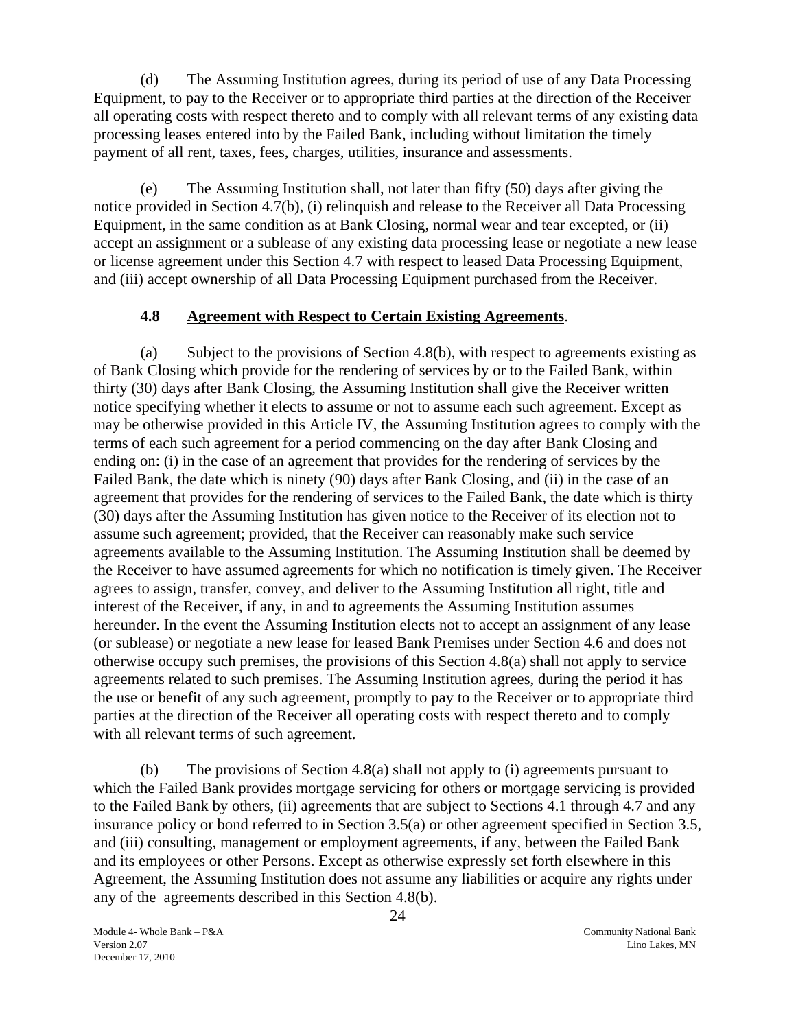(d) The Assuming Institution agrees, during its period of use of any Data Processing Equipment, to pay to the Receiver or to appropriate third parties at the direction of the Receiver all operating costs with respect thereto and to comply with all relevant terms of any existing data processing leases entered into by the Failed Bank, including without limitation the timely payment of all rent, taxes, fees, charges, utilities, insurance and assessments.

(e) The Assuming Institution shall, not later than fifty (50) days after giving the notice provided in Section 4.7(b), (i) relinquish and release to the Receiver all Data Processing Equipment, in the same condition as at Bank Closing, normal wear and tear excepted, or (ii) accept an assignment or a sublease of any existing data processing lease or negotiate a new lease or license agreement under this Section 4.7 with respect to leased Data Processing Equipment, and (iii) accept ownership of all Data Processing Equipment purchased from the Receiver.

### 4.8 Agreement with Respect to Certain Existing Agreements.

(a) Subject to the provisions of Section 4.8(b), with respect to agreements existing as of Bank Closing which provide for the rendering of services by or to the Failed Bank, within thirty (30) days after Bank Closing, the Assuming Institution shall give the Receiver written notice specifying whether it elects to assume or not to assume each such agreement. Except as may be otherwise provided in this Article IV, the Assuming Institution agrees to comply with the terms of each such agreement for a period commencing on the day after Bank Closing and ending on: (i) in the case of an agreement that provides for the rendering of services by the Failed Bank, the date which is ninety (90) days after Bank Closing, and (ii) in the case of an agreement that provides for the rendering of services to the Failed Bank, the date which is thirty (30) days after the Assuming Institution has given notice to the Receiver of its election not to assume such agreement; provided, that the Receiver can reasonably make such service agreements available to the Assuming Institution. The Assuming Institution shall be deemed by the Receiver to have assumed agreements for which no notification is timely given. The Receiver agrees to assign, transfer, convey, and deliver to the Assuming Institution all right, title and interest of the Receiver, if any, in and to agreements the Assuming Institution assumes hereunder. In the event the Assuming Institution elects not to accept an assignment of any lease (or sublease) or negotiate a new lease for leased Bank Premises under Section 4.6 and does not otherwise occupy such premises, the provisions of this Section 4.8(a) shall not apply to service agreements related to such premises. The Assuming Institution agrees, during the period it has the use or benefit of any such agreement, promptly to pay to the Receiver or to appropriate third parties at the direction of the Receiver all operating costs with respect thereto and to comply with all relevant terms of such agreement.

(b) The provisions of Section 4.8(a) shall not apply to (i) agreements pursuant to which the Failed Bank provides mortgage servicing for others or mortgage servicing is provided to the Failed Bank by others, (ii) agreements that are subject to Sections 4.1 through 4.7 and any insurance policy or bond referred to in Section 3.5(a) or other agreement specified in Section 3.5, and (iii) consulting, management or employment agreements, if any, between the Failed Bank and its employees or other Persons. Except as otherwise expressly set forth elsewhere in this Agreement, the Assuming Institution does not assume any liabilities or acquire any rights under any of the agreements described in this Section 4.8(b).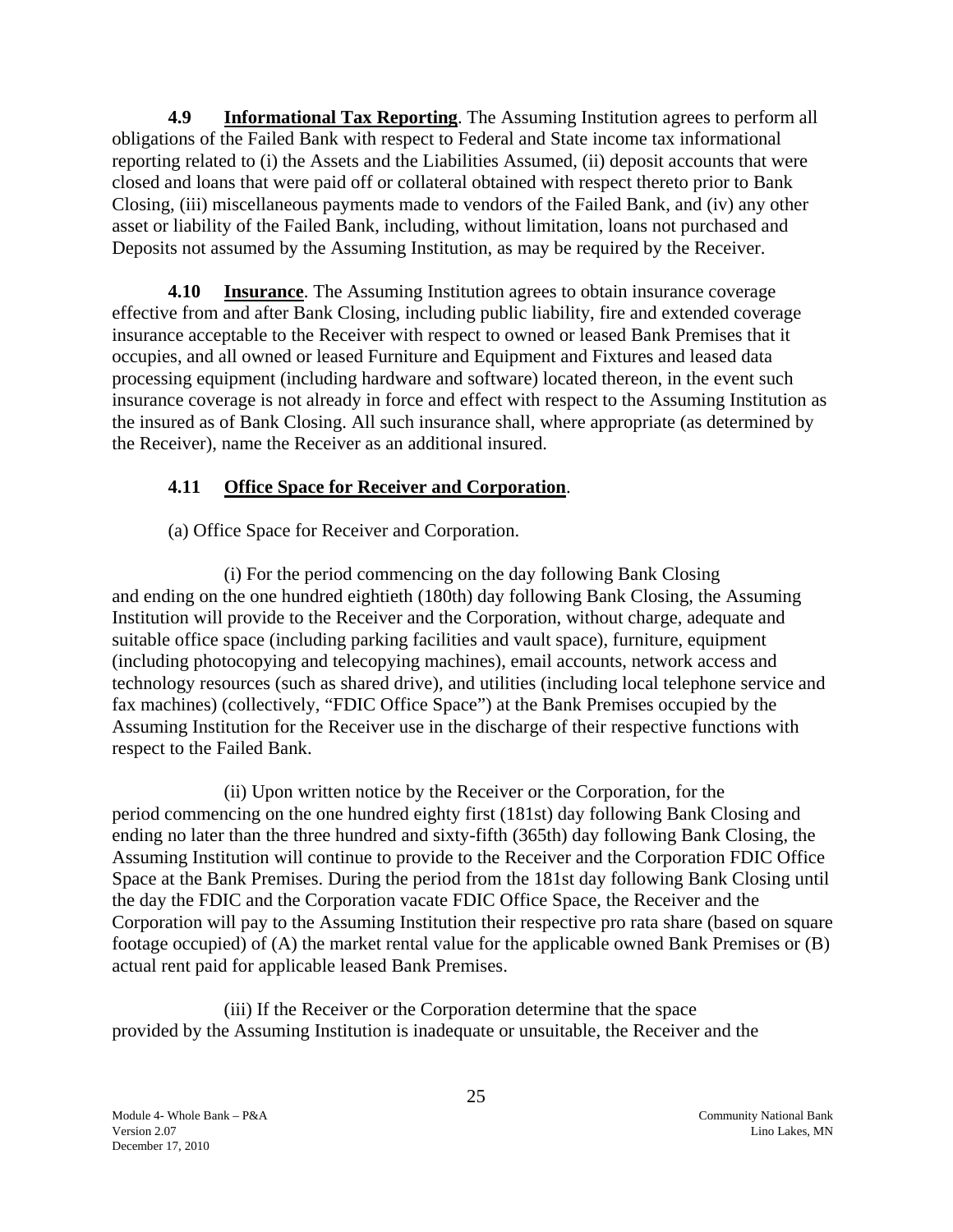**4.9 Informational Tax Reporting**. The Assuming Institution agrees to perform all obligations of the Failed Bank with respect to Federal and State income tax informational reporting related to (i) the Assets and the Liabilities Assumed, (ii) deposit accounts that were closed and loans that were paid off or collateral obtained with respect thereto prior to Bank Closing, (iii) miscellaneous payments made to vendors of the Failed Bank, and (iv) any other asset or liability of the Failed Bank, including, without limitation, loans not purchased and Deposits not assumed by the Assuming Institution, as may be required by the Receiver.

**4.10 Insurance**. The Assuming Institution agrees to obtain insurance coverage effective from and after Bank Closing, including public liability, fire and extended coverage insurance acceptable to the Receiver with respect to owned or leased Bank Premises that it occupies, and all owned or leased Furniture and Equipment and Fixtures and leased data processing equipment (including hardware and software) located thereon, in the event such insurance coverage is not already in force and effect with respect to the Assuming Institution as the insured as of Bank Closing. All such insurance shall, where appropriate (as determined by the Receiver), name the Receiver as an additional insured.

**4.11 Office Space for Receiver and Corporation**.

(a) Office Space for Receiver and Corporation.

(i) For the period commencing on the day following Bank Closing and ending on the one hundred eightieth (180th) day following Bank Closing, the Assuming Institution will provide to the Receiver and the Corporation, without charge, adequate and suitable office space (including parking facilities and vault space), furniture, equipment (including photocopying and telecopying machines), email accounts, network access and technology resources (such as shared drive), and utilities (including local telephone service and fax machines) (collectively, "FDIC Office Space") at the Bank Premises occupied by the Assuming Institution for the Receiver use in the discharge of their respective functions with respect to the Failed Bank.

(ii) Upon written notice by the Receiver or the Corporation, for the period commencing on the one hundred eighty first (181st) day following Bank Closing and ending no later than the three hundred and sixty-fifth (365th) day following Bank Closing, the Assuming Institution will continue to provide to the Receiver and the Corporation FDIC Office Space at the Bank Premises. During the period from the 181st day following Bank Closing until the day the FDIC and the Corporation vacate FDIC Office Space, the Receiver and the Corporation will pay to the Assuming Institution their respective pro rata share (based on square footage occupied) of (A) the market rental value for the applicable owned Bank Premises or (B) actual rent paid for applicable leased Bank Premises.

(iii) If the Receiver or the Corporation determine that the space provided by the Assuming Institution is inadequate or unsuitable, the Receiver and the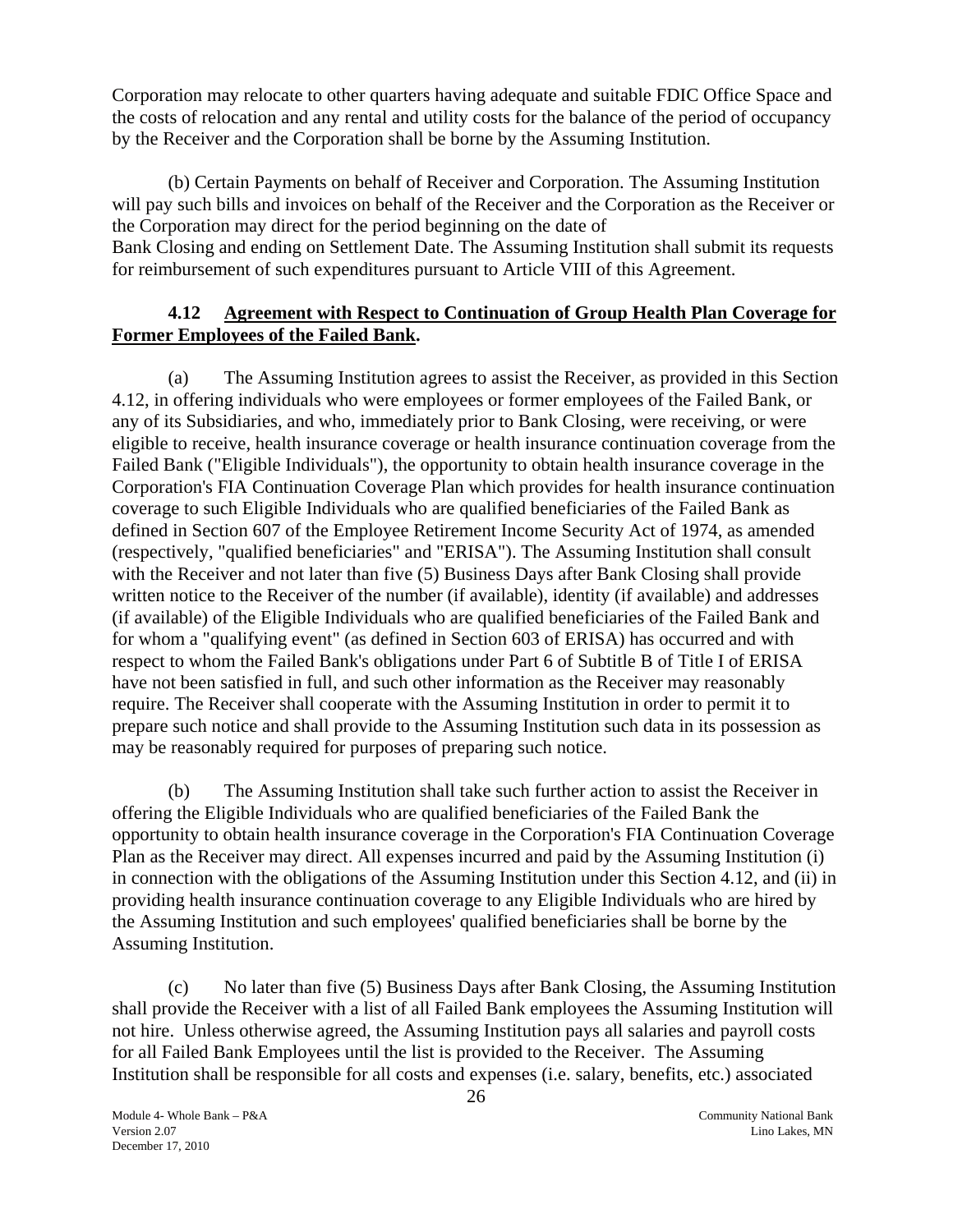Corporation may relocate to other quarters having adequate and suitable FDIC Office Space and the costs of relocation and any rental and utility costs for the balance of the period of occupancy by the Receiver and the Corporation shall be borne by the Assuming Institution.

(b) Certain Payments on behalf of Receiver and Corporation. The Assuming Institution will pay such bills and invoices on behalf of the Receiver and the Corporation as the Receiver or the Corporation may direct for the period beginning on the date of Bank Closing and ending on Settlement Date. The Assuming Institution shall submit its requests for reimbursement of such expenditures pursuant to Article VIII of this Agreement.

**4.12 Agreement with Respect to Continuation of Group Health Plan Coverage for Former Employees of the Failed Bank.**

(a) The Assuming Institution agrees to assist the Receiver, as provided in this Section 4.12, in offering individuals who were employees or former employees of the Failed Bank, or any of its Subsidiaries, and who, immediately prior to Bank Closing, were receiving, or were eligible to receive, health insurance coverage or health insurance continuation coverage from the Failed Bank ("Eligible Individuals"), the opportunity to obtain health insurance coverage in the Corporation's FIA Continuation Coverage Plan which provides for health insurance continuation coverage to such Eligible Individuals who are qualified beneficiaries of the Failed Bank as defined in Section 607 of the Employee Retirement Income Security Act of 1974, as amended (respectively, "qualified beneficiaries" and "ERISA"). The Assuming Institution shall consult with the Receiver and not later than five (5) Business Days after Bank Closing shall provide written notice to the Receiver of the number (if available), identity (if available) and addresses (if available) of the Eligible Individuals who are qualified beneficiaries of the Failed Bank and for whom a "qualifying event" (as defined in Section 603 of ERISA) has occurred and with respect to whom the Failed Bank's obligations under Part 6 of Subtitle B of Title I of ERISA have not been satisfied in full, and such other information as the Receiver may reasonably require. The Receiver shall cooperate with the Assuming Institution in order to permit it to prepare such notice and shall provide to the Assuming Institution such data in its possession as may be reasonably required for purposes of preparing such notice.

(b) The Assuming Institution shall take such further action to assist the Receiver in offering the Eligible Individuals who are qualified beneficiaries of the Failed Bank the opportunity to obtain health insurance coverage in the Corporation's FIA Continuation Coverage Plan as the Receiver may direct. All expenses incurred and paid by the Assuming Institution (i) in connection with the obligations of the Assuming Institution under this Section 4.12, and (ii) in providing health insurance continuation coverage to any Eligible Individuals who are hired by the Assuming Institution and such employees' qualified beneficiaries shall be borne by the Assuming Institution.

(c) No later than five (5) Business Days after Bank Closing, the Assuming Institution shall provide the Receiver with a list of all Failed Bank employees the Assuming Institution will not hire. Unless otherwise agreed, the Assuming Institution pays all salaries and payroll costs for all Failed Bank Employees until the list is provided to the Receiver. The Assuming Institution shall be responsible for all costs and expenses (i.e. salary, benefits, etc.) associated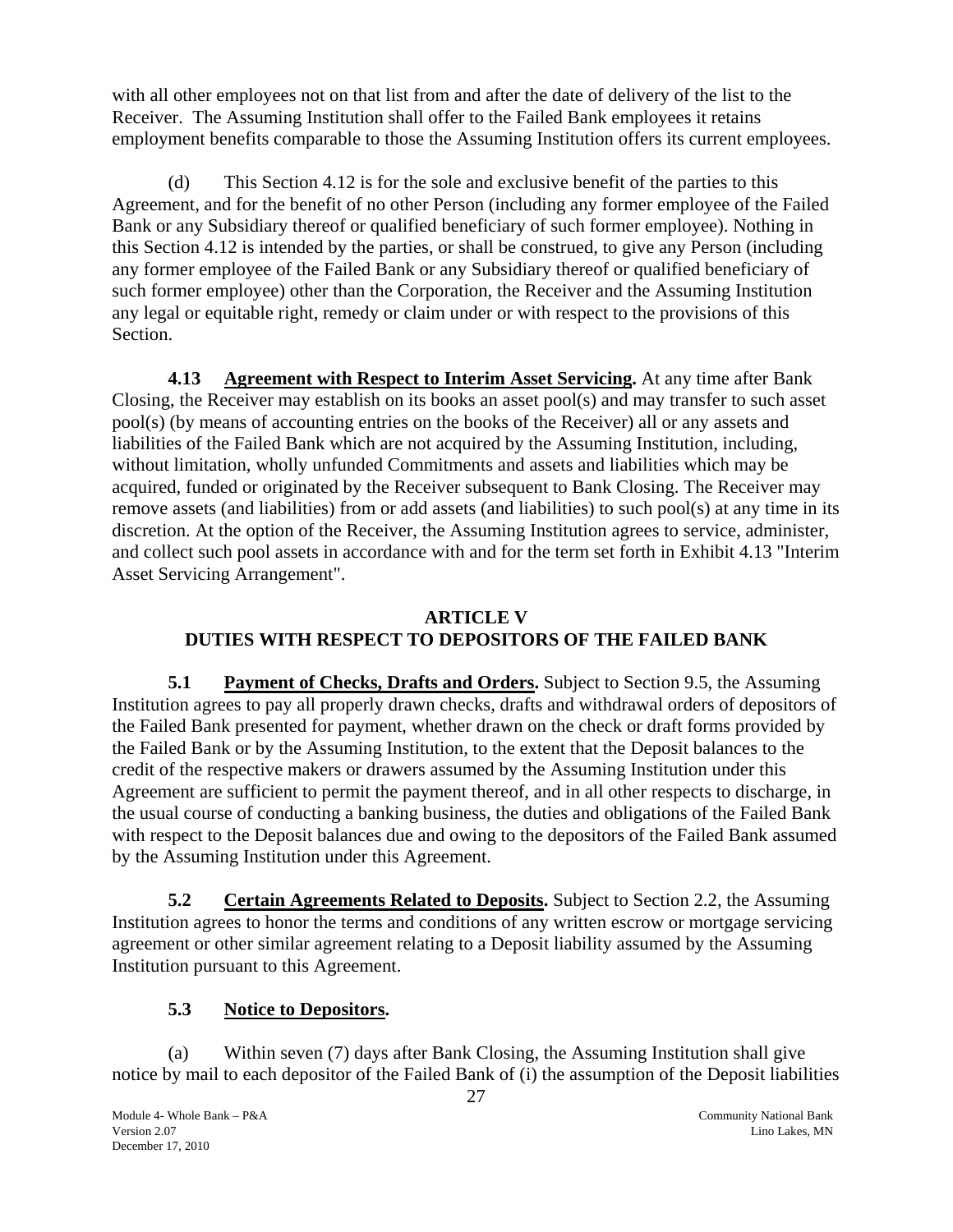with all other employees not on that list from and after the date of delivery of the list to the Receiver. The Assuming Institution shall offer to the Failed Bank employees it retains employment benefits comparable to those the Assuming Institution offers its current employees.

(d) This Section 4.12 is for the sole and exclusive benefit of the parties to this Agreement, and for the benefit of no other Person (including any former employee of the Failed Bank or any Subsidiary thereof or qualified beneficiary of such former employee). Nothing in this Section 4.12 is intended by the parties, or shall be construed, to give any Person (including any former employee of the Failed Bank or any Subsidiary thereof or qualified beneficiary of such former employee) other than the Corporation, the Receiver and the Assuming Institution any legal or equitable right, remedy or claim under or with respect to the provisions of this Section.

**4.13 Agreement with Respect to Interim Asset Servicing.** At any time after Bank Closing, the Receiver may establish on its books an asset pool(s) and may transfer to such asset pool(s) (by means of accounting entries on the books of the Receiver) all or any assets and liabilities of the Failed Bank which are not acquired by the Assuming Institution, including, without limitation, wholly unfunded Commitments and assets and liabilities which may be acquired, funded or originated by the Receiver subsequent to Bank Closing. The Receiver may remove assets (and liabilities) from or add assets (and liabilities) to such pool(s) at any time in its discretion. At the option of the Receiver, the Assuming Institution agrees to service, administer, and collect such pool assets in accordance with and for the term set forth in Exhibit 4.13 "Interim Asset Servicing Arrangement".

## ARTICLE V
## DUTIES WITH RESPECT TO DEPOSITORS OF THE FAILED BANK

**5.1 Payment of Checks, Drafts and Orders.** Subject to Section 9.5, the Assuming Institution agrees to pay all properly drawn checks, drafts and withdrawal orders of depositors of the Failed Bank presented for payment, whether drawn on the check or draft forms provided by the Failed Bank or by the Assuming Institution, to the extent that the Deposit balances to the credit of the respective makers or drawers assumed by the Assuming Institution under this Agreement are sufficient to permit the payment thereof, and in all other respects to discharge, in the usual course of conducting a banking business, the duties and obligations of the Failed Bank with respect to the Deposit balances due and owing to the depositors of the Failed Bank assumed by the Assuming Institution under this Agreement.

**5.2 Certain Agreements Related to Deposits.** Subject to Section 2.2, the Assuming Institution agrees to honor the terms and conditions of any written escrow or mortgage servicing agreement or other similar agreement relating to a Deposit liability assumed by the Assuming Institution pursuant to this Agreement.

**5.3 Notice to Depositors.**

(a) Within seven (7) days after Bank Closing, the Assuming Institution shall give notice by mail to each depositor of the Failed Bank of (i) the assumption of the Deposit liabilities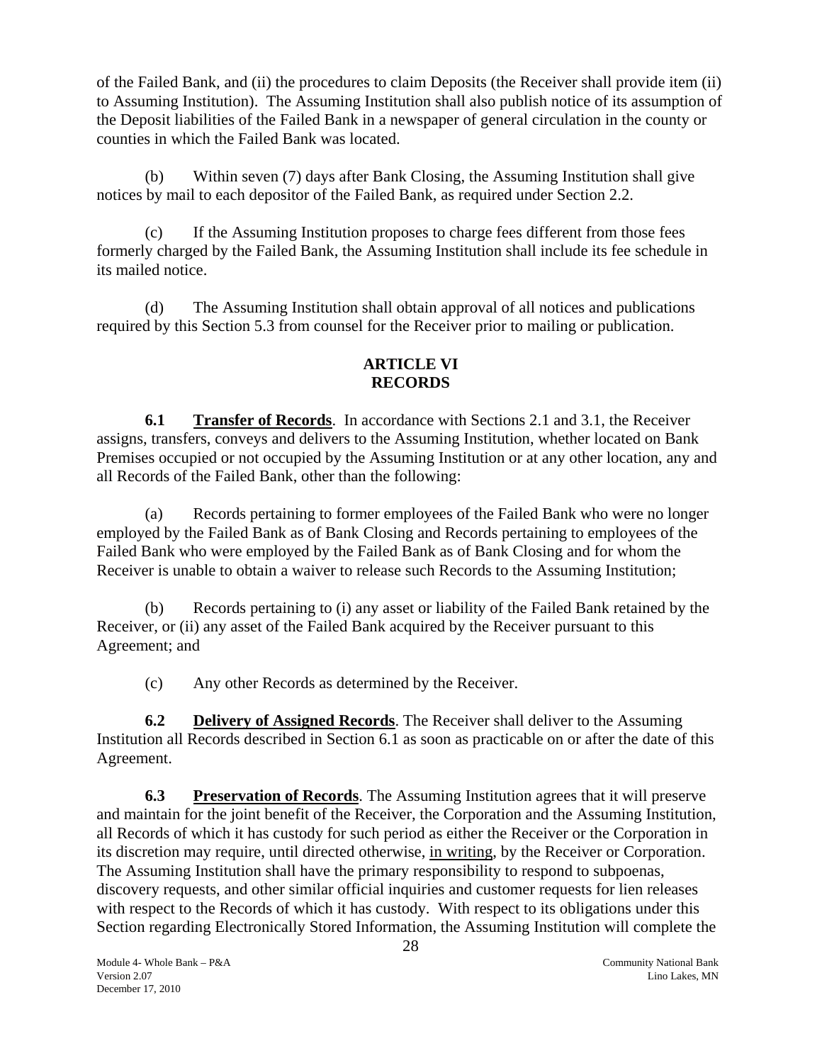of the Failed Bank, and (ii) the procedures to claim Deposits (the Receiver shall provide item (ii) to Assuming Institution). The Assuming Institution shall also publish notice of its assumption of the Deposit liabilities of the Failed Bank in a newspaper of general circulation in the county or counties in which the Failed Bank was located.

(b) Within seven (7) days after Bank Closing, the Assuming Institution shall give notices by mail to each depositor of the Failed Bank, as required under Section 2.2.

(c) If the Assuming Institution proposes to charge fees different from those fees formerly charged by the Failed Bank, the Assuming Institution shall include its fee schedule in its mailed notice.

(d) The Assuming Institution shall obtain approval of all notices and publications required by this Section 5.3 from counsel for the Receiver prior to mailing or publication.

## ARTICLE VI
## RECORDS

**6.1 Transfer of Records**. In accordance with Sections 2.1 and 3.1, the Receiver assigns, transfers, conveys and delivers to the Assuming Institution, whether located on Bank Premises occupied or not occupied by the Assuming Institution or at any other location, any and all Records of the Failed Bank, other than the following:

(a) Records pertaining to former employees of the Failed Bank who were no longer employed by the Failed Bank as of Bank Closing and Records pertaining to employees of the Failed Bank who were employed by the Failed Bank as of Bank Closing and for whom the Receiver is unable to obtain a waiver to release such Records to the Assuming Institution;

(b) Records pertaining to (i) any asset or liability of the Failed Bank retained by the Receiver, or (ii) any asset of the Failed Bank acquired by the Receiver pursuant to this Agreement; and

(c) Any other Records as determined by the Receiver.

**6.2 Delivery of Assigned Records**. The Receiver shall deliver to the Assuming Institution all Records described in Section 6.1 as soon as practicable on or after the date of this Agreement.

**6.3 Preservation of Records**. The Assuming Institution agrees that it will preserve and maintain for the joint benefit of the Receiver, the Corporation and the Assuming Institution, all Records of which it has custody for such period as either the Receiver or the Corporation in its discretion may require, until directed otherwise, in writing, by the Receiver or Corporation. The Assuming Institution shall have the primary responsibility to respond to subpoenas, discovery requests, and other similar official inquiries and customer requests for lien releases with respect to the Records of which it has custody. With respect to its obligations under this Section regarding Electronically Stored Information, the Assuming Institution will complete the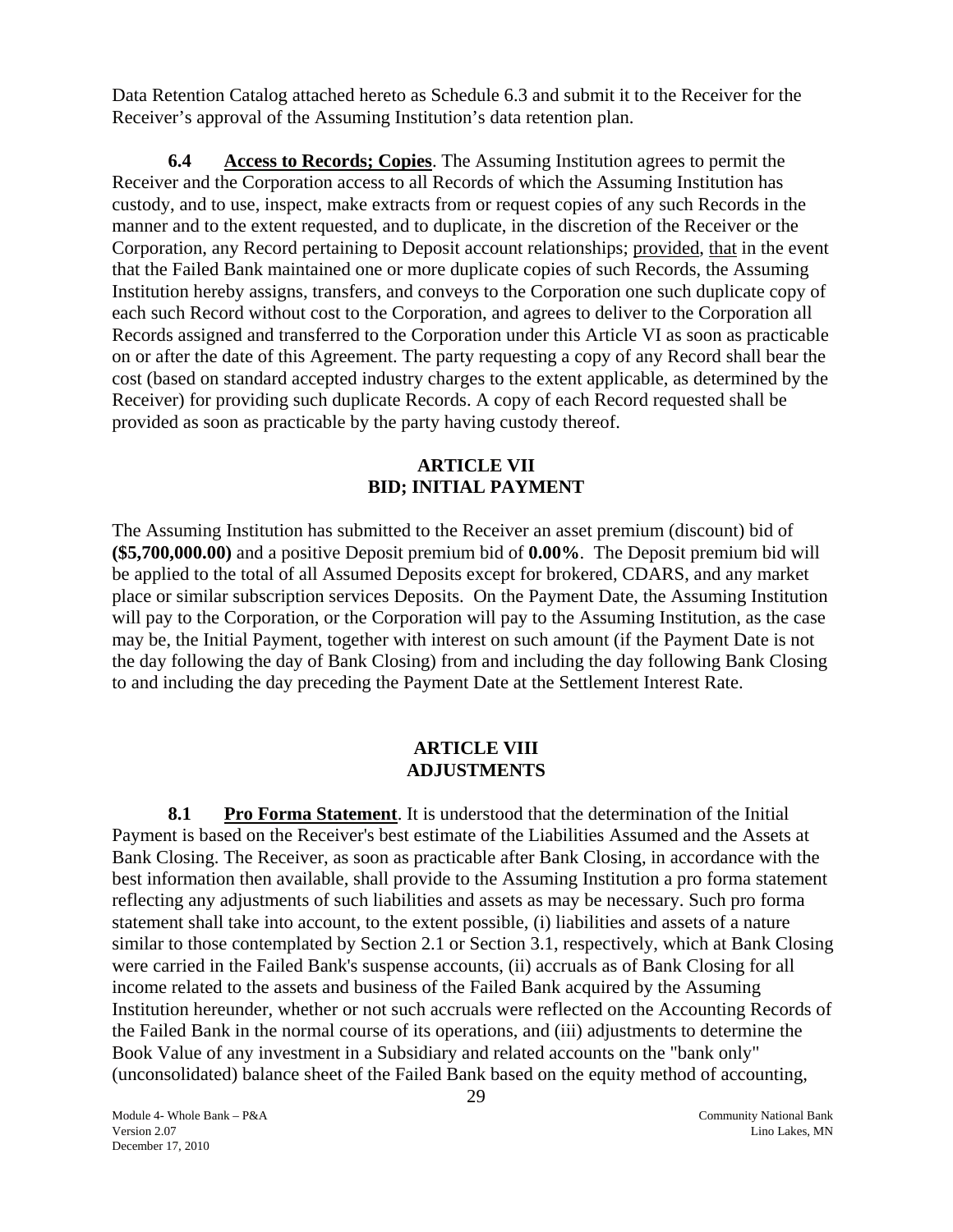Data Retention Catalog attached hereto as Schedule 6.3 and submit it to the Receiver for the Receiver's approval of the Assuming Institution's data retention plan.

**6.4 Access to Records; Copies**. The Assuming Institution agrees to permit the Receiver and the Corporation access to all Records of which the Assuming Institution has custody, and to use, inspect, make extracts from or request copies of any such Records in the manner and to the extent requested, and to duplicate, in the discretion of the Receiver or the Corporation, any Record pertaining to Deposit account relationships; provided, that in the event that the Failed Bank maintained one or more duplicate copies of such Records, the Assuming Institution hereby assigns, transfers, and conveys to the Corporation one such duplicate copy of each such Record without cost to the Corporation, and agrees to deliver to the Corporation all Records assigned and transferred to the Corporation under this Article VI as soon as practicable on or after the date of this Agreement. The party requesting a copy of any Record shall bear the cost (based on standard accepted industry charges to the extent applicable, as determined by the Receiver) for providing such duplicate Records. A copy of each Record requested shall be provided as soon as practicable by the party having custody thereof.

## ARTICLE VII
## BID; INITIAL PAYMENT

The Assuming Institution has submitted to the Receiver an asset premium (discount) bid of **($5,700,000.00)** and a positive Deposit premium bid of **0.00%**. The Deposit premium bid will be applied to the total of all Assumed Deposits except for brokered, CDARS, and any market place or similar subscription services Deposits. On the Payment Date, the Assuming Institution will pay to the Corporation, or the Corporation will pay to the Assuming Institution, as the case may be, the Initial Payment, together with interest on such amount (if the Payment Date is not the day following the day of Bank Closing) from and including the day following Bank Closing to and including the day preceding the Payment Date at the Settlement Interest Rate.

## ARTICLE VIII
## ADJUSTMENTS

**8.1 Pro Forma Statement**. It is understood that the determination of the Initial Payment is based on the Receiver's best estimate of the Liabilities Assumed and the Assets at Bank Closing. The Receiver, as soon as practicable after Bank Closing, in accordance with the best information then available, shall provide to the Assuming Institution a pro forma statement reflecting any adjustments of such liabilities and assets as may be necessary. Such pro forma statement shall take into account, to the extent possible, (i) liabilities and assets of a nature similar to those contemplated by Section 2.1 or Section 3.1, respectively, which at Bank Closing were carried in the Failed Bank's suspense accounts, (ii) accruals as of Bank Closing for all income related to the assets and business of the Failed Bank acquired by the Assuming Institution hereunder, whether or not such accruals were reflected on the Accounting Records of the Failed Bank in the normal course of its operations, and (iii) adjustments to determine the Book Value of any investment in a Subsidiary and related accounts on the "bank only" (unconsolidated) balance sheet of the Failed Bank based on the equity method of accounting,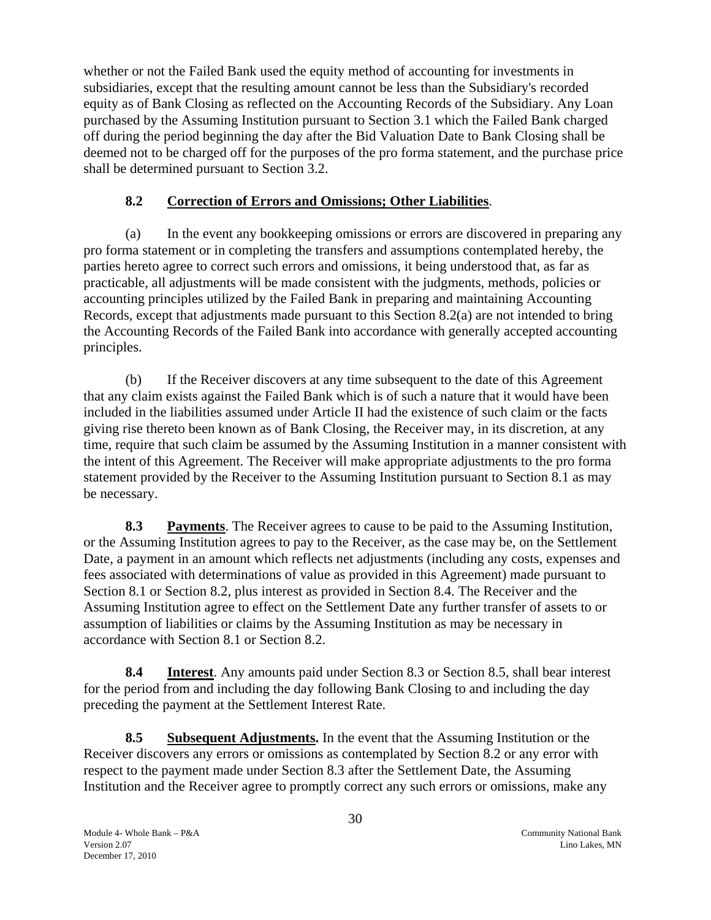whether or not the Failed Bank used the equity method of accounting for investments in subsidiaries, except that the resulting amount cannot be less than the Subsidiary's recorded equity as of Bank Closing as reflected on the Accounting Records of the Subsidiary. Any Loan purchased by the Assuming Institution pursuant to Section 3.1 which the Failed Bank charged off during the period beginning the day after the Bid Valuation Date to Bank Closing shall be deemed not to be charged off for the purposes of the pro forma statement, and the purchase price shall be determined pursuant to Section 3.2.

### 8.2 Correction of Errors and Omissions; Other Liabilities.

(a) In the event any bookkeeping omissions or errors are discovered in preparing any pro forma statement or in completing the transfers and assumptions contemplated hereby, the parties hereto agree to correct such errors and omissions, it being understood that, as far as practicable, all adjustments will be made consistent with the judgments, methods, policies or accounting principles utilized by the Failed Bank in preparing and maintaining Accounting Records, except that adjustments made pursuant to this Section 8.2(a) are not intended to bring the Accounting Records of the Failed Bank into accordance with generally accepted accounting principles.

(b) If the Receiver discovers at any time subsequent to the date of this Agreement that any claim exists against the Failed Bank which is of such a nature that it would have been included in the liabilities assumed under Article II had the existence of such claim or the facts giving rise thereto been known as of Bank Closing, the Receiver may, in its discretion, at any time, require that such claim be assumed by the Assuming Institution in a manner consistent with the intent of this Agreement. The Receiver will make appropriate adjustments to the pro forma statement provided by the Receiver to the Assuming Institution pursuant to Section 8.1 as may be necessary.

**8.3 Payments**. The Receiver agrees to cause to be paid to the Assuming Institution, or the Assuming Institution agrees to pay to the Receiver, as the case may be, on the Settlement Date, a payment in an amount which reflects net adjustments (including any costs, expenses and fees associated with determinations of value as provided in this Agreement) made pursuant to Section 8.1 or Section 8.2, plus interest as provided in Section 8.4. The Receiver and the Assuming Institution agree to effect on the Settlement Date any further transfer of assets to or assumption of liabilities or claims by the Assuming Institution as may be necessary in accordance with Section 8.1 or Section 8.2.

**8.4 Interest**. Any amounts paid under Section 8.3 or Section 8.5, shall bear interest for the period from and including the day following Bank Closing to and including the day preceding the payment at the Settlement Interest Rate.

**8.5 Subsequent Adjustments.** In the event that the Assuming Institution or the Receiver discovers any errors or omissions as contemplated by Section 8.2 or any error with respect to the payment made under Section 8.3 after the Settlement Date, the Assuming Institution and the Receiver agree to promptly correct any such errors or omissions, make any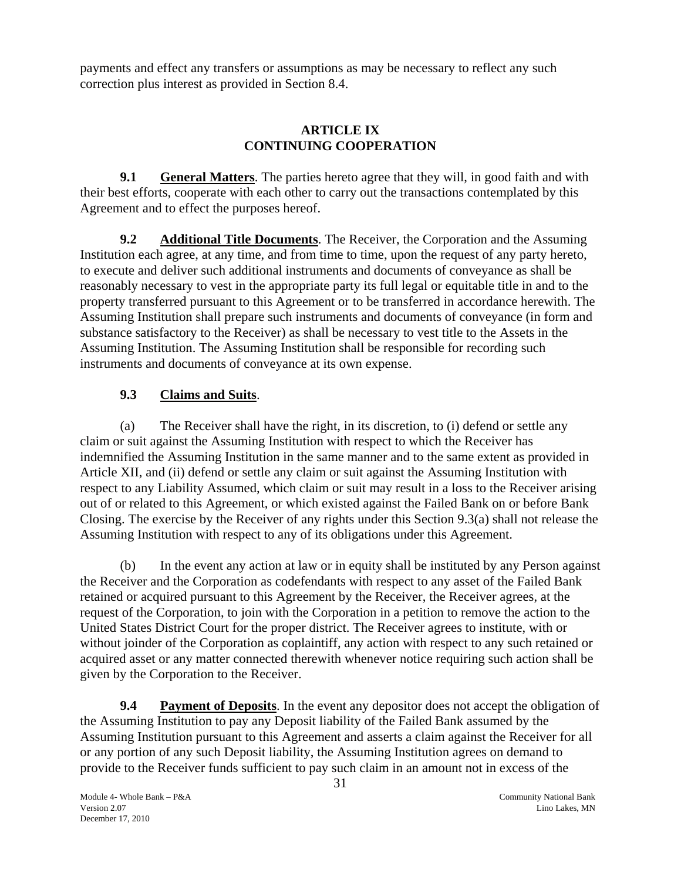payments and effect any transfers or assumptions as may be necessary to reflect any such correction plus interest as provided in Section 8.4.

## ARTICLE IX
## CONTINUING COOPERATION

**9.1 General Matters**. The parties hereto agree that they will, in good faith and with their best efforts, cooperate with each other to carry out the transactions contemplated by this Agreement and to effect the purposes hereof.

**9.2 Additional Title Documents**. The Receiver, the Corporation and the Assuming Institution each agree, at any time, and from time to time, upon the request of any party hereto, to execute and deliver such additional instruments and documents of conveyance as shall be reasonably necessary to vest in the appropriate party its full legal or equitable title in and to the property transferred pursuant to this Agreement or to be transferred in accordance herewith. The Assuming Institution shall prepare such instruments and documents of conveyance (in form and substance satisfactory to the Receiver) as shall be necessary to vest title to the Assets in the Assuming Institution. The Assuming Institution shall be responsible for recording such instruments and documents of conveyance at its own expense.

**9.3 Claims and Suits**.

(a) The Receiver shall have the right, in its discretion, to (i) defend or settle any claim or suit against the Assuming Institution with respect to which the Receiver has indemnified the Assuming Institution in the same manner and to the same extent as provided in Article XII, and (ii) defend or settle any claim or suit against the Assuming Institution with respect to any Liability Assumed, which claim or suit may result in a loss to the Receiver arising out of or related to this Agreement, or which existed against the Failed Bank on or before Bank Closing. The exercise by the Receiver of any rights under this Section 9.3(a) shall not release the Assuming Institution with respect to any of its obligations under this Agreement.

(b) In the event any action at law or in equity shall be instituted by any Person against the Receiver and the Corporation as codefendants with respect to any asset of the Failed Bank retained or acquired pursuant to this Agreement by the Receiver, the Receiver agrees, at the request of the Corporation, to join with the Corporation in a petition to remove the action to the United States District Court for the proper district. The Receiver agrees to institute, with or without joinder of the Corporation as coplaintiff, any action with respect to any such retained or acquired asset or any matter connected therewith whenever notice requiring such action shall be given by the Corporation to the Receiver.

**9.4 Payment of Deposits**. In the event any depositor does not accept the obligation of the Assuming Institution to pay any Deposit liability of the Failed Bank assumed by the Assuming Institution pursuant to this Agreement and asserts a claim against the Receiver for all or any portion of any such Deposit liability, the Assuming Institution agrees on demand to provide to the Receiver funds sufficient to pay such claim in an amount not in excess of the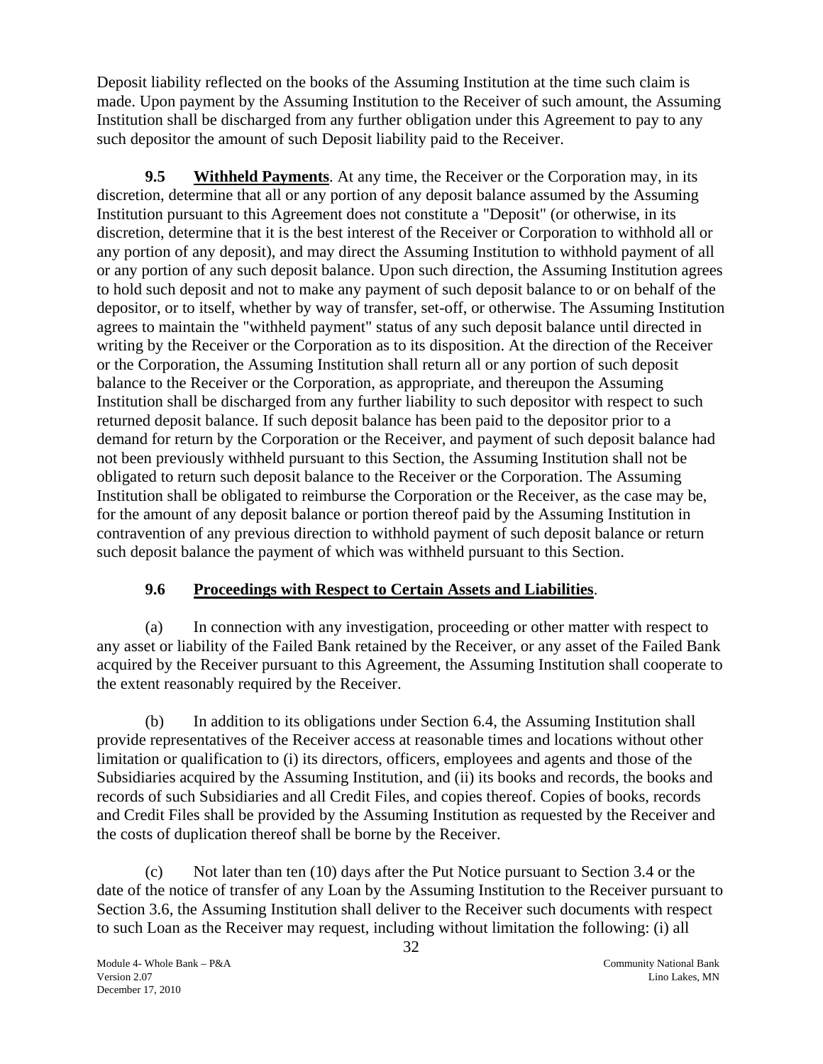Deposit liability reflected on the books of the Assuming Institution at the time such claim is made. Upon payment by the Assuming Institution to the Receiver of such amount, the Assuming Institution shall be discharged from any further obligation under this Agreement to pay to any such depositor the amount of such Deposit liability paid to the Receiver.

**9.5 Withheld Payments**. At any time, the Receiver or the Corporation may, in its discretion, determine that all or any portion of any deposit balance assumed by the Assuming Institution pursuant to this Agreement does not constitute a "Deposit" (or otherwise, in its discretion, determine that it is the best interest of the Receiver or Corporation to withhold all or any portion of any deposit), and may direct the Assuming Institution to withhold payment of all or any portion of any such deposit balance. Upon such direction, the Assuming Institution agrees to hold such deposit and not to make any payment of such deposit balance to or on behalf of the depositor, or to itself, whether by way of transfer, set-off, or otherwise. The Assuming Institution agrees to maintain the "withheld payment" status of any such deposit balance until directed in writing by the Receiver or the Corporation as to its disposition. At the direction of the Receiver or the Corporation, the Assuming Institution shall return all or any portion of such deposit balance to the Receiver or the Corporation, as appropriate, and thereupon the Assuming Institution shall be discharged from any further liability to such depositor with respect to such returned deposit balance. If such deposit balance has been paid to the depositor prior to a demand for return by the Corporation or the Receiver, and payment of such deposit balance had not been previously withheld pursuant to this Section, the Assuming Institution shall not be obligated to return such deposit balance to the Receiver or the Corporation. The Assuming Institution shall be obligated to reimburse the Corporation or the Receiver, as the case may be, for the amount of any deposit balance or portion thereof paid by the Assuming Institution in contravention of any previous direction to withhold payment of such deposit balance or return such deposit balance the payment of which was withheld pursuant to this Section.

## 9.6 Proceedings with Respect to Certain Assets and Liabilities.

(a) In connection with any investigation, proceeding or other matter with respect to any asset or liability of the Failed Bank retained by the Receiver, or any asset of the Failed Bank acquired by the Receiver pursuant to this Agreement, the Assuming Institution shall cooperate to the extent reasonably required by the Receiver.

(b) In addition to its obligations under Section 6.4, the Assuming Institution shall provide representatives of the Receiver access at reasonable times and locations without other limitation or qualification to (i) its directors, officers, employees and agents and those of the Subsidiaries acquired by the Assuming Institution, and (ii) its books and records, the books and records of such Subsidiaries and all Credit Files, and copies thereof. Copies of books, records and Credit Files shall be provided by the Assuming Institution as requested by the Receiver and the costs of duplication thereof shall be borne by the Receiver.

(c) Not later than ten (10) days after the Put Notice pursuant to Section 3.4 or the date of the notice of transfer of any Loan by the Assuming Institution to the Receiver pursuant to Section 3.6, the Assuming Institution shall deliver to the Receiver such documents with respect to such Loan as the Receiver may request, including without limitation the following: (i) all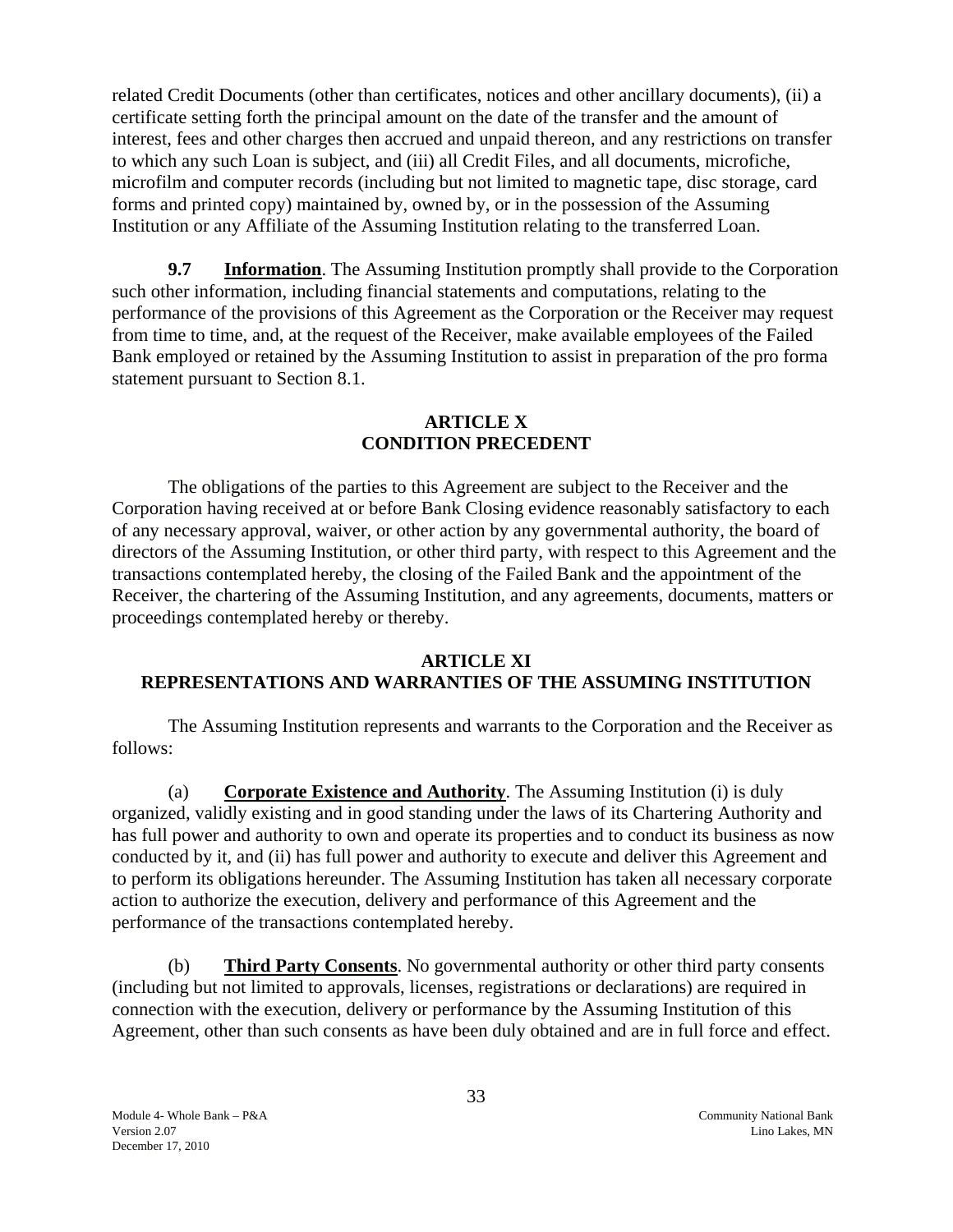related Credit Documents (other than certificates, notices and other ancillary documents), (ii) a certificate setting forth the principal amount on the date of the transfer and the amount of interest, fees and other charges then accrued and unpaid thereon, and any restrictions on transfer to which any such Loan is subject, and (iii) all Credit Files, and all documents, microfiche, microfilm and computer records (including but not limited to magnetic tape, disc storage, card forms and printed copy) maintained by, owned by, or in the possession of the Assuming Institution or any Affiliate of the Assuming Institution relating to the transferred Loan.

**9.7 Information**. The Assuming Institution promptly shall provide to the Corporation such other information, including financial statements and computations, relating to the performance of the provisions of this Agreement as the Corporation or the Receiver may request from time to time, and, at the request of the Receiver, make available employees of the Failed Bank employed or retained by the Assuming Institution to assist in preparation of the pro forma statement pursuant to Section 8.1.

## ARTICLE X
## CONDITION PRECEDENT

The obligations of the parties to this Agreement are subject to the Receiver and the Corporation having received at or before Bank Closing evidence reasonably satisfactory to each of any necessary approval, waiver, or other action by any governmental authority, the board of directors of the Assuming Institution, or other third party, with respect to this Agreement and the transactions contemplated hereby, the closing of the Failed Bank and the appointment of the Receiver, the chartering of the Assuming Institution, and any agreements, documents, matters or proceedings contemplated hereby or thereby.

## ARTICLE XI
## REPRESENTATIONS AND WARRANTIES OF THE ASSUMING INSTITUTION

The Assuming Institution represents and warrants to the Corporation and the Receiver as follows:

(a) **Corporate Existence and Authority**. The Assuming Institution (i) is duly organized, validly existing and in good standing under the laws of its Chartering Authority and has full power and authority to own and operate its properties and to conduct its business as now conducted by it, and (ii) has full power and authority to execute and deliver this Agreement and to perform its obligations hereunder. The Assuming Institution has taken all necessary corporate action to authorize the execution, delivery and performance of this Agreement and the performance of the transactions contemplated hereby.

(b) **Third Party Consents**. No governmental authority or other third party consents (including but not limited to approvals, licenses, registrations or declarations) are required in connection with the execution, delivery or performance by the Assuming Institution of this Agreement, other than such consents as have been duly obtained and are in full force and effect.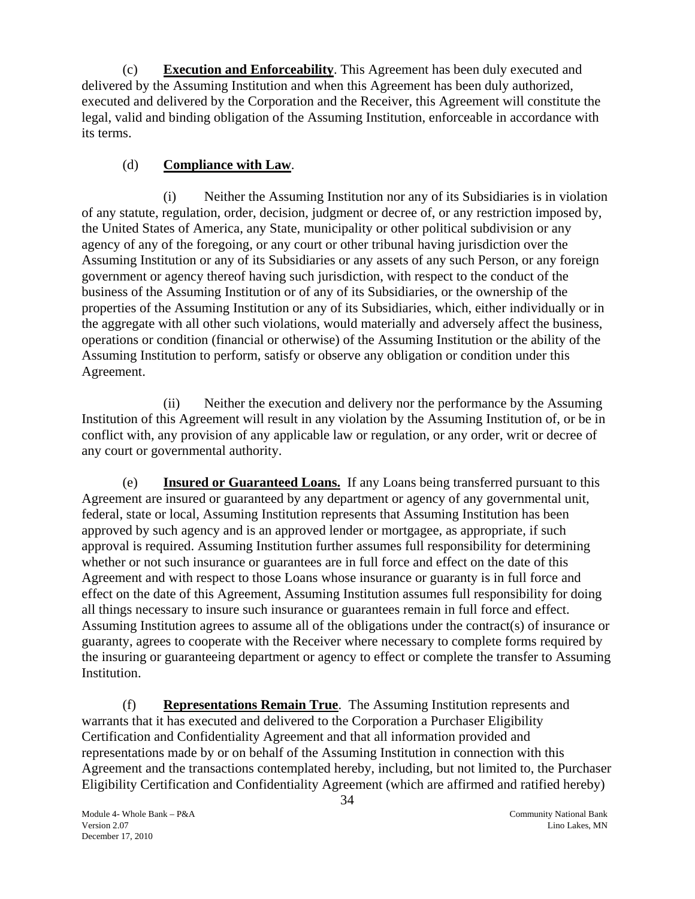(c) **Execution and Enforceability**. This Agreement has been duly executed and delivered by the Assuming Institution and when this Agreement has been duly authorized, executed and delivered by the Corporation and the Receiver, this Agreement will constitute the legal, valid and binding obligation of the Assuming Institution, enforceable in accordance with its terms.

(d) **Compliance with Law**.

(i) Neither the Assuming Institution nor any of its Subsidiaries is in violation of any statute, regulation, order, decision, judgment or decree of, or any restriction imposed by, the United States of America, any State, municipality or other political subdivision or any agency of any of the foregoing, or any court or other tribunal having jurisdiction over the Assuming Institution or any of its Subsidiaries or any assets of any such Person, or any foreign government or agency thereof having such jurisdiction, with respect to the conduct of the business of the Assuming Institution or of any of its Subsidiaries, or the ownership of the properties of the Assuming Institution or any of its Subsidiaries, which, either individually or in the aggregate with all other such violations, would materially and adversely affect the business, operations or condition (financial or otherwise) of the Assuming Institution or the ability of the Assuming Institution to perform, satisfy or observe any obligation or condition under this Agreement.

(ii) Neither the execution and delivery nor the performance by the Assuming Institution of this Agreement will result in any violation by the Assuming Institution of, or be in conflict with, any provision of any applicable law or regulation, or any order, writ or decree of any court or governmental authority.

(e) **Insured or Guaranteed Loans.** If any Loans being transferred pursuant to this Agreement are insured or guaranteed by any department or agency of any governmental unit, federal, state or local, Assuming Institution represents that Assuming Institution has been approved by such agency and is an approved lender or mortgagee, as appropriate, if such approval is required. Assuming Institution further assumes full responsibility for determining whether or not such insurance or guarantees are in full force and effect on the date of this Agreement and with respect to those Loans whose insurance or guaranty is in full force and effect on the date of this Agreement, Assuming Institution assumes full responsibility for doing all things necessary to insure such insurance or guarantees remain in full force and effect. Assuming Institution agrees to assume all of the obligations under the contract(s) of insurance or guaranty, agrees to cooperate with the Receiver where necessary to complete forms required by the insuring or guaranteeing department or agency to effect or complete the transfer to Assuming Institution.

(f) **Representations Remain True**. The Assuming Institution represents and warrants that it has executed and delivered to the Corporation a Purchaser Eligibility Certification and Confidentiality Agreement and that all information provided and representations made by or on behalf of the Assuming Institution in connection with this Agreement and the transactions contemplated hereby, including, but not limited to, the Purchaser Eligibility Certification and Confidentiality Agreement (which are affirmed and ratified hereby)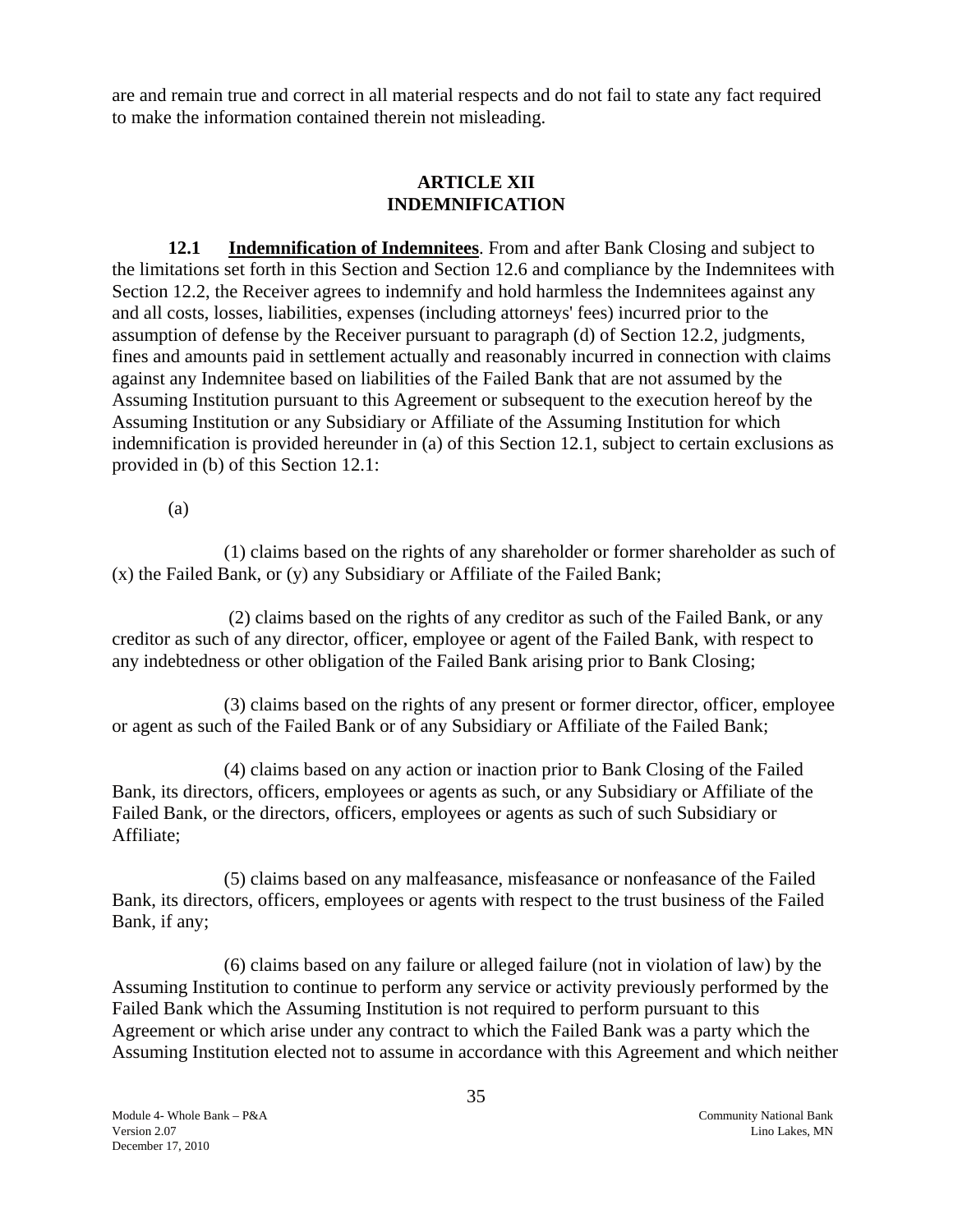are and remain true and correct in all material respects and do not fail to state any fact required to make the information contained therein not misleading.

## ARTICLE XII
## INDEMNIFICATION

**12.1 Indemnification of Indemnitees**. From and after Bank Closing and subject to the limitations set forth in this Section and Section 12.6 and compliance by the Indemnitees with Section 12.2, the Receiver agrees to indemnify and hold harmless the Indemnitees against any and all costs, losses, liabilities, expenses (including attorneys' fees) incurred prior to the assumption of defense by the Receiver pursuant to paragraph (d) of Section 12.2, judgments, fines and amounts paid in settlement actually and reasonably incurred in connection with claims against any Indemnitee based on liabilities of the Failed Bank that are not assumed by the Assuming Institution pursuant to this Agreement or subsequent to the execution hereof by the Assuming Institution or any Subsidiary or Affiliate of the Assuming Institution for which indemnification is provided hereunder in (a) of this Section 12.1, subject to certain exclusions as provided in (b) of this Section 12.1:

(a)

(1) claims based on the rights of any shareholder or former shareholder as such of (x) the Failed Bank, or (y) any Subsidiary or Affiliate of the Failed Bank;

(2) claims based on the rights of any creditor as such of the Failed Bank, or any creditor as such of any director, officer, employee or agent of the Failed Bank, with respect to any indebtedness or other obligation of the Failed Bank arising prior to Bank Closing;

(3) claims based on the rights of any present or former director, officer, employee or agent as such of the Failed Bank or of any Subsidiary or Affiliate of the Failed Bank;

(4) claims based on any action or inaction prior to Bank Closing of the Failed Bank, its directors, officers, employees or agents as such, or any Subsidiary or Affiliate of the Failed Bank, or the directors, officers, employees or agents as such of such Subsidiary or Affiliate;

(5) claims based on any malfeasance, misfeasance or nonfeasance of the Failed Bank, its directors, officers, employees or agents with respect to the trust business of the Failed Bank, if any;

(6) claims based on any failure or alleged failure (not in violation of law) by the Assuming Institution to continue to perform any service or activity previously performed by the Failed Bank which the Assuming Institution is not required to perform pursuant to this Agreement or which arise under any contract to which the Failed Bank was a party which the Assuming Institution elected not to assume in accordance with this Agreement and which neither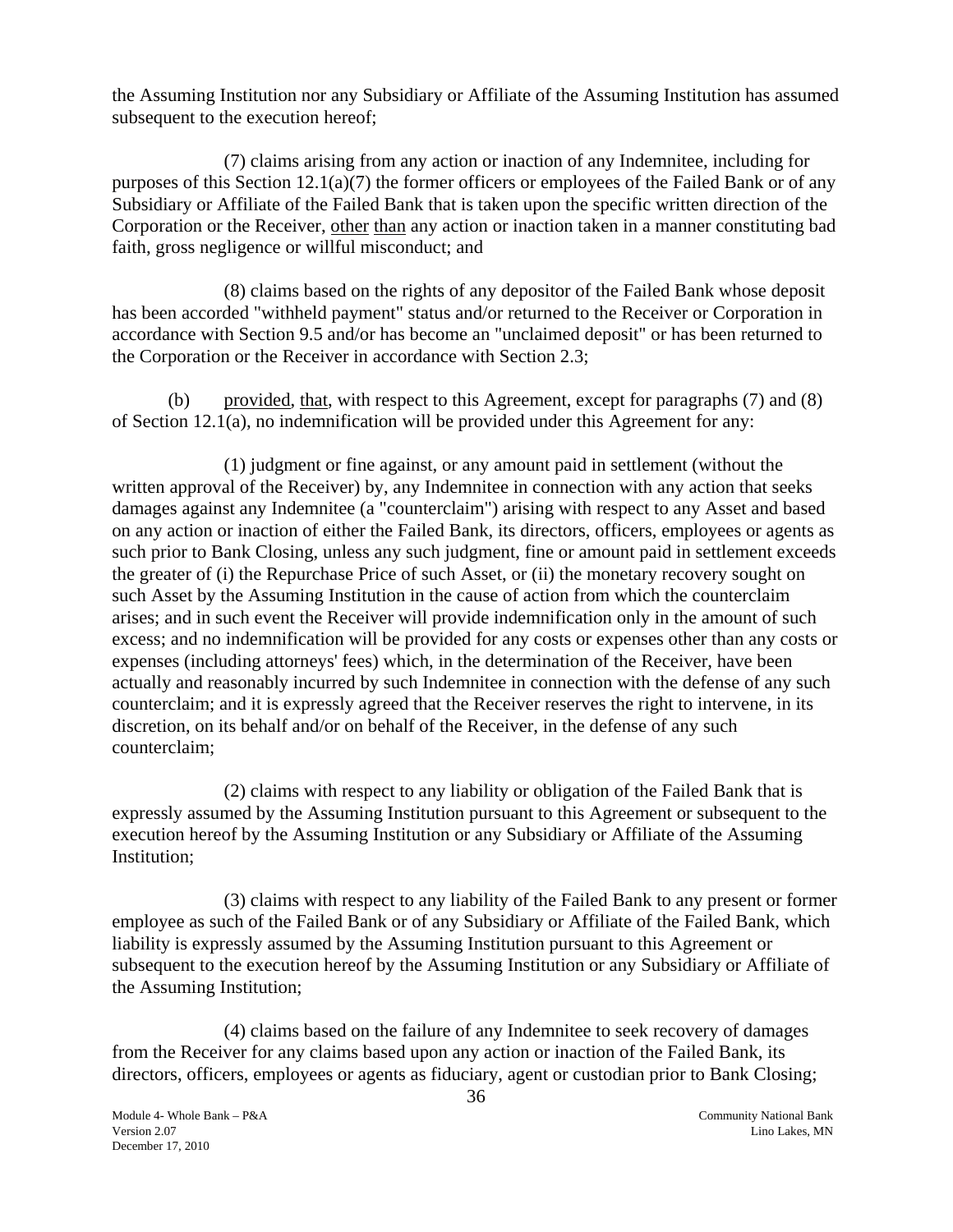the Assuming Institution nor any Subsidiary or Affiliate of the Assuming Institution has assumed subsequent to the execution hereof;

(7) claims arising from any action or inaction of any Indemnitee, including for purposes of this Section 12.1(a)(7) the former officers or employees of the Failed Bank or of any Subsidiary or Affiliate of the Failed Bank that is taken upon the specific written direction of the Corporation or the Receiver, other than any action or inaction taken in a manner constituting bad faith, gross negligence or willful misconduct; and

(8) claims based on the rights of any depositor of the Failed Bank whose deposit has been accorded "withheld payment" status and/or returned to the Receiver or Corporation in accordance with Section 9.5 and/or has become an "unclaimed deposit" or has been returned to the Corporation or the Receiver in accordance with Section 2.3;

(b) provided, that, with respect to this Agreement, except for paragraphs (7) and (8) of Section 12.1(a), no indemnification will be provided under this Agreement for any:

(1) judgment or fine against, or any amount paid in settlement (without the written approval of the Receiver) by, any Indemnitee in connection with any action that seeks damages against any Indemnitee (a "counterclaim") arising with respect to any Asset and based on any action or inaction of either the Failed Bank, its directors, officers, employees or agents as such prior to Bank Closing, unless any such judgment, fine or amount paid in settlement exceeds the greater of (i) the Repurchase Price of such Asset, or (ii) the monetary recovery sought on such Asset by the Assuming Institution in the cause of action from which the counterclaim arises; and in such event the Receiver will provide indemnification only in the amount of such excess; and no indemnification will be provided for any costs or expenses other than any costs or expenses (including attorneys' fees) which, in the determination of the Receiver, have been actually and reasonably incurred by such Indemnitee in connection with the defense of any such counterclaim; and it is expressly agreed that the Receiver reserves the right to intervene, in its discretion, on its behalf and/or on behalf of the Receiver, in the defense of any such counterclaim;

(2) claims with respect to any liability or obligation of the Failed Bank that is expressly assumed by the Assuming Institution pursuant to this Agreement or subsequent to the execution hereof by the Assuming Institution or any Subsidiary or Affiliate of the Assuming Institution;

(3) claims with respect to any liability of the Failed Bank to any present or former employee as such of the Failed Bank or of any Subsidiary or Affiliate of the Failed Bank, which liability is expressly assumed by the Assuming Institution pursuant to this Agreement or subsequent to the execution hereof by the Assuming Institution or any Subsidiary or Affiliate of the Assuming Institution;

(4) claims based on the failure of any Indemnitee to seek recovery of damages from the Receiver for any claims based upon any action or inaction of the Failed Bank, its directors, officers, employees or agents as fiduciary, agent or custodian prior to Bank Closing;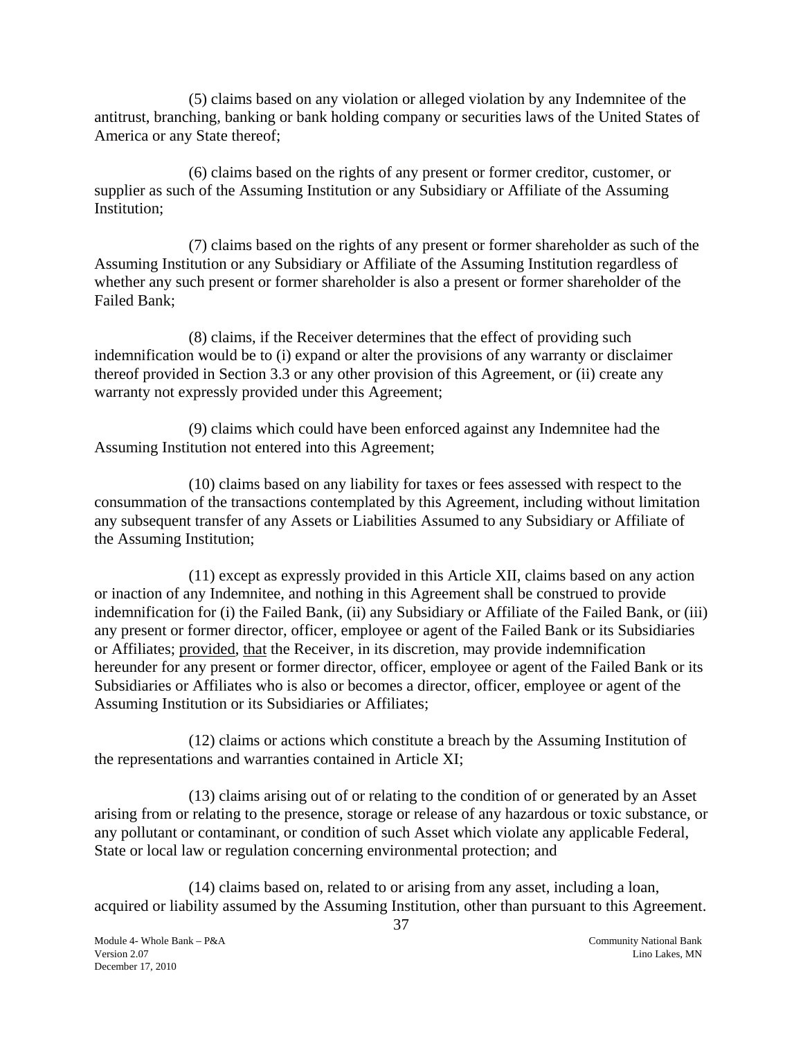(5) claims based on any violation or alleged violation by any Indemnitee of the antitrust, branching, banking or bank holding company or securities laws of the United States of America or any State thereof;

(6) claims based on the rights of any present or former creditor, customer, or supplier as such of the Assuming Institution or any Subsidiary or Affiliate of the Assuming Institution;

(7) claims based on the rights of any present or former shareholder as such of the Assuming Institution or any Subsidiary or Affiliate of the Assuming Institution regardless of whether any such present or former shareholder is also a present or former shareholder of the Failed Bank;

(8) claims, if the Receiver determines that the effect of providing such indemnification would be to (i) expand or alter the provisions of any warranty or disclaimer thereof provided in Section 3.3 or any other provision of this Agreement, or (ii) create any warranty not expressly provided under this Agreement;

(9) claims which could have been enforced against any Indemnitee had the Assuming Institution not entered into this Agreement;

(10) claims based on any liability for taxes or fees assessed with respect to the consummation of the transactions contemplated by this Agreement, including without limitation any subsequent transfer of any Assets or Liabilities Assumed to any Subsidiary or Affiliate of the Assuming Institution;

(11) except as expressly provided in this Article XII, claims based on any action or inaction of any Indemnitee, and nothing in this Agreement shall be construed to provide indemnification for (i) the Failed Bank, (ii) any Subsidiary or Affiliate of the Failed Bank, or (iii) any present or former director, officer, employee or agent of the Failed Bank or its Subsidiaries or Affiliates; provided, that the Receiver, in its discretion, may provide indemnification hereunder for any present or former director, officer, employee or agent of the Failed Bank or its Subsidiaries or Affiliates who is also or becomes a director, officer, employee or agent of the Assuming Institution or its Subsidiaries or Affiliates;

(12) claims or actions which constitute a breach by the Assuming Institution of the representations and warranties contained in Article XI;

(13) claims arising out of or relating to the condition of or generated by an Asset arising from or relating to the presence, storage or release of any hazardous or toxic substance, or any pollutant or contaminant, or condition of such Asset which violate any applicable Federal, State or local law or regulation concerning environmental protection; and

(14) claims based on, related to or arising from any asset, including a loan, acquired or liability assumed by the Assuming Institution, other than pursuant to this Agreement.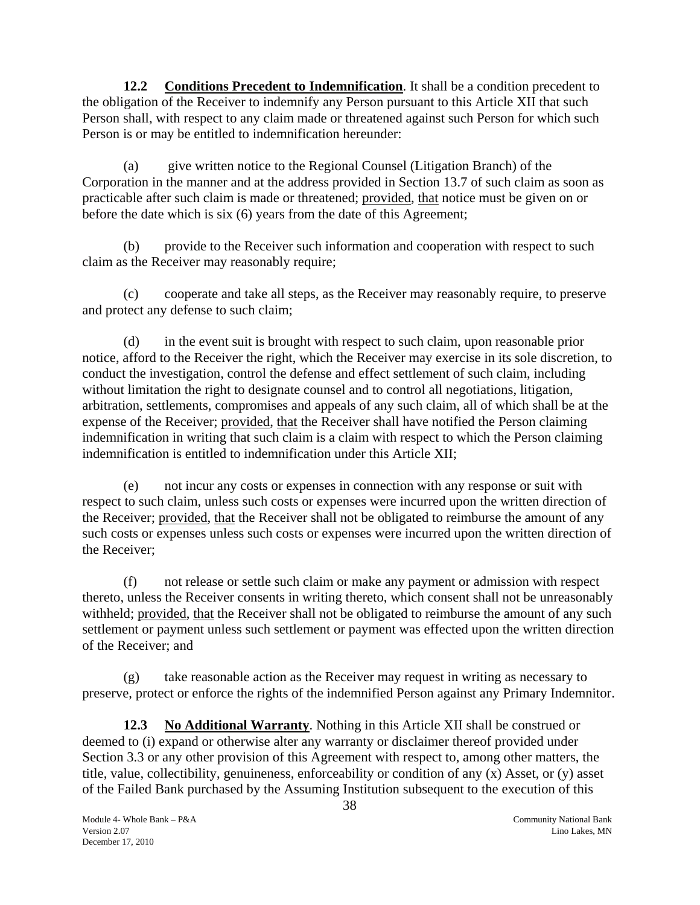**12.2 Conditions Precedent to Indemnification**. It shall be a condition precedent to the obligation of the Receiver to indemnify any Person pursuant to this Article XII that such Person shall, with respect to any claim made or threatened against such Person for which such Person is or may be entitled to indemnification hereunder:

(a) give written notice to the Regional Counsel (Litigation Branch) of the Corporation in the manner and at the address provided in Section 13.7 of such claim as soon as practicable after such claim is made or threatened; provided, that notice must be given on or before the date which is six (6) years from the date of this Agreement;

(b) provide to the Receiver such information and cooperation with respect to such claim as the Receiver may reasonably require;

(c) cooperate and take all steps, as the Receiver may reasonably require, to preserve and protect any defense to such claim;

(d) in the event suit is brought with respect to such claim, upon reasonable prior notice, afford to the Receiver the right, which the Receiver may exercise in its sole discretion, to conduct the investigation, control the defense and effect settlement of such claim, including without limitation the right to designate counsel and to control all negotiations, litigation, arbitration, settlements, compromises and appeals of any such claim, all of which shall be at the expense of the Receiver; provided, that the Receiver shall have notified the Person claiming indemnification in writing that such claim is a claim with respect to which the Person claiming indemnification is entitled to indemnification under this Article XII;

(e) not incur any costs or expenses in connection with any response or suit with respect to such claim, unless such costs or expenses were incurred upon the written direction of the Receiver; provided, that the Receiver shall not be obligated to reimburse the amount of any such costs or expenses unless such costs or expenses were incurred upon the written direction of the Receiver;

(f) not release or settle such claim or make any payment or admission with respect thereto, unless the Receiver consents in writing thereto, which consent shall not be unreasonably withheld; provided, that the Receiver shall not be obligated to reimburse the amount of any such settlement or payment unless such settlement or payment was effected upon the written direction of the Receiver; and

(g) take reasonable action as the Receiver may request in writing as necessary to preserve, protect or enforce the rights of the indemnified Person against any Primary Indemnitor.

**12.3 No Additional Warranty**. Nothing in this Article XII shall be construed or deemed to (i) expand or otherwise alter any warranty or disclaimer thereof provided under Section 3.3 or any other provision of this Agreement with respect to, among other matters, the title, value, collectibility, genuineness, enforceability or condition of any (x) Asset, or (y) asset of the Failed Bank purchased by the Assuming Institution subsequent to the execution of this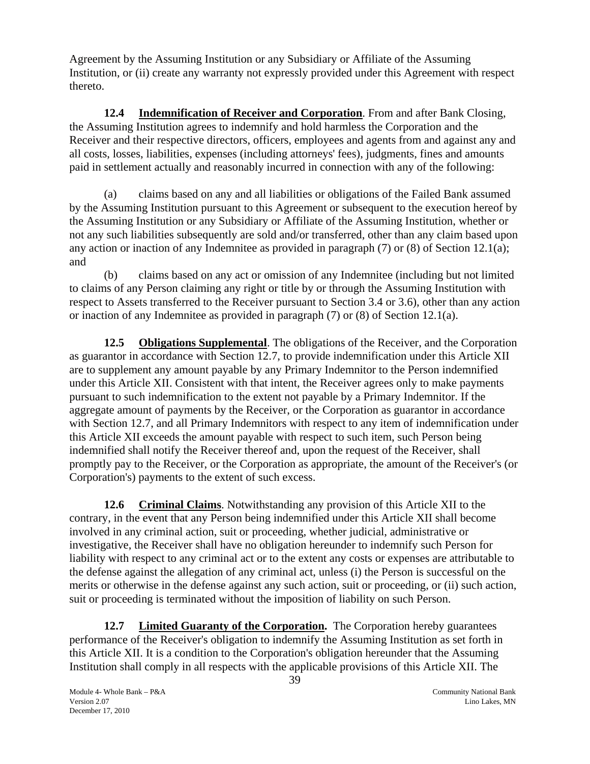Agreement by the Assuming Institution or any Subsidiary or Affiliate of the Assuming Institution, or (ii) create any warranty not expressly provided under this Agreement with respect thereto.

**12.4 Indemnification of Receiver and Corporation**. From and after Bank Closing, the Assuming Institution agrees to indemnify and hold harmless the Corporation and the Receiver and their respective directors, officers, employees and agents from and against any and all costs, losses, liabilities, expenses (including attorneys' fees), judgments, fines and amounts paid in settlement actually and reasonably incurred in connection with any of the following:

(a) claims based on any and all liabilities or obligations of the Failed Bank assumed by the Assuming Institution pursuant to this Agreement or subsequent to the execution hereof by the Assuming Institution or any Subsidiary or Affiliate of the Assuming Institution, whether or not any such liabilities subsequently are sold and/or transferred, other than any claim based upon any action or inaction of any Indemnitee as provided in paragraph (7) or (8) of Section 12.1(a); and

(b) claims based on any act or omission of any Indemnitee (including but not limited to claims of any Person claiming any right or title by or through the Assuming Institution with respect to Assets transferred to the Receiver pursuant to Section 3.4 or 3.6), other than any action or inaction of any Indemnitee as provided in paragraph (7) or (8) of Section 12.1(a).

**12.5 Obligations Supplemental**. The obligations of the Receiver, and the Corporation as guarantor in accordance with Section 12.7, to provide indemnification under this Article XII are to supplement any amount payable by any Primary Indemnitor to the Person indemnified under this Article XII. Consistent with that intent, the Receiver agrees only to make payments pursuant to such indemnification to the extent not payable by a Primary Indemnitor. If the aggregate amount of payments by the Receiver, or the Corporation as guarantor in accordance with Section 12.7, and all Primary Indemnitors with respect to any item of indemnification under this Article XII exceeds the amount payable with respect to such item, such Person being indemnified shall notify the Receiver thereof and, upon the request of the Receiver, shall promptly pay to the Receiver, or the Corporation as appropriate, the amount of the Receiver's (or Corporation's) payments to the extent of such excess.

**12.6 Criminal Claims**. Notwithstanding any provision of this Article XII to the contrary, in the event that any Person being indemnified under this Article XII shall become involved in any criminal action, suit or proceeding, whether judicial, administrative or investigative, the Receiver shall have no obligation hereunder to indemnify such Person for liability with respect to any criminal act or to the extent any costs or expenses are attributable to the defense against the allegation of any criminal act, unless (i) the Person is successful on the merits or otherwise in the defense against any such action, suit or proceeding, or (ii) such action, suit or proceeding is terminated without the imposition of liability on such Person.

**12.7 Limited Guaranty of the Corporation.** The Corporation hereby guarantees performance of the Receiver's obligation to indemnify the Assuming Institution as set forth in this Article XII. It is a condition to the Corporation's obligation hereunder that the Assuming Institution shall comply in all respects with the applicable provisions of this Article XII. The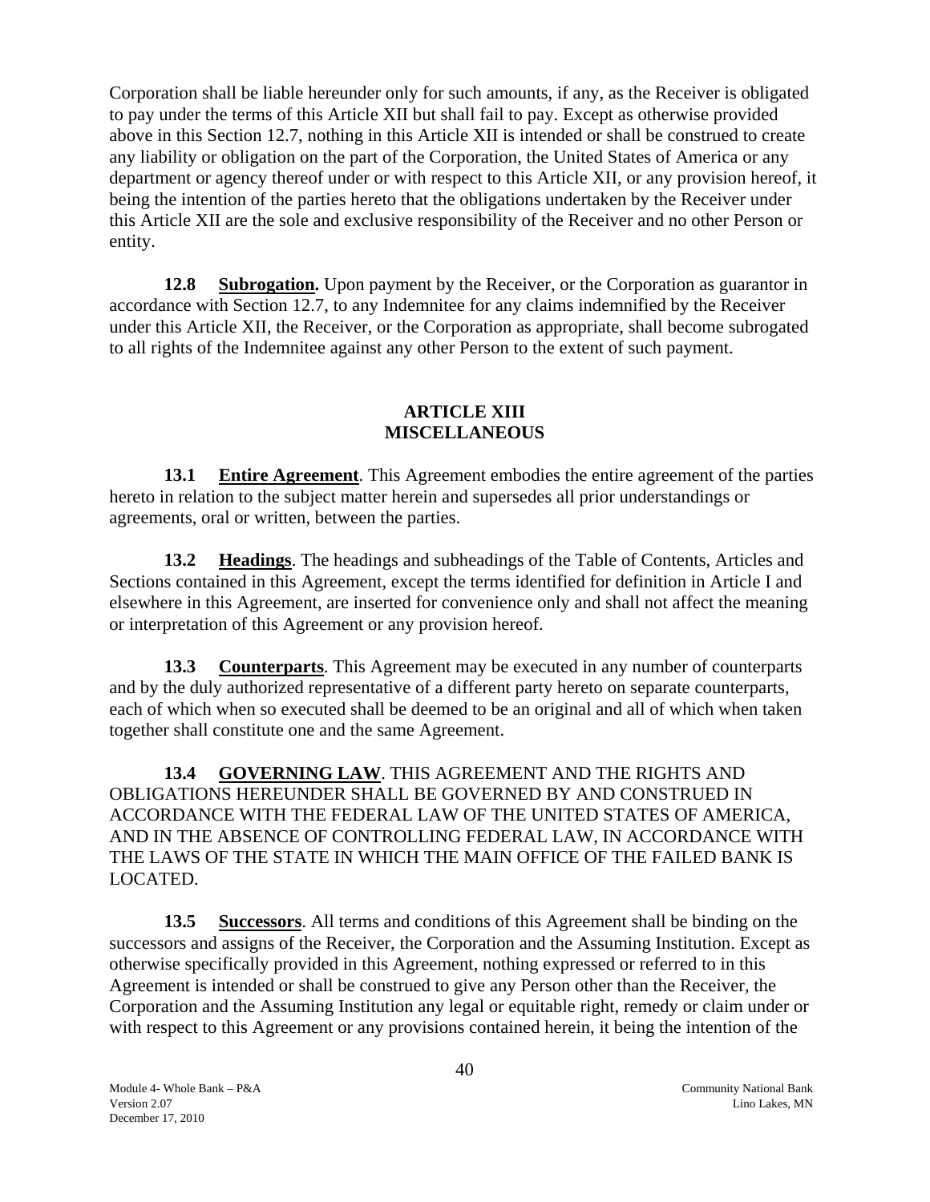Corporation shall be liable hereunder only for such amounts, if any, as the Receiver is obligated to pay under the terms of this Article XII but shall fail to pay. Except as otherwise provided above in this Section 12.7, nothing in this Article XII is intended or shall be construed to create any liability or obligation on the part of the Corporation, the United States of America or any department or agency thereof under or with respect to this Article XII, or any provision hereof, it being the intention of the parties hereto that the obligations undertaken by the Receiver under this Article XII are the sole and exclusive responsibility of the Receiver and no other Person or entity.

**12.8 Subrogation.** Upon payment by the Receiver, or the Corporation as guarantor in accordance with Section 12.7, to any Indemnitee for any claims indemnified by the Receiver under this Article XII, the Receiver, or the Corporation as appropriate, shall become subrogated to all rights of the Indemnitee against any other Person to the extent of such payment.

## ARTICLE XIII
## MISCELLANEOUS

**13.1 Entire Agreement**. This Agreement embodies the entire agreement of the parties hereto in relation to the subject matter herein and supersedes all prior understandings or agreements, oral or written, between the parties.

**13.2 Headings**. The headings and subheadings of the Table of Contents, Articles and Sections contained in this Agreement, except the terms identified for definition in Article I and elsewhere in this Agreement, are inserted for convenience only and shall not affect the meaning or interpretation of this Agreement or any provision hereof.

**13.3 Counterparts**. This Agreement may be executed in any number of counterparts and by the duly authorized representative of a different party hereto on separate counterparts, each of which when so executed shall be deemed to be an original and all of which when taken together shall constitute one and the same Agreement.

**13.4 GOVERNING LAW**. THIS AGREEMENT AND THE RIGHTS AND OBLIGATIONS HEREUNDER SHALL BE GOVERNED BY AND CONSTRUED IN ACCORDANCE WITH THE FEDERAL LAW OF THE UNITED STATES OF AMERICA, AND IN THE ABSENCE OF CONTROLLING FEDERAL LAW, IN ACCORDANCE WITH THE LAWS OF THE STATE IN WHICH THE MAIN OFFICE OF THE FAILED BANK IS LOCATED.

**13.5 Successors**. All terms and conditions of this Agreement shall be binding on the successors and assigns of the Receiver, the Corporation and the Assuming Institution. Except as otherwise specifically provided in this Agreement, nothing expressed or referred to in this Agreement is intended or shall be construed to give any Person other than the Receiver, the Corporation and the Assuming Institution any legal or equitable right, remedy or claim under or with respect to this Agreement or any provisions contained herein, it being the intention of the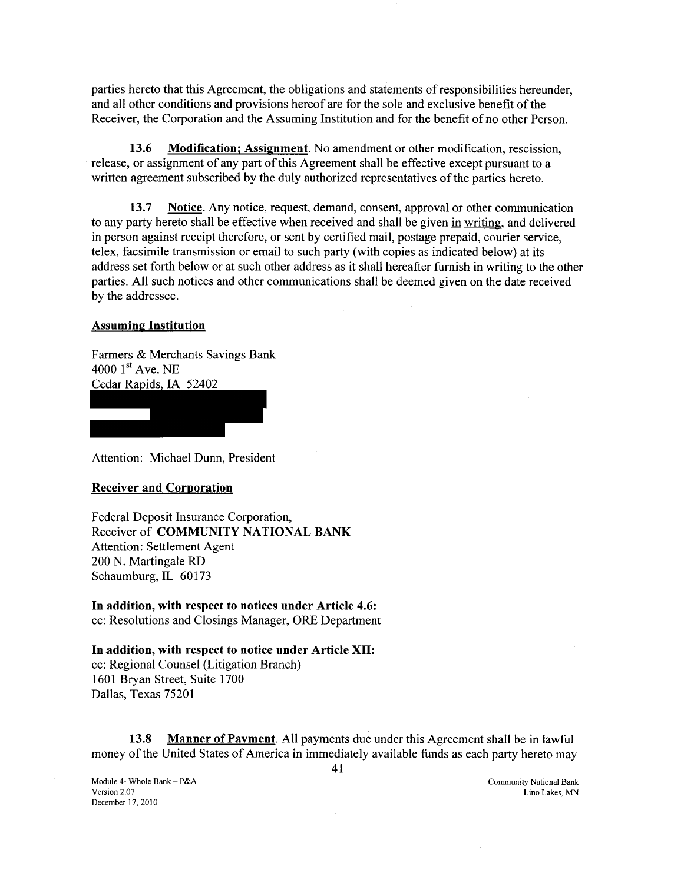parties hereto that this Agreement, the obligations and statements of responsibilities hereunder, and all other conditions and provisions hereof are for the sole and exclusive benefit of the Receiver, the Corporation and the Assuming Institution and for the benefit of no other Person.

**13.6 Modification; Assignment**. No amendment or other modification, rescission, release, or assignment of any part of this Agreement shall be effective except pursuant to a written agreement subscribed by the duly authorized representatives of the parties hereto.

**13.7 Notice**. Any notice, request, demand, consent, approval or other communication to any party hereto shall be effective when received and shall be given in writing, and delivered in person against receipt therefore, or sent by certified mail, postage prepaid, courier service, telex, facsimile transmission or email to such party (with copies as indicated below) at its address set forth below or at such other address as it shall hereafter furnish in writing to the other parties. All such notices and other communications shall be deemed given on the date received by the addressee.

**Assuming Institution**

Farmers & Merchants Savings Bank
4000 1st Ave. NE
Cedar Rapids, IA 52402

Attention: Michael Dunn, President

**Receiver and Corporation**

Federal Deposit Insurance Corporation,
Receiver of **COMMUNITY NATIONAL BANK**
Attention: Settlement Agent
200 N. Martingale RD
Schaumburg, IL 60173

**In addition, with respect to notices under Article 4.6:**
cc: Resolutions and Closings Manager, ORE Department

**In addition, with respect to notice under Article XII:**
cc: Regional Counsel (Litigation Branch)
1601 Bryan Street, Suite 1700
Dallas, Texas 75201

**13.8 Manner of Payment**. All payments due under this Agreement shall be in lawful money of the United States of America in immediately available funds as each party hereto may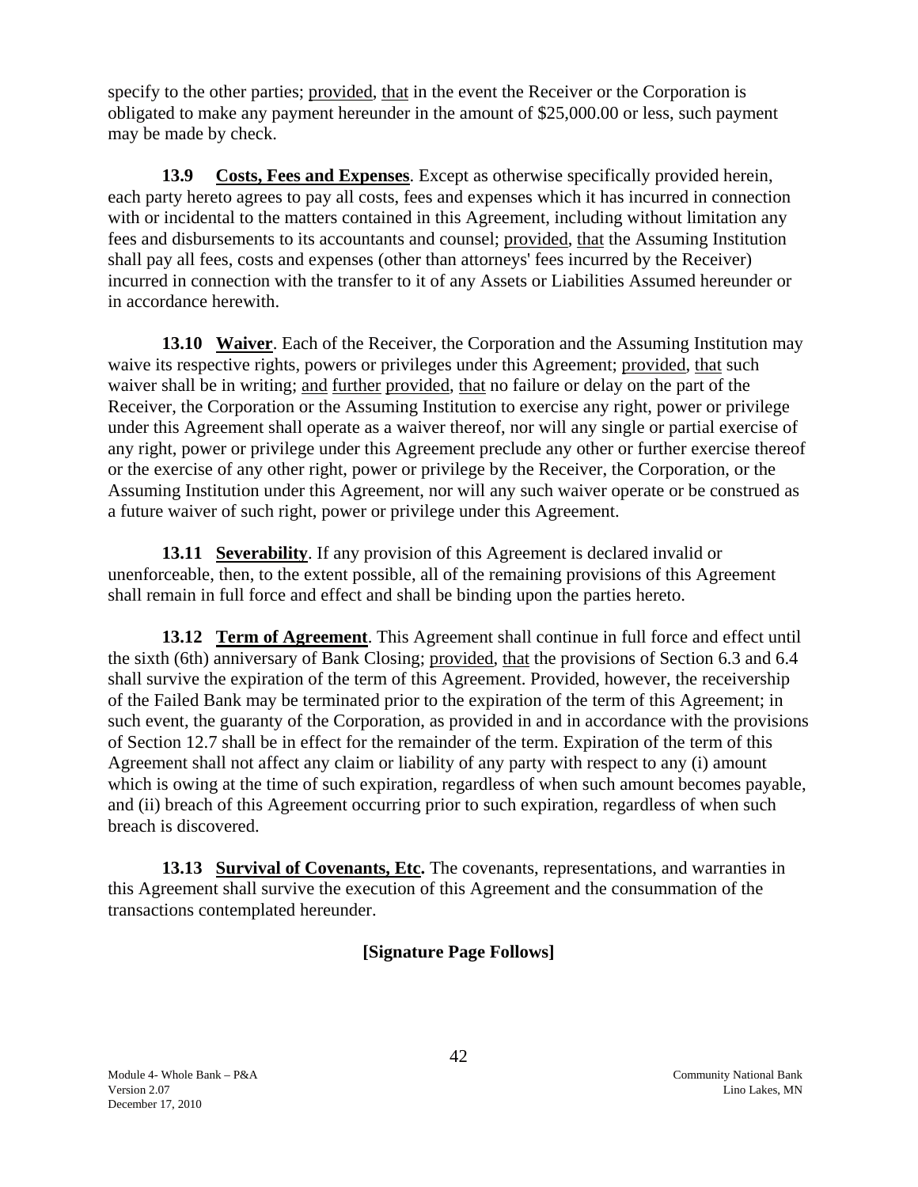specify to the other parties; provided, that in the event the Receiver or the Corporation is obligated to make any payment hereunder in the amount of $25,000.00 or less, such payment may be made by check.

**13.9 Costs, Fees and Expenses**. Except as otherwise specifically provided herein, each party hereto agrees to pay all costs, fees and expenses which it has incurred in connection with or incidental to the matters contained in this Agreement, including without limitation any fees and disbursements to its accountants and counsel; provided, that the Assuming Institution shall pay all fees, costs and expenses (other than attorneys' fees incurred by the Receiver) incurred in connection with the transfer to it of any Assets or Liabilities Assumed hereunder or in accordance herewith.

**13.10 Waiver**. Each of the Receiver, the Corporation and the Assuming Institution may waive its respective rights, powers or privileges under this Agreement; provided, that such waiver shall be in writing; and further provided, that no failure or delay on the part of the Receiver, the Corporation or the Assuming Institution to exercise any right, power or privilege under this Agreement shall operate as a waiver thereof, nor will any single or partial exercise of any right, power or privilege under this Agreement preclude any other or further exercise thereof or the exercise of any other right, power or privilege by the Receiver, the Corporation, or the Assuming Institution under this Agreement, nor will any such waiver operate or be construed as a future waiver of such right, power or privilege under this Agreement.

**13.11 Severability**. If any provision of this Agreement is declared invalid or unenforceable, then, to the extent possible, all of the remaining provisions of this Agreement shall remain in full force and effect and shall be binding upon the parties hereto.

**13.12 Term of Agreement**. This Agreement shall continue in full force and effect until the sixth (6th) anniversary of Bank Closing; provided, that the provisions of Section 6.3 and 6.4 shall survive the expiration of the term of this Agreement. Provided, however, the receivership of the Failed Bank may be terminated prior to the expiration of the term of this Agreement; in such event, the guaranty of the Corporation, as provided in and in accordance with the provisions of Section 12.7 shall be in effect for the remainder of the term. Expiration of the term of this Agreement shall not affect any claim or liability of any party with respect to any (i) amount which is owing at the time of such expiration, regardless of when such amount becomes payable, and (ii) breach of this Agreement occurring prior to such expiration, regardless of when such breach is discovered.

**13.13 Survival of Covenants, Etc.** The covenants, representations, and warranties in this Agreement shall survive the execution of this Agreement and the consummation of the transactions contemplated hereunder.

**[Signature Page Follows]**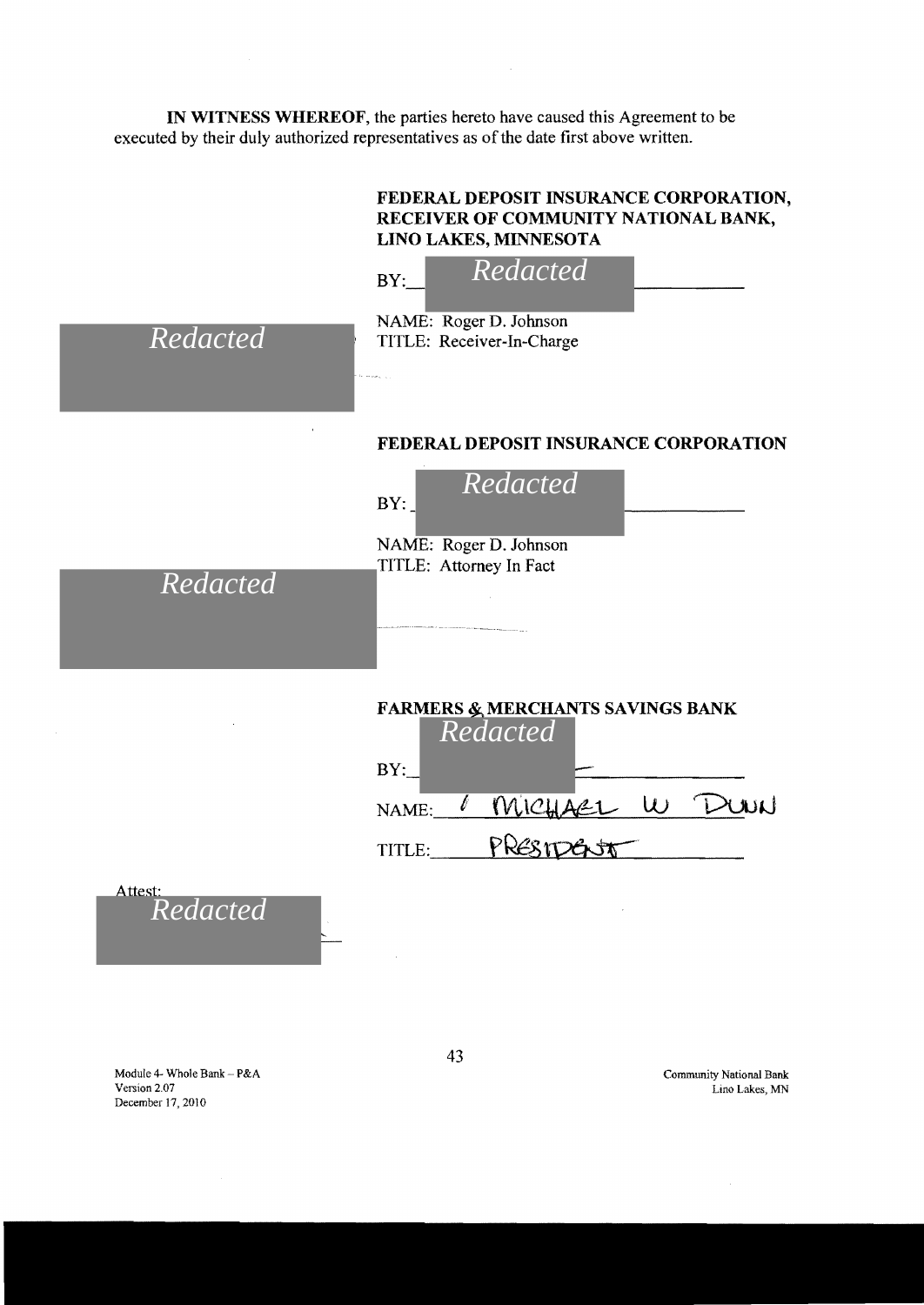**IN WITNESS WHEREOF**, the parties hereto have caused this Agreement to be executed by their duly authorized representatives as of the date first above written.

**FEDERAL DEPOSIT INSURANCE CORPORATION, RECEIVER OF COMMUNITY NATIONAL BANK, LINO LAKES, MINNESOTA**

BY: *Redacted*

NAME: Roger D. Johnson

TITLE: Receiver-In-Charge

*Redacted*

**FEDERAL DEPOSIT INSURANCE CORPORATION**

BY: *Redacted*

NAME: Roger D. Johnson

TITLE: Attorney In Fact

*Redacted*

**FARMERS & MERCHANTS SAVINGS BANK**

BY: *Redacted*

NAME: MICHAEL W DUNN

TITLE: PRESIDENT

Attest: *Redacted*

Module 4- Whole Bank – P&A
Version 2.07
December 17, 2010

Community National Bank
Lino Lakes, MN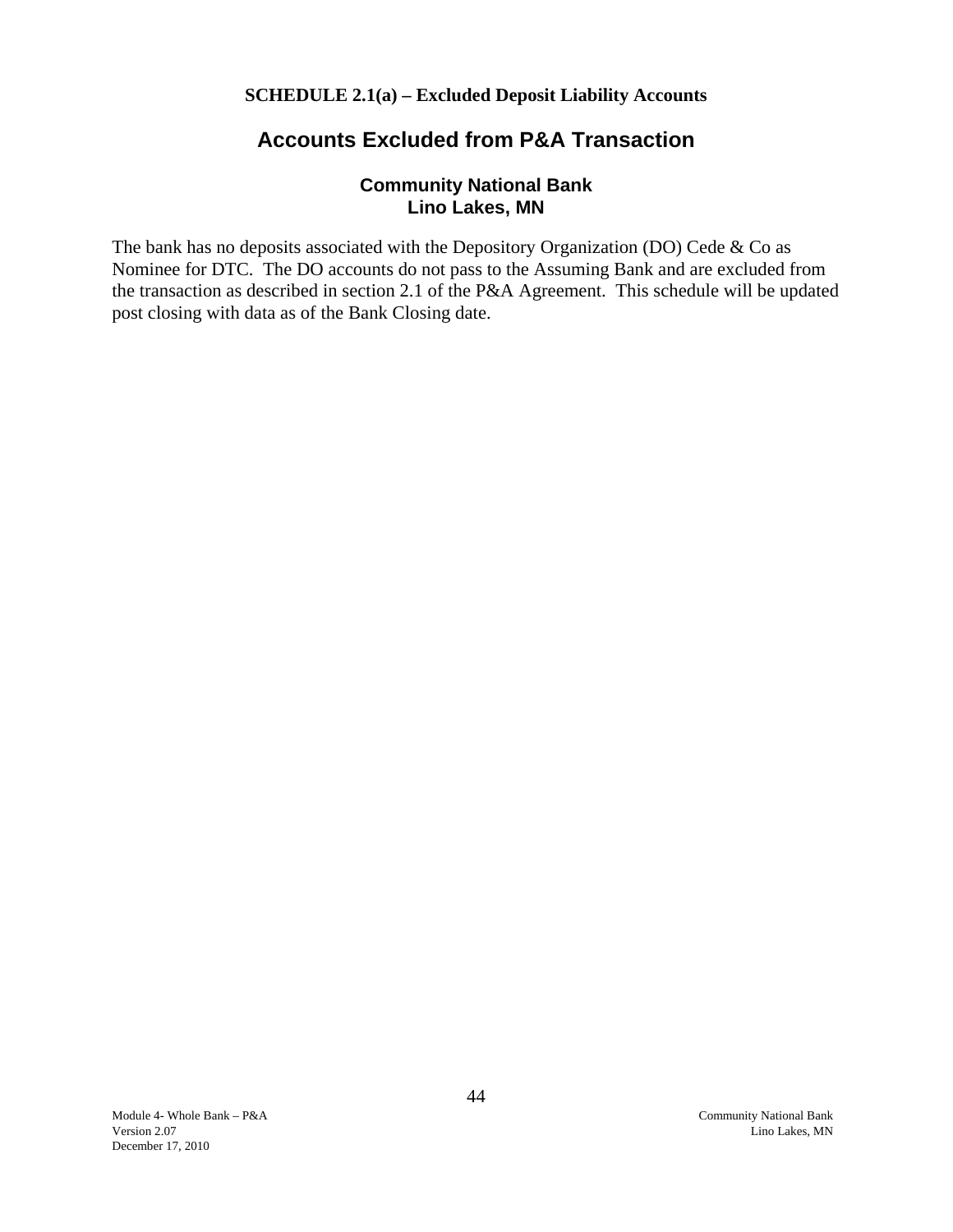**SCHEDULE 2.1(a) – Excluded Deposit Liability Accounts**

# Accounts Excluded from P&A Transaction

### Community National Bank
### Lino Lakes, MN

The bank has no deposits associated with the Depository Organization (DO) Cede & Co as Nominee for DTC. The DO accounts do not pass to the Assuming Bank and are excluded from the transaction as described in section 2.1 of the P&A Agreement. This schedule will be updated post closing with data as of the Bank Closing date.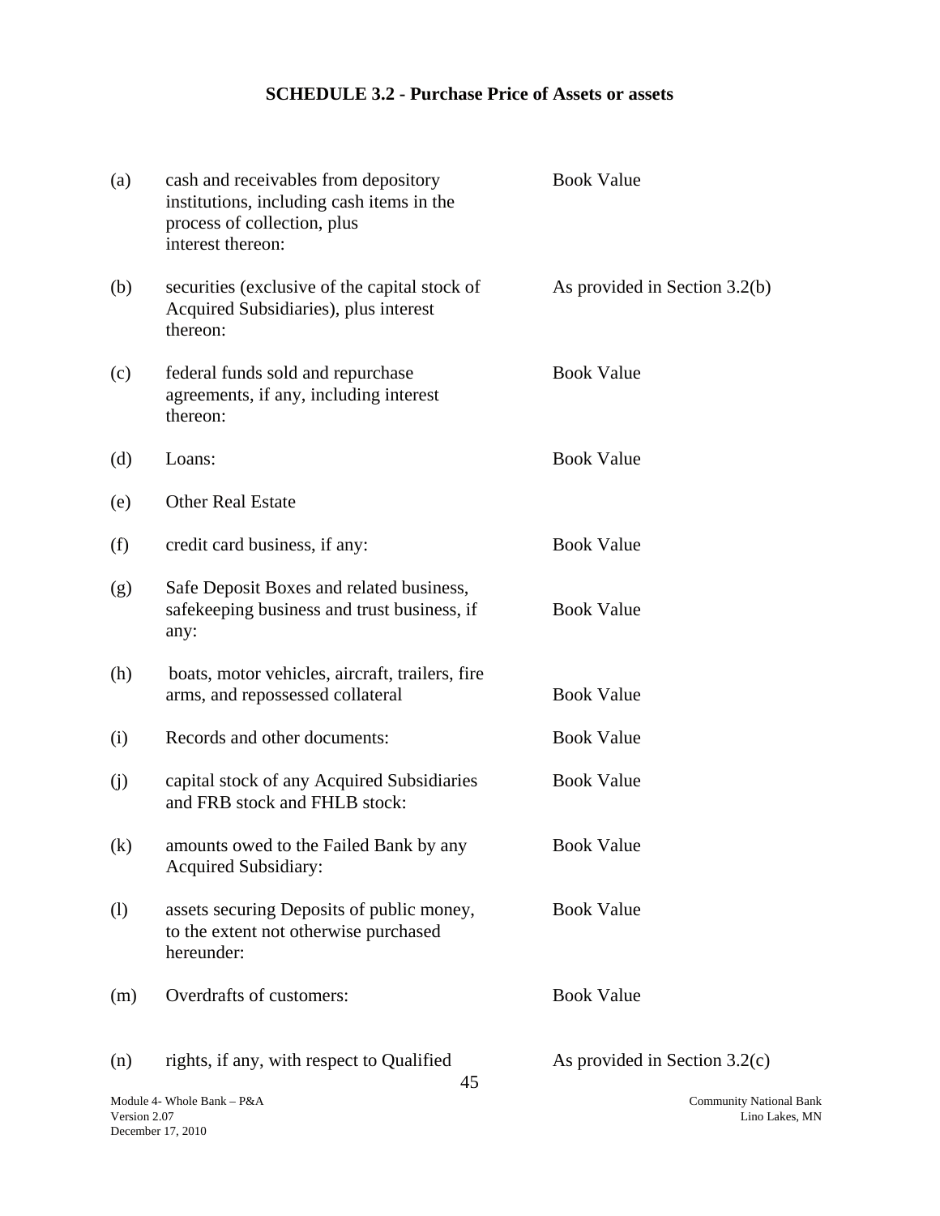## SCHEDULE 3.2 - Purchase Price of Assets or assets

| | | |
|---|---|---|
| (a) | cash and receivables from depository institutions, including cash items in the process of collection, plus interest thereon: | Book Value |
| (b) | securities (exclusive of the capital stock of Acquired Subsidiaries), plus interest thereon: | As provided in Section 3.2(b) |
| (c) | federal funds sold and repurchase agreements, if any, including interest thereon: | Book Value |
| (d) | Loans: | Book Value |
| (e) | Other Real Estate | |
| (f) | credit card business, if any: | Book Value |
| (g) | Safe Deposit Boxes and related business, safekeeping business and trust business, if any: | Book Value |
| (h) | boats, motor vehicles, aircraft, trailers, fire arms, and repossessed collateral | Book Value |
| (i) | Records and other documents: | Book Value |
| (j) | capital stock of any Acquired Subsidiaries and FRB stock and FHLB stock: | Book Value |
| (k) | amounts owed to the Failed Bank by any Acquired Subsidiary: | Book Value |
| (l) | assets securing Deposits of public money, to the extent not otherwise purchased hereunder: | Book Value |
| (m) | Overdrafts of customers: | Book Value |
| (n) | rights, if any, with respect to Qualified | As provided in Section 3.2(c) |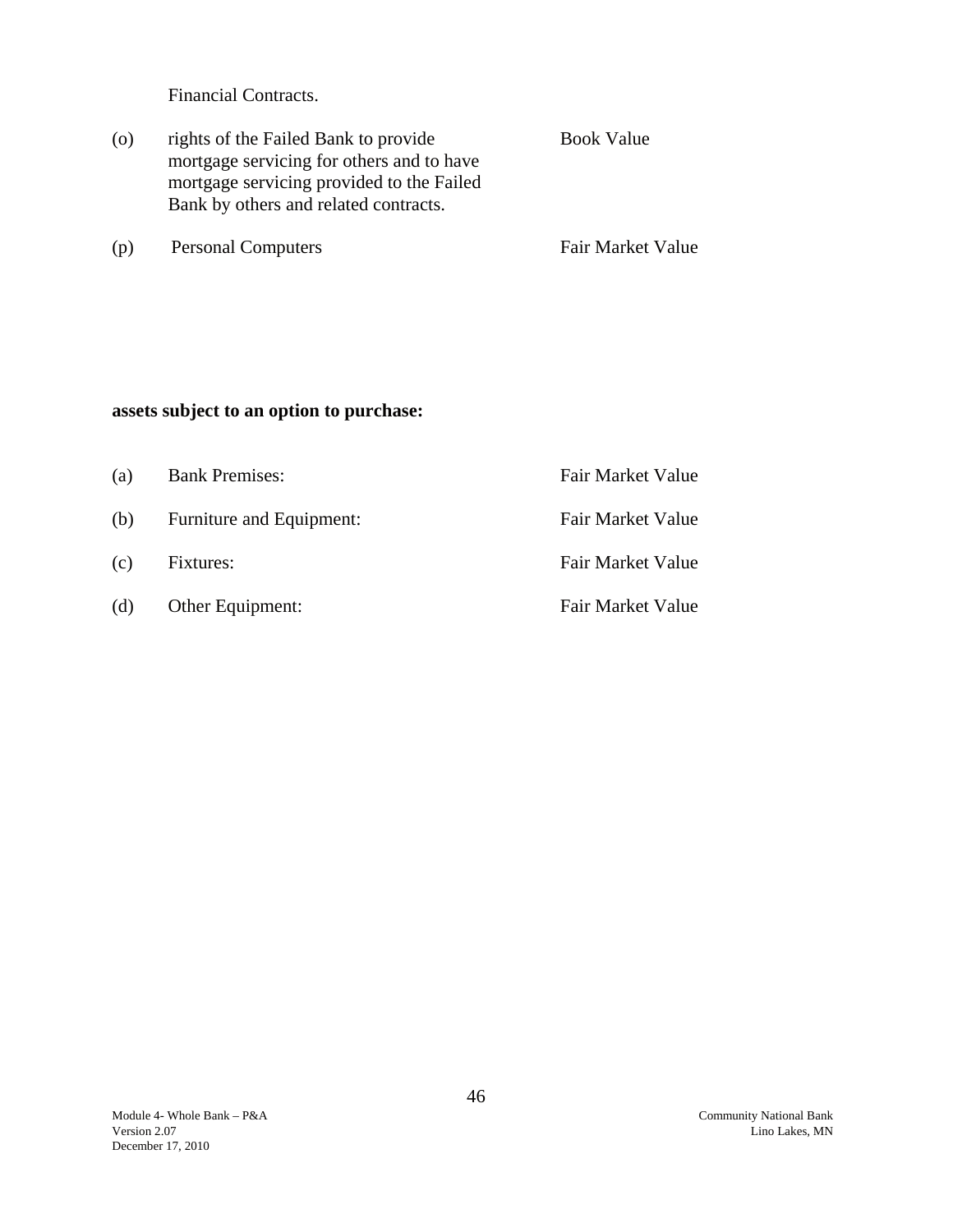Financial Contracts.

| | | |
|---|---|---|
| (o) | rights of the Failed Bank to provide mortgage servicing for others and to have mortgage servicing provided to the Failed Bank by others and related contracts. | Book Value |
| (p) | Personal Computers | Fair Market Value |

**assets subject to an option to purchase:**

| | | |
|---|---|---|
| (a) | Bank Premises: | Fair Market Value |
| (b) | Furniture and Equipment: | Fair Market Value |
| (c) | Fixtures: | Fair Market Value |
| (d) | Other Equipment: | Fair Market Value |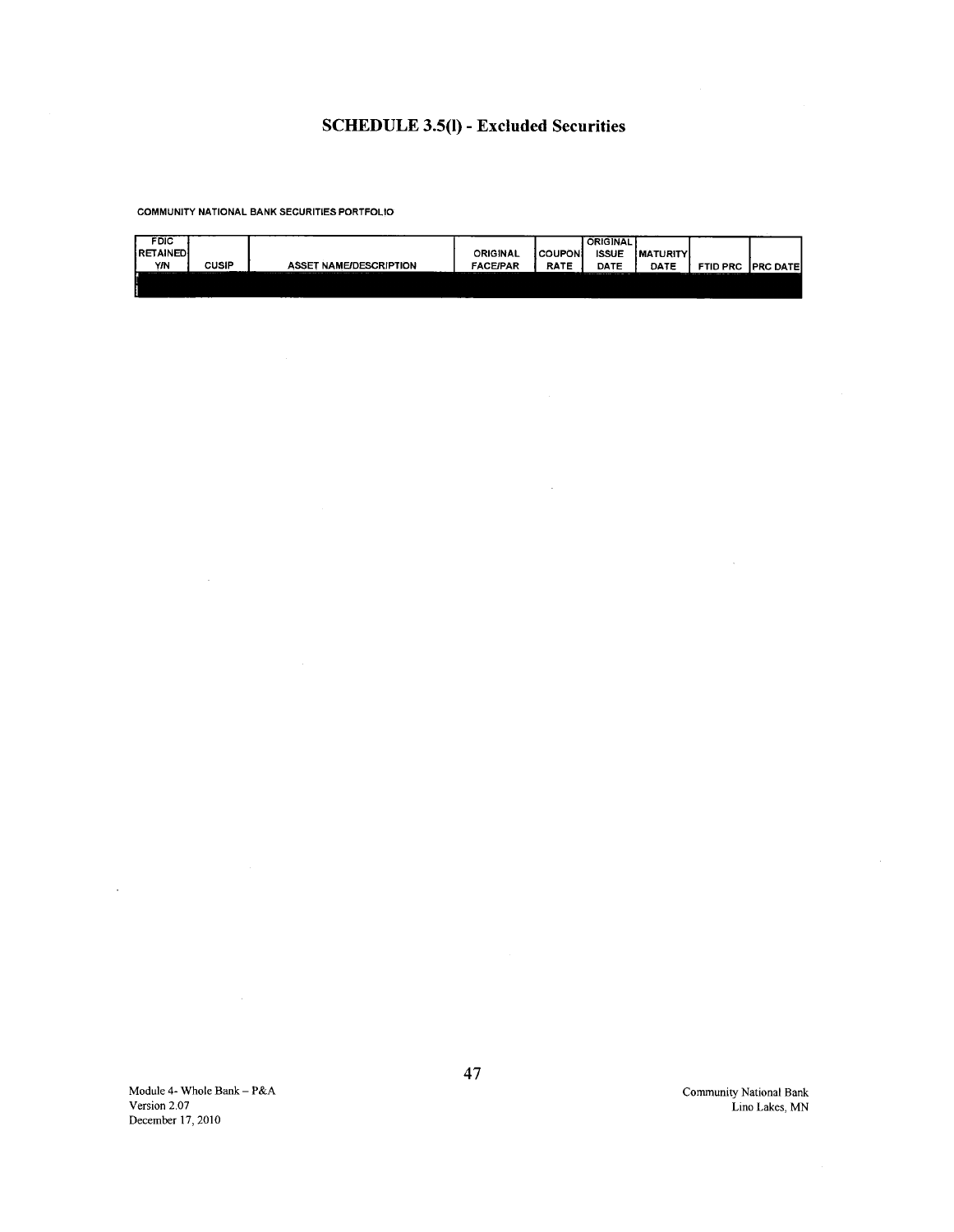# SCHEDULE 3.5(l) - Excluded Securities

COMMUNITY NATIONAL BANK SECURITIES PORTFOLIO

| FDIC RETAINED Y/N | CUSIP | ASSET NAME/DESCRIPTION | ORIGINAL FACE/PAR | COUPON RATE | ORIGINAL ISSUE DATE | MATURITY DATE | FTID PRC | PRC DATE |
|---|---|---|---|---|---|---|---|---|
| | | | | | | | | |

Module 4- Whole Bank – P&A
Version 2.07
December 17, 2010

Community National Bank
Lino Lakes, MN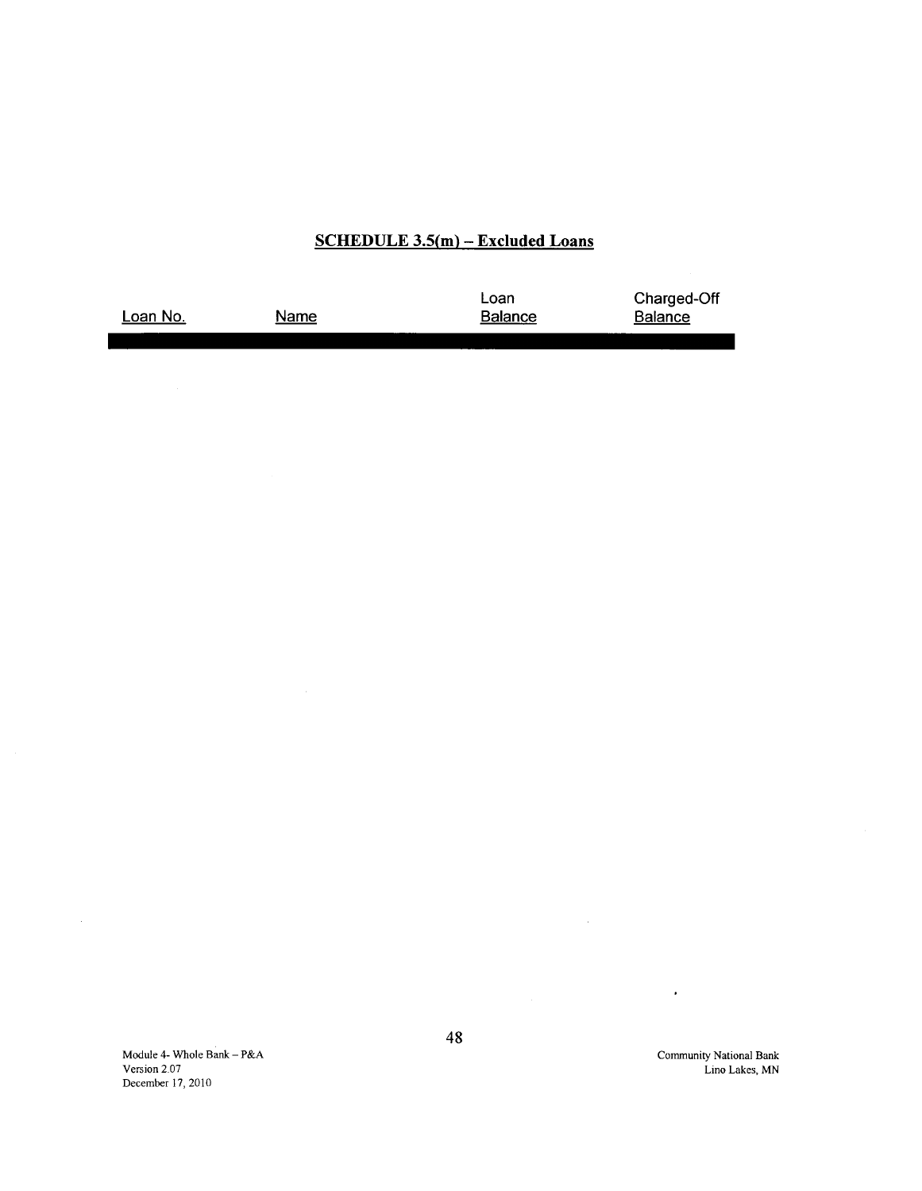## SCHEDULE 3.5(m) – Excluded Loans

| Loan No. | Name | Loan Balance | Charged-Off Balance |
| --- | --- | --- | --- |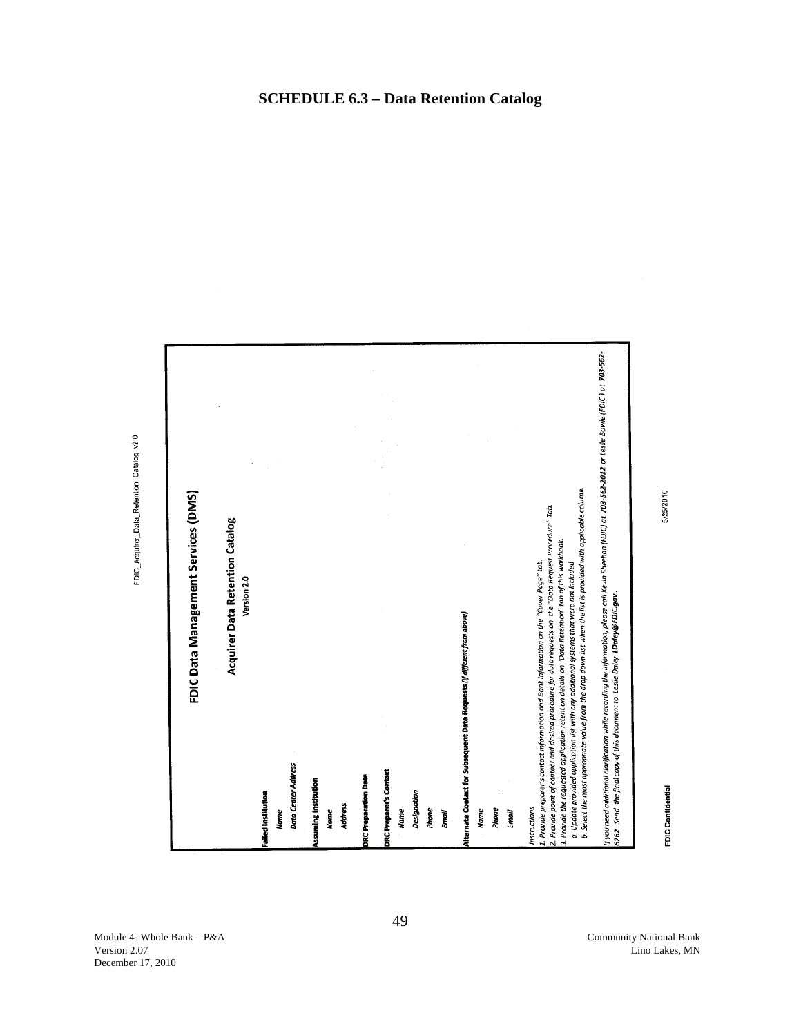# SCHEDULE 6.3 – Data Retention Catalog

FDIC_Acquirer_Data_Retention_Catalog_v2 0

## FDIC Data Management Services (DMS)

### Acquirer Data Retention Catalog

Version 2.0

**Failed Institution**

*Name*

*Data Center Address*

**Assuming Institution**

*Name*

*Address*

**DRC Preparation Date**

**DRC Preparer's Contact**

*Name*

*Designation*

*Phone*

*Email*

**Alternate Contact for Subsequent Data Requests (if different from above)**

*Name*

*Phone*

*Email*

*Instructions*

*1. Provide preparer's contact information and Bank information on the "Cover Page" tab.*

*2. Provide point of contact and desired procedure for data requests on the "Data Request Procedure" Tab.*

*3. Provide the requested application retention details on "Data Retention" tab of this workbook.*

*a. Update provided application list with any additional systems that were not included*

*b. Select the most appropriate value from the drop down list when the list is provided with applicable column.*

*If you need additional clarification while recording the information, please call Kevin Sheehan (FDIC) at* ***703-562-2012*** *or Leslie Bowie (FDIC) at* ***703-562-6262****. Send the final copy of this document to Leslie Daley* ***LDaley@FDIC.gov****.*

FDIC Confidential

5/25/2010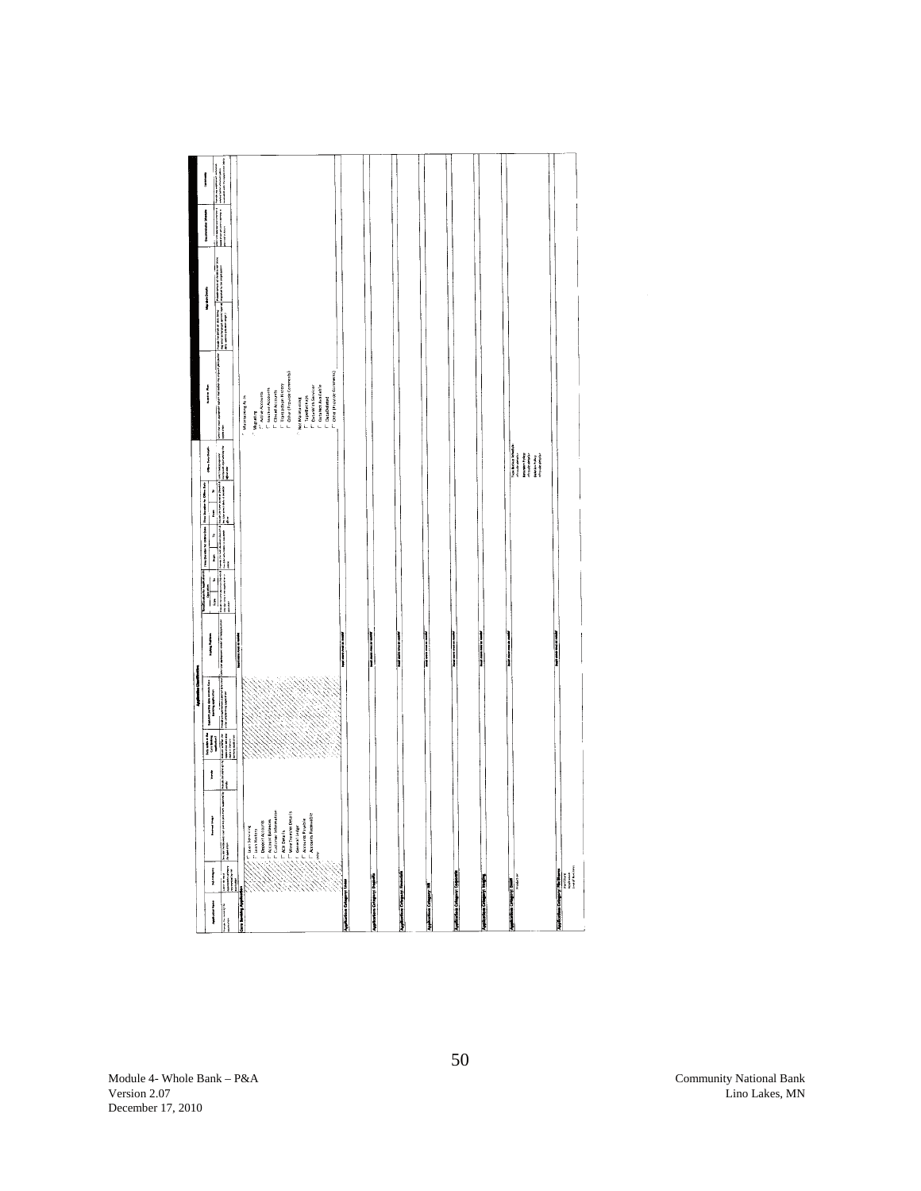| Application Name | Sub-Categories | Business Usage | Vendor | Data Loaded to the Core Banking Application? | Application(s) Data Provided To | Hosting Platform | Date Range of Data | | Date Range for Online Data | | Date Range for Offline Data | | Offline Data Details | Business Plan | Migration Details | | Documentation Available | Comments |
|---|---|---|---|---|---|---|---|---|---|---|---|---|---|---|---|---|---|---|
| | | | | | | | From | To | From | To | From | To | | | | | | |
| **Core Banking Application** | | ☐ Loan Servicing<br>☐ Loan History<br>☐ Deposit Accounts<br>☐ Account Balances<br>☐ Customer Information<br>☐ ACH Details<br>☐ Wire Transfer Details<br>☐ General Ledger<br>☐ Accounts Payable<br>☐ Accounts Receivable<br>☐ Other | | | | Select one from list or specify | | | | | | | | ○ Maintaining As Is<br>○ Migrating<br>☐ Active Accounts<br>☐ Inactive Accounts<br>☐ Closed Accounts<br>☐ Transaction History<br>☐ Other (Provide Comments)<br>○ Not Maintaining<br>☐ Transfer Data<br>☐ Data With Servicer<br>☐ Data Not Available<br>☐ Data Deleted<br>☐ Other (Provide Comments) | | | | |
| **Application Category: Loans** | | | | | | Select one from list or specify | | | | | | | | | | | | |
| **Application Category: Deposits** | | | | | | Select one from list or specify | | | | | | | | | | | | |
| **Application Category: Financials** | | | | | | Select one from list or specify | | | | | | | | | | | | |
| **Application Category: HR** | | | | | | Select one from list or specify | | | | | | | | | | | | |
| **Application Category: Corporate** | | | | | | Select one from list or specify | | | | | | | | | | | | |
| **Application Category: Imaging** | | | | | | Select one from list or specify | | | | | | | | | | | | |
| **Application Category: Email** | | | | | | Select one from list or specify | | | | | | | | | | | | |
| **Application Category: Websites** | | | | | | Select one from list or specify | | | | | | | | | | | | |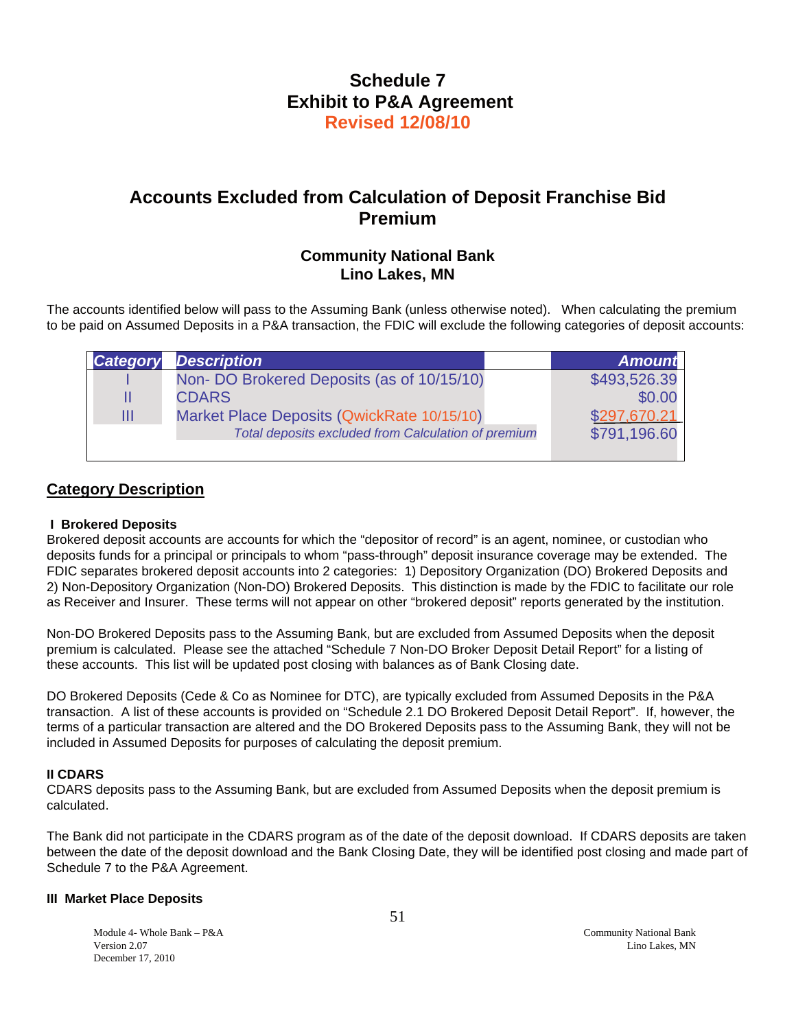# Schedule 7
# Exhibit to P&A Agreement
# Revised 12/08/10

## Accounts Excluded from Calculation of Deposit Franchise Bid Premium

### Community National Bank
### Lino Lakes, MN

The accounts identified below will pass to the Assuming Bank (unless otherwise noted). When calculating the premium to be paid on Assumed Deposits in a P&A transaction, the FDIC will exclude the following categories of deposit accounts:

| *Category* | *Description* | *Amount* |
|---|---|---|
| I | Non- DO Brokered Deposits (as of 10/15/10) | $493,526.39 |
| II | CDARS | $0.00 |
| III | Market Place Deposits (QwickRate 10/15/10) | $297,670.21 |
| | *Total deposits excluded from Calculation of premium* | $791,196.60 |

## Category Description

**I Brokered Deposits**

Brokered deposit accounts are accounts for which the "depositor of record" is an agent, nominee, or custodian who deposits funds for a principal or principals to whom "pass-through" deposit insurance coverage may be extended. The FDIC separates brokered deposit accounts into 2 categories: 1) Depository Organization (DO) Brokered Deposits and 2) Non-Depository Organization (Non-DO) Brokered Deposits. This distinction is made by the FDIC to facilitate our role as Receiver and Insurer. These terms will not appear on other "brokered deposit" reports generated by the institution.

Non-DO Brokered Deposits pass to the Assuming Bank, but are excluded from Assumed Deposits when the deposit premium is calculated. Please see the attached "Schedule 7 Non-DO Broker Deposit Detail Report" for a listing of these accounts. This list will be updated post closing with balances as of Bank Closing date.

DO Brokered Deposits (Cede & Co as Nominee for DTC), are typically excluded from Assumed Deposits in the P&A transaction. A list of these accounts is provided on "Schedule 2.1 DO Brokered Deposit Detail Report". If, however, the terms of a particular transaction are altered and the DO Brokered Deposits pass to the Assuming Bank, they will not be included in Assumed Deposits for purposes of calculating the deposit premium.

**II CDARS**

CDARS deposits pass to the Assuming Bank, but are excluded from Assumed Deposits when the deposit premium is calculated.

The Bank did not participate in the CDARS program as of the date of the deposit download. If CDARS deposits are taken between the date of the deposit download and the Bank Closing Date, they will be identified post closing and made part of Schedule 7 to the P&A Agreement.

**III Market Place Deposits**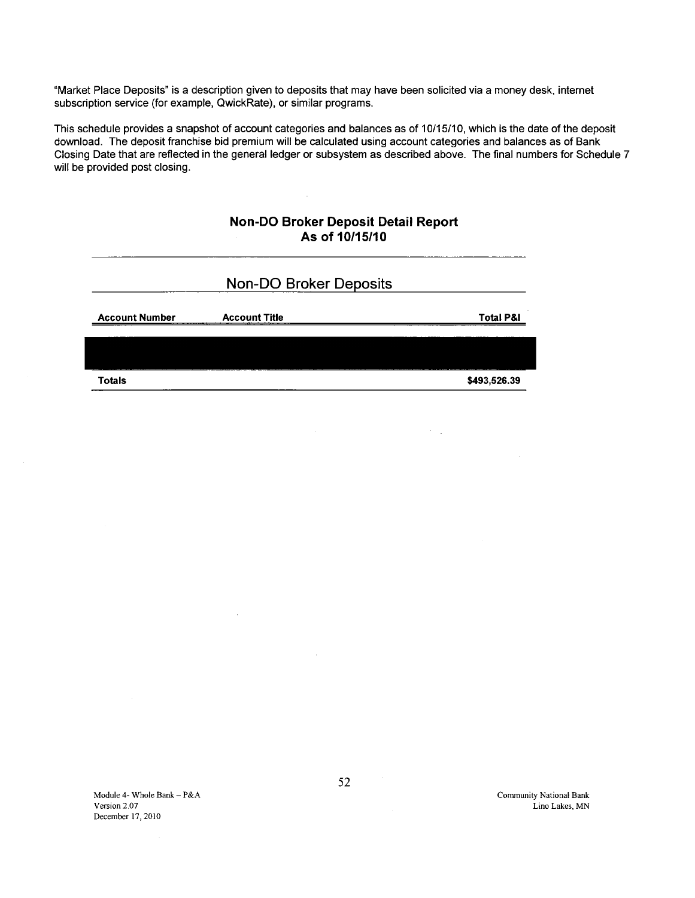"Market Place Deposits" is a description given to deposits that may have been solicited via a money desk, internet subscription service (for example, QwickRate), or similar programs.

This schedule provides a snapshot of account categories and balances as of 10/15/10, which is the date of the deposit download. The deposit franchise bid premium will be calculated using account categories and balances as of Bank Closing Date that are reflected in the general ledger or subsystem as described above. The final numbers for Schedule 7 will be provided post closing.

## Non-DO Broker Deposit Detail Report
## As of 10/15/10

### Non-DO Broker Deposits

| Account Number | Account Title | Total P&I |
|---|---|---|
| | | |
| **Totals** | | **$493,526.39** |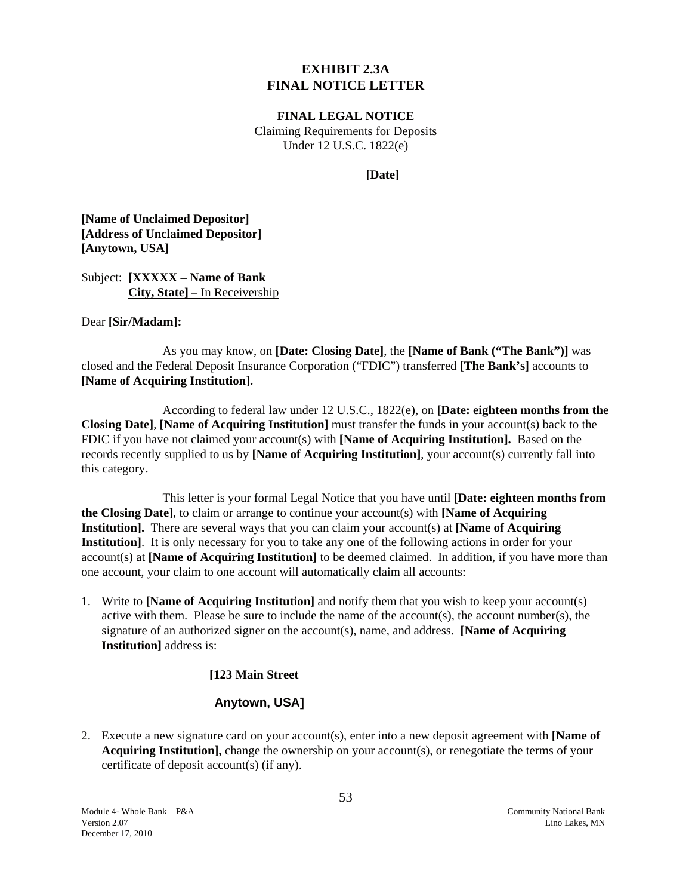# EXHIBIT 2.3A
# FINAL NOTICE LETTER

**FINAL LEGAL NOTICE**
Claiming Requirements for Deposits
Under 12 U.S.C. 1822(e)

**[Date]**

**[Name of Unclaimed Depositor]**
**[Address of Unclaimed Depositor]**
**[Anytown, USA]**

Subject: **[XXXXX – Name of Bank**
**City, State]** – In Receivership

Dear **[Sir/Madam]:**

As you may know, on **[Date: Closing Date]**, the **[Name of Bank ("The Bank")]** was closed and the Federal Deposit Insurance Corporation ("FDIC") transferred **[The Bank's]** accounts to **[Name of Acquiring Institution].**

According to federal law under 12 U.S.C., 1822(e), on **[Date: eighteen months from the Closing Date]**, **[Name of Acquiring Institution]** must transfer the funds in your account(s) back to the FDIC if you have not claimed your account(s) with **[Name of Acquiring Institution].** Based on the records recently supplied to us by **[Name of Acquiring Institution]**, your account(s) currently fall into this category.

This letter is your formal Legal Notice that you have until **[Date: eighteen months from the Closing Date]**, to claim or arrange to continue your account(s) with **[Name of Acquiring Institution].** There are several ways that you can claim your account(s) at **[Name of Acquiring Institution]**. It is only necessary for you to take any one of the following actions in order for your account(s) at **[Name of Acquiring Institution]** to be deemed claimed. In addition, if you have more than one account, your claim to one account will automatically claim all accounts:

1. Write to **[Name of Acquiring Institution]** and notify them that you wish to keep your account(s) active with them. Please be sure to include the name of the account(s), the account number(s), the signature of an authorized signer on the account(s), name, and address. **[Name of Acquiring Institution]** address is:

   **[123 Main Street**

   **Anytown, USA]**

2. Execute a new signature card on your account(s), enter into a new deposit agreement with **[Name of Acquiring Institution],** change the ownership on your account(s), or renegotiate the terms of your certificate of deposit account(s) (if any).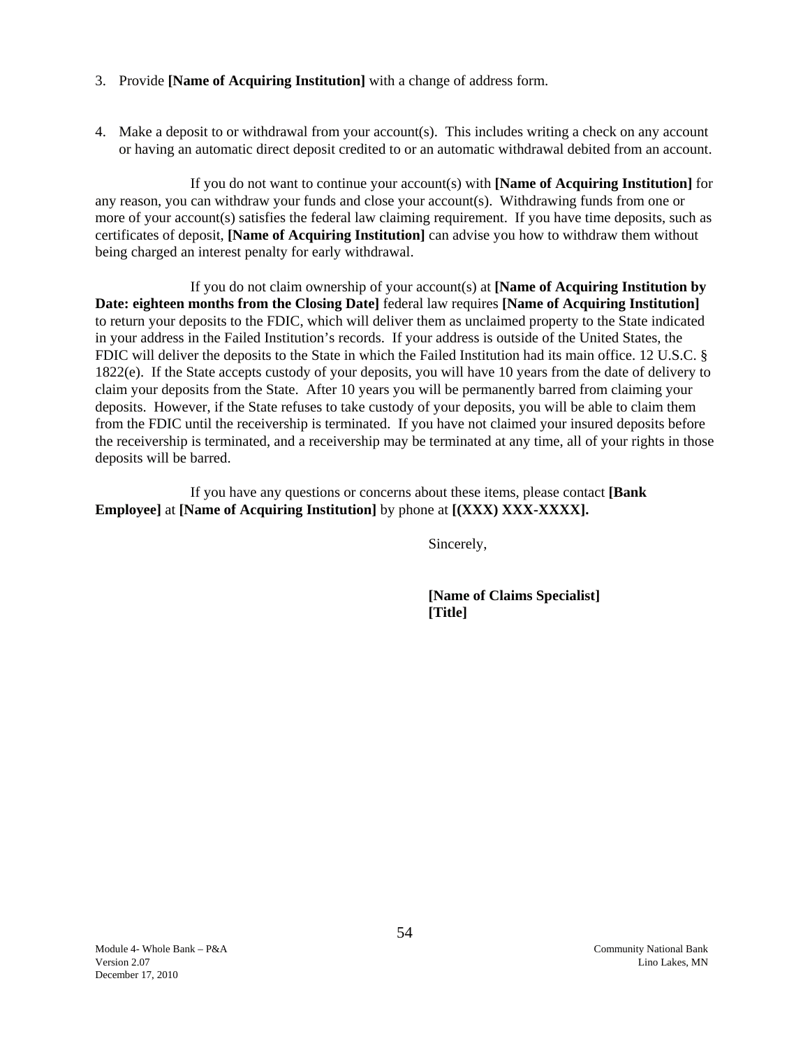3. Provide **[Name of Acquiring Institution]** with a change of address form.

4. Make a deposit to or withdrawal from your account(s). This includes writing a check on any account or having an automatic direct deposit credited to or an automatic withdrawal debited from an account.

If you do not want to continue your account(s) with **[Name of Acquiring Institution]** for any reason, you can withdraw your funds and close your account(s). Withdrawing funds from one or more of your account(s) satisfies the federal law claiming requirement. If you have time deposits, such as certificates of deposit, **[Name of Acquiring Institution]** can advise you how to withdraw them without being charged an interest penalty for early withdrawal.

If you do not claim ownership of your account(s) at **[Name of Acquiring Institution by Date: eighteen months from the Closing Date]** federal law requires **[Name of Acquiring Institution]** to return your deposits to the FDIC, which will deliver them as unclaimed property to the State indicated in your address in the Failed Institution's records. If your address is outside of the United States, the FDIC will deliver the deposits to the State in which the Failed Institution had its main office. 12 U.S.C. § 1822(e). If the State accepts custody of your deposits, you will have 10 years from the date of delivery to claim your deposits from the State. After 10 years you will be permanently barred from claiming your deposits. However, if the State refuses to take custody of your deposits, you will be able to claim them from the FDIC until the receivership is terminated. If you have not claimed your insured deposits before the receivership is terminated, and a receivership may be terminated at any time, all of your rights in those deposits will be barred.

If you have any questions or concerns about these items, please contact **[Bank Employee]** at **[Name of Acquiring Institution]** by phone at **[(XXX) XXX-XXXX].**

Sincerely,

**[Name of Claims Specialist]**
**[Title]**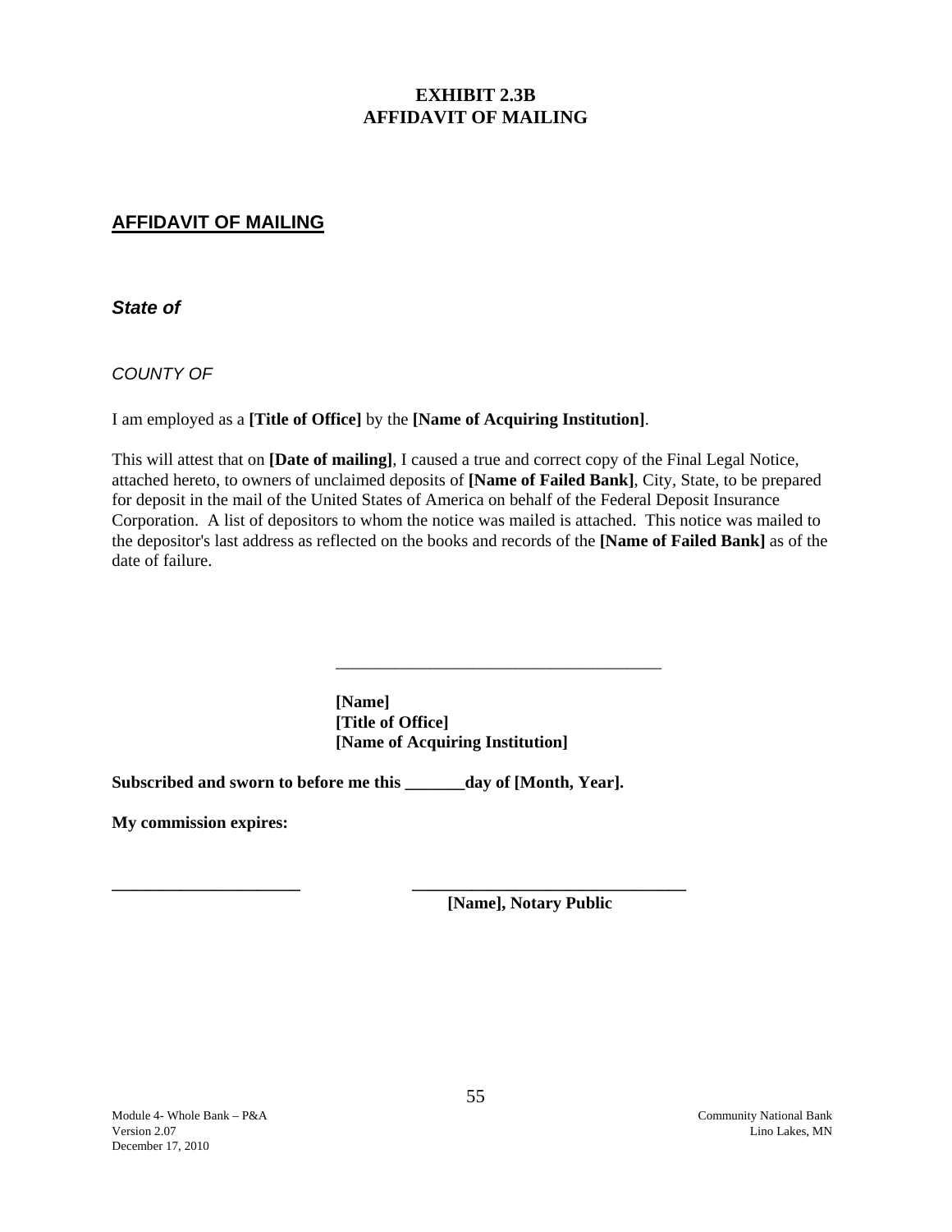# EXHIBIT 2.3B
# AFFIDAVIT OF MAILING

## AFFIDAVIT OF MAILING

***State of***

*COUNTY OF*

I am employed as a **[Title of Office]** by the **[Name of Acquiring Institution]**.

This will attest that on **[Date of mailing]**, I caused a true and correct copy of the Final Legal Notice, attached hereto, to owners of unclaimed deposits of **[Name of Failed Bank]**, City, State, to be prepared for deposit in the mail of the United States of America on behalf of the Federal Deposit Insurance Corporation. A list of depositors to whom the notice was mailed is attached. This notice was mailed to the depositor's last address as reflected on the books and records of the **[Name of Failed Bank]** as of the date of failure.

\_\_\_\_\_\_\_\_\_\_\_\_\_\_\_\_\_\_\_\_\_\_\_\_\_\_\_\_\_\_\_\_\_\_\_\_\_\_\_\_

**[Name]**
**[Title of Office]**
**[Name of Acquiring Institution]**

**Subscribed and sworn to before me this \_\_\_\_\_\_\_day of [Month, Year].**

**My commission expires:**

\_\_\_\_\_\_\_\_\_\_\_\_\_\_\_\_\_\_\_\_\_\_\_ \_\_\_\_\_\_\_\_\_\_\_\_\_\_\_\_\_\_\_\_\_\_\_\_\_\_\_\_\_\_\_\_\_\_

**[Name], Notary Public**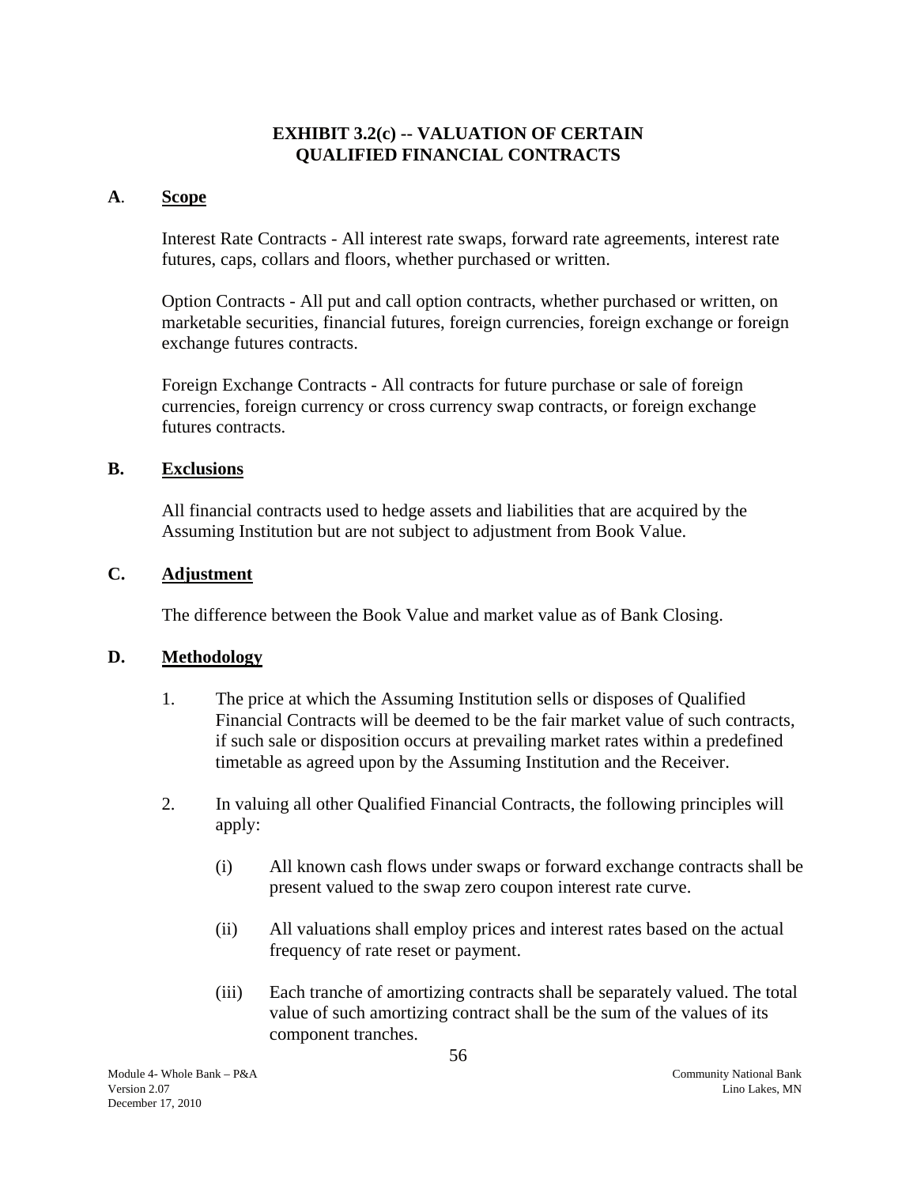# EXHIBIT 3.2(c) -- VALUATION OF CERTAIN QUALIFIED FINANCIAL CONTRACTS

## A. Scope

Interest Rate Contracts - All interest rate swaps, forward rate agreements, interest rate futures, caps, collars and floors, whether purchased or written.

Option Contracts - All put and call option contracts, whether purchased or written, on marketable securities, financial futures, foreign currencies, foreign exchange or foreign exchange futures contracts.

Foreign Exchange Contracts - All contracts for future purchase or sale of foreign currencies, foreign currency or cross currency swap contracts, or foreign exchange futures contracts.

## B. Exclusions

All financial contracts used to hedge assets and liabilities that are acquired by the Assuming Institution but are not subject to adjustment from Book Value.

## C. Adjustment

The difference between the Book Value and market value as of Bank Closing.

## D. Methodology

1. The price at which the Assuming Institution sells or disposes of Qualified Financial Contracts will be deemed to be the fair market value of such contracts, if such sale or disposition occurs at prevailing market rates within a predefined timetable as agreed upon by the Assuming Institution and the Receiver.

2. In valuing all other Qualified Financial Contracts, the following principles will apply:

   (i) All known cash flows under swaps or forward exchange contracts shall be present valued to the swap zero coupon interest rate curve.

   (ii) All valuations shall employ prices and interest rates based on the actual frequency of rate reset or payment.

   (iii) Each tranche of amortizing contracts shall be separately valued. The total value of such amortizing contract shall be the sum of the values of its component tranches.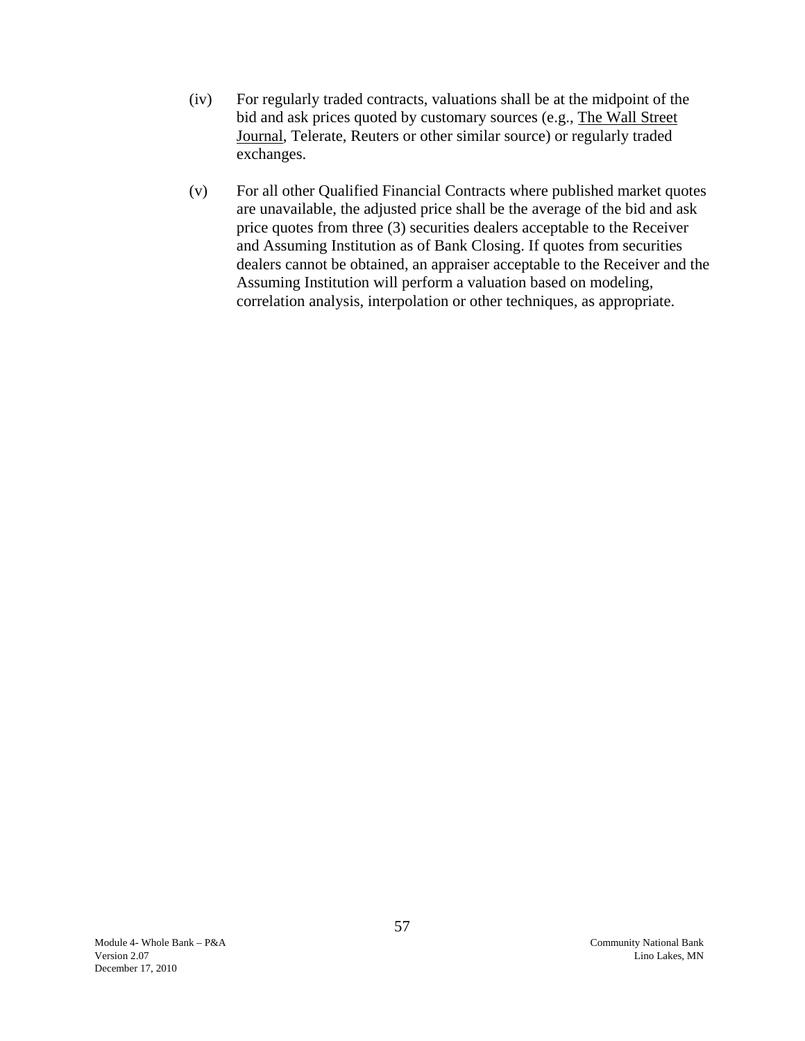(iv) For regularly traded contracts, valuations shall be at the midpoint of the bid and ask prices quoted by customary sources (e.g., The Wall Street Journal, Telerate, Reuters or other similar source) or regularly traded exchanges.

(v) For all other Qualified Financial Contracts where published market quotes are unavailable, the adjusted price shall be the average of the bid and ask price quotes from three (3) securities dealers acceptable to the Receiver and Assuming Institution as of Bank Closing. If quotes from securities dealers cannot be obtained, an appraiser acceptable to the Receiver and the Assuming Institution will perform a valuation based on modeling, correlation analysis, interpolation or other techniques, as appropriate.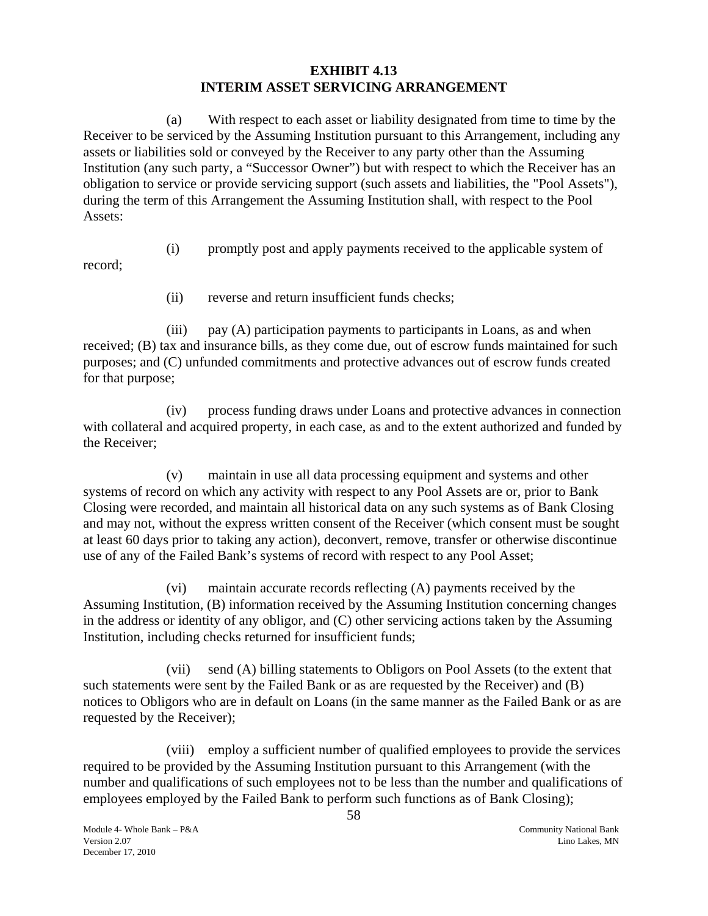# EXHIBIT 4.13
# INTERIM ASSET SERVICING ARRANGEMENT

(a) With respect to each asset or liability designated from time to time by the Receiver to be serviced by the Assuming Institution pursuant to this Arrangement, including any assets or liabilities sold or conveyed by the Receiver to any party other than the Assuming Institution (any such party, a "Successor Owner") but with respect to which the Receiver has an obligation to service or provide servicing support (such assets and liabilities, the "Pool Assets"), during the term of this Arrangement the Assuming Institution shall, with respect to the Pool Assets:

(i) promptly post and apply payments received to the applicable system of record;

(ii) reverse and return insufficient funds checks;

(iii) pay (A) participation payments to participants in Loans, as and when received; (B) tax and insurance bills, as they come due, out of escrow funds maintained for such purposes; and (C) unfunded commitments and protective advances out of escrow funds created for that purpose;

(iv) process funding draws under Loans and protective advances in connection with collateral and acquired property, in each case, as and to the extent authorized and funded by the Receiver;

(v) maintain in use all data processing equipment and systems and other systems of record on which any activity with respect to any Pool Assets are or, prior to Bank Closing were recorded, and maintain all historical data on any such systems as of Bank Closing and may not, without the express written consent of the Receiver (which consent must be sought at least 60 days prior to taking any action), deconvert, remove, transfer or otherwise discontinue use of any of the Failed Bank's systems of record with respect to any Pool Asset;

(vi) maintain accurate records reflecting (A) payments received by the Assuming Institution, (B) information received by the Assuming Institution concerning changes in the address or identity of any obligor, and (C) other servicing actions taken by the Assuming Institution, including checks returned for insufficient funds;

(vii) send (A) billing statements to Obligors on Pool Assets (to the extent that such statements were sent by the Failed Bank or as are requested by the Receiver) and (B) notices to Obligors who are in default on Loans (in the same manner as the Failed Bank or as are requested by the Receiver);

(viii) employ a sufficient number of qualified employees to provide the services required to be provided by the Assuming Institution pursuant to this Arrangement (with the number and qualifications of such employees not to be less than the number and qualifications of employees employed by the Failed Bank to perform such functions as of Bank Closing);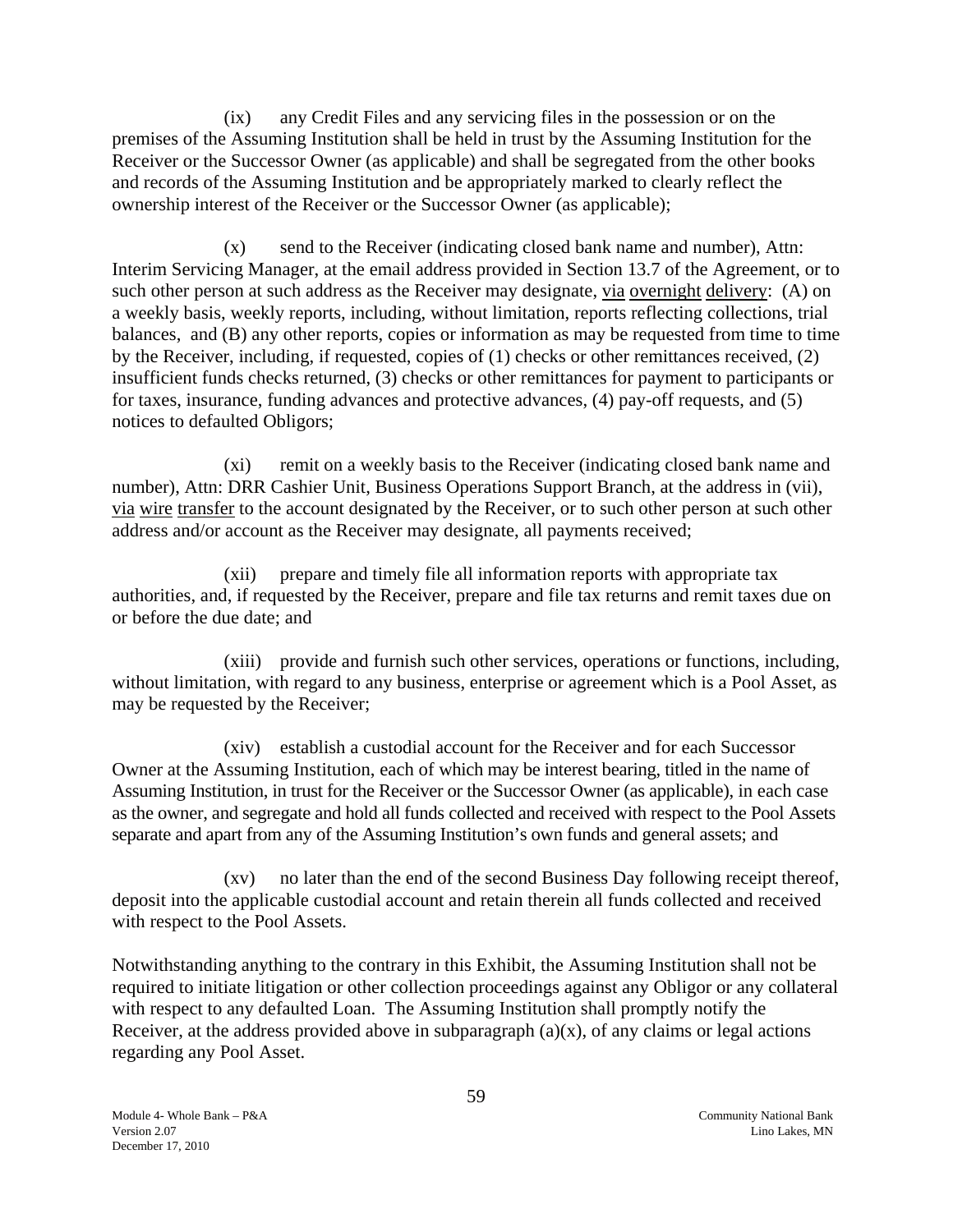(ix) any Credit Files and any servicing files in the possession or on the premises of the Assuming Institution shall be held in trust by the Assuming Institution for the Receiver or the Successor Owner (as applicable) and shall be segregated from the other books and records of the Assuming Institution and be appropriately marked to clearly reflect the ownership interest of the Receiver or the Successor Owner (as applicable);

(x) send to the Receiver (indicating closed bank name and number), Attn: Interim Servicing Manager, at the email address provided in Section 13.7 of the Agreement, or to such other person at such address as the Receiver may designate, via overnight delivery: (A) on a weekly basis, weekly reports, including, without limitation, reports reflecting collections, trial balances, and (B) any other reports, copies or information as may be requested from time to time by the Receiver, including, if requested, copies of (1) checks or other remittances received, (2) insufficient funds checks returned, (3) checks or other remittances for payment to participants or for taxes, insurance, funding advances and protective advances, (4) pay-off requests, and (5) notices to defaulted Obligors;

(xi) remit on a weekly basis to the Receiver (indicating closed bank name and number), Attn: DRR Cashier Unit, Business Operations Support Branch, at the address in (vii), via wire transfer to the account designated by the Receiver, or to such other person at such other address and/or account as the Receiver may designate, all payments received;

(xii) prepare and timely file all information reports with appropriate tax authorities, and, if requested by the Receiver, prepare and file tax returns and remit taxes due on or before the due date; and

(xiii) provide and furnish such other services, operations or functions, including, without limitation, with regard to any business, enterprise or agreement which is a Pool Asset, as may be requested by the Receiver;

(xiv) establish a custodial account for the Receiver and for each Successor Owner at the Assuming Institution, each of which may be interest bearing, titled in the name of Assuming Institution, in trust for the Receiver or the Successor Owner (as applicable), in each case as the owner, and segregate and hold all funds collected and received with respect to the Pool Assets separate and apart from any of the Assuming Institution's own funds and general assets; and

(xv) no later than the end of the second Business Day following receipt thereof, deposit into the applicable custodial account and retain therein all funds collected and received with respect to the Pool Assets.

Notwithstanding anything to the contrary in this Exhibit, the Assuming Institution shall not be required to initiate litigation or other collection proceedings against any Obligor or any collateral with respect to any defaulted Loan. The Assuming Institution shall promptly notify the Receiver, at the address provided above in subparagraph (a)(x), of any claims or legal actions regarding any Pool Asset.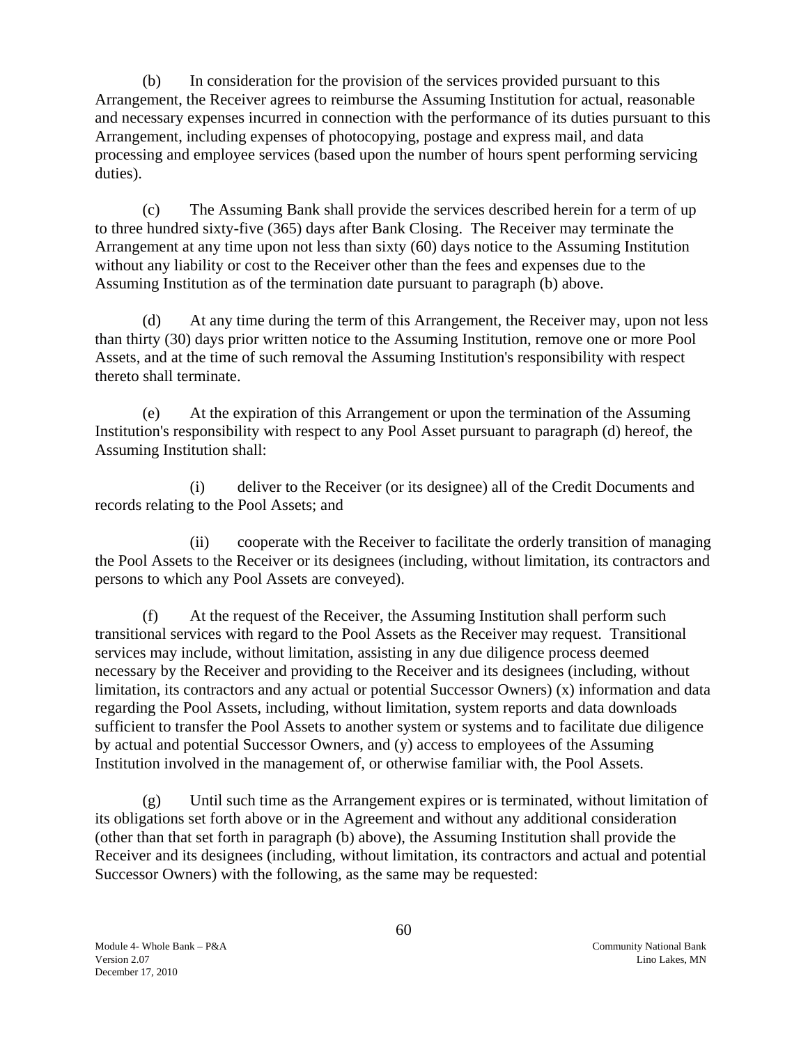(b) In consideration for the provision of the services provided pursuant to this Arrangement, the Receiver agrees to reimburse the Assuming Institution for actual, reasonable and necessary expenses incurred in connection with the performance of its duties pursuant to this Arrangement, including expenses of photocopying, postage and express mail, and data processing and employee services (based upon the number of hours spent performing servicing duties).

(c) The Assuming Bank shall provide the services described herein for a term of up to three hundred sixty-five (365) days after Bank Closing. The Receiver may terminate the Arrangement at any time upon not less than sixty (60) days notice to the Assuming Institution without any liability or cost to the Receiver other than the fees and expenses due to the Assuming Institution as of the termination date pursuant to paragraph (b) above.

(d) At any time during the term of this Arrangement, the Receiver may, upon not less than thirty (30) days prior written notice to the Assuming Institution, remove one or more Pool Assets, and at the time of such removal the Assuming Institution's responsibility with respect thereto shall terminate.

(e) At the expiration of this Arrangement or upon the termination of the Assuming Institution's responsibility with respect to any Pool Asset pursuant to paragraph (d) hereof, the Assuming Institution shall:

(i) deliver to the Receiver (or its designee) all of the Credit Documents and records relating to the Pool Assets; and

(ii) cooperate with the Receiver to facilitate the orderly transition of managing the Pool Assets to the Receiver or its designees (including, without limitation, its contractors and persons to which any Pool Assets are conveyed).

(f) At the request of the Receiver, the Assuming Institution shall perform such transitional services with regard to the Pool Assets as the Receiver may request. Transitional services may include, without limitation, assisting in any due diligence process deemed necessary by the Receiver and providing to the Receiver and its designees (including, without limitation, its contractors and any actual or potential Successor Owners) (x) information and data regarding the Pool Assets, including, without limitation, system reports and data downloads sufficient to transfer the Pool Assets to another system or systems and to facilitate due diligence by actual and potential Successor Owners, and (y) access to employees of the Assuming Institution involved in the management of, or otherwise familiar with, the Pool Assets.

(g) Until such time as the Arrangement expires or is terminated, without limitation of its obligations set forth above or in the Agreement and without any additional consideration (other than that set forth in paragraph (b) above), the Assuming Institution shall provide the Receiver and its designees (including, without limitation, its contractors and actual and potential Successor Owners) with the following, as the same may be requested: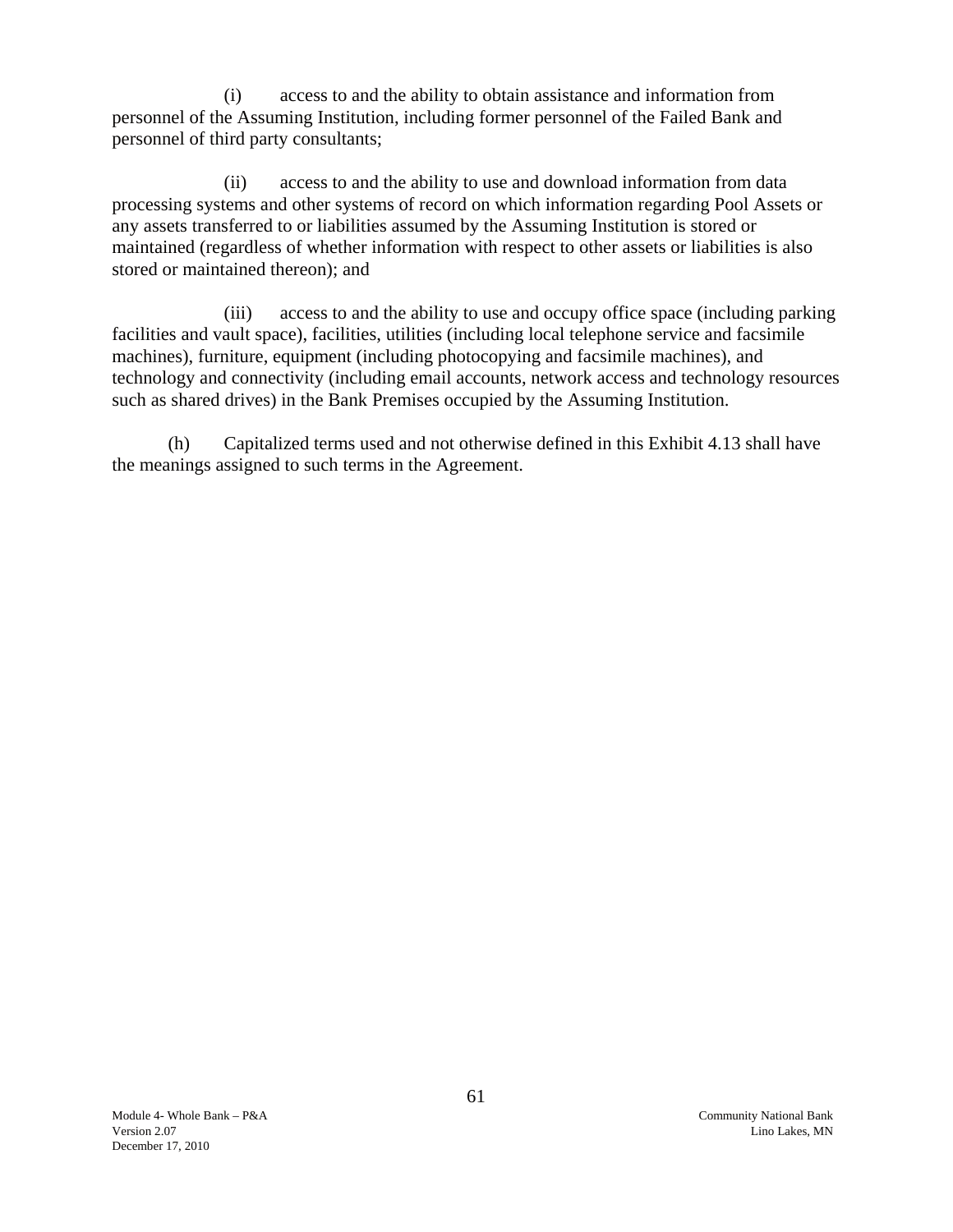(i) access to and the ability to obtain assistance and information from personnel of the Assuming Institution, including former personnel of the Failed Bank and personnel of third party consultants;

(ii) access to and the ability to use and download information from data processing systems and other systems of record on which information regarding Pool Assets or any assets transferred to or liabilities assumed by the Assuming Institution is stored or maintained (regardless of whether information with respect to other assets or liabilities is also stored or maintained thereon); and

(iii) access to and the ability to use and occupy office space (including parking facilities and vault space), facilities, utilities (including local telephone service and facsimile machines), furniture, equipment (including photocopying and facsimile machines), and technology and connectivity (including email accounts, network access and technology resources such as shared drives) in the Bank Premises occupied by the Assuming Institution.

(h) Capitalized terms used and not otherwise defined in this Exhibit 4.13 shall have the meanings assigned to such terms in the Agreement.